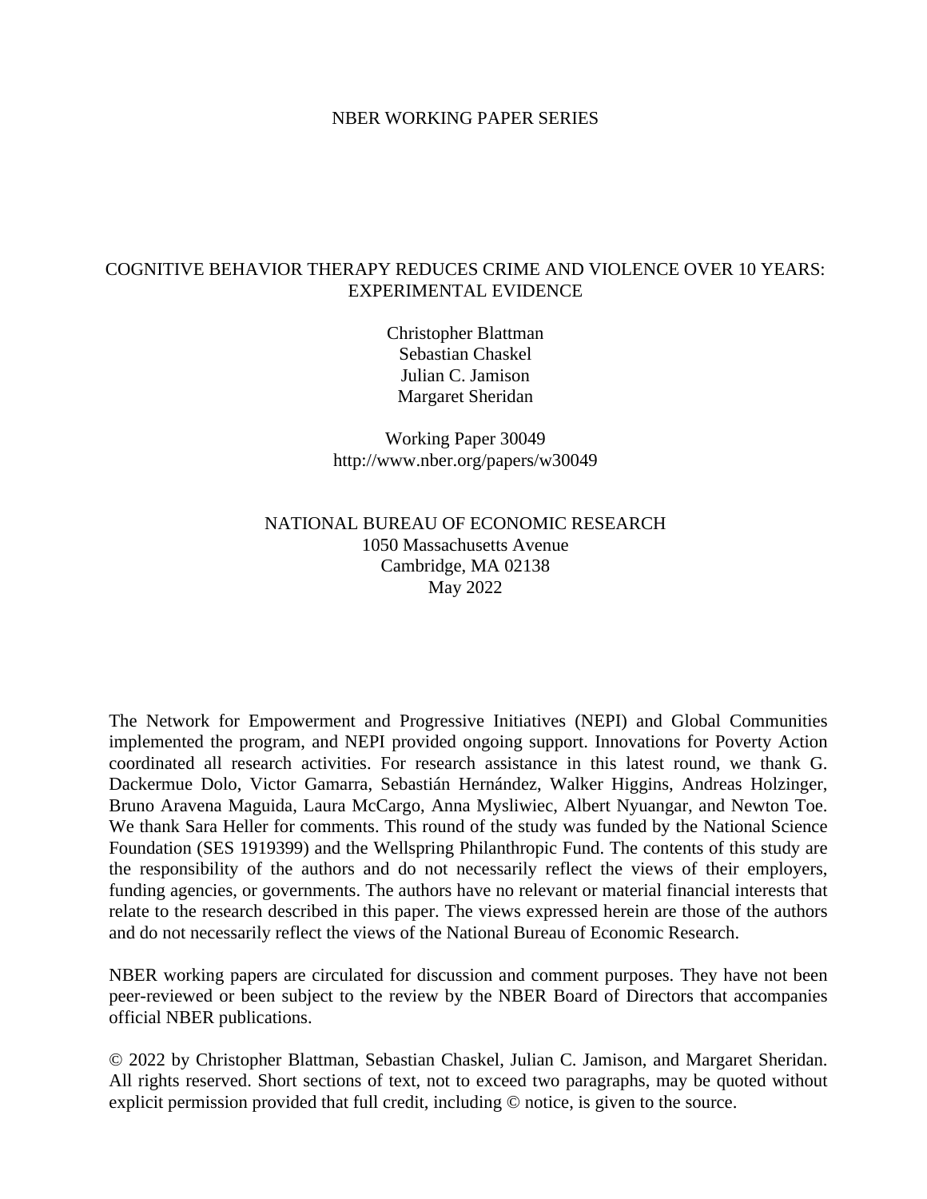NBER WORKING PAPER SERIES

# COGNITIVE BEHAVIOR THERAPY REDUCES CRIME AND VIOLENCE OVER 10 YEARS: EXPERIMENTAL EVIDENCE

Christopher Blattman
Sebastian Chaskel
Julian C. Jamison
Margaret Sheridan

Working Paper 30049
http://www.nber.org/papers/w30049

NATIONAL BUREAU OF ECONOMIC RESEARCH
1050 Massachusetts Avenue
Cambridge, MA 02138
May 2022

The Network for Empowerment and Progressive Initiatives (NEPI) and Global Communities implemented the program, and NEPI provided ongoing support. Innovations for Poverty Action coordinated all research activities. For research assistance in this latest round, we thank G. Dackermue Dolo, Victor Gamarra, Sebastián Hernández, Walker Higgins, Andreas Holzinger, Bruno Aravena Maguida, Laura McCargo, Anna Mysliwiec, Albert Nyuangar, and Newton Toe. We thank Sara Heller for comments. This round of the study was funded by the National Science Foundation (SES 1919399) and the Wellspring Philanthropic Fund. The contents of this study are the responsibility of the authors and do not necessarily reflect the views of their employers, funding agencies, or governments. The authors have no relevant or material financial interests that relate to the research described in this paper. The views expressed herein are those of the authors and do not necessarily reflect the views of the National Bureau of Economic Research.

NBER working papers are circulated for discussion and comment purposes. They have not been peer-reviewed or been subject to the review by the NBER Board of Directors that accompanies official NBER publications.

© 2022 by Christopher Blattman, Sebastian Chaskel, Julian C. Jamison, and Margaret Sheridan. All rights reserved. Short sections of text, not to exceed two paragraphs, may be quoted without explicit permission provided that full credit, including © notice, is given to the source.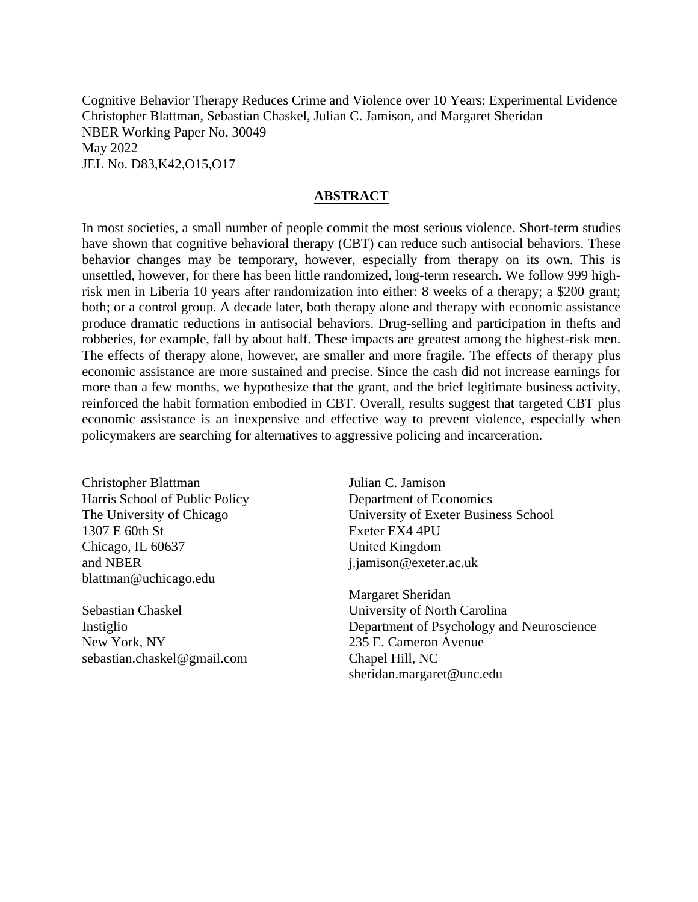Cognitive Behavior Therapy Reduces Crime and Violence over 10 Years: Experimental Evidence
Christopher Blattman, Sebastian Chaskel, Julian C. Jamison, and Margaret Sheridan
NBER Working Paper No. 30049
May 2022
JEL No. D83,K42,O15,O17

## ABSTRACT

In most societies, a small number of people commit the most serious violence. Short-term studies have shown that cognitive behavioral therapy (CBT) can reduce such antisocial behaviors. These behavior changes may be temporary, however, especially from therapy on its own. This is unsettled, however, for there has been little randomized, long-term research. We follow 999 high-risk men in Liberia 10 years after randomization into either: 8 weeks of a therapy; a $200 grant; both; or a control group. A decade later, both therapy alone and therapy with economic assistance produce dramatic reductions in antisocial behaviors. Drug-selling and participation in thefts and robberies, for example, fall by about half. These impacts are greatest among the highest-risk men. The effects of therapy alone, however, are smaller and more fragile. The effects of therapy plus economic assistance are more sustained and precise. Since the cash did not increase earnings for more than a few months, we hypothesize that the grant, and the brief legitimate business activity, reinforced the habit formation embodied in CBT. Overall, results suggest that targeted CBT plus economic assistance is an inexpensive and effective way to prevent violence, especially when policymakers are searching for alternatives to aggressive policing and incarceration.

Christopher Blattman
Harris School of Public Policy
The University of Chicago
1307 E 60th St
Chicago, IL 60637
and NBER
blattman@uchicago.edu

Sebastian Chaskel
Instiglio
New York, NY
sebastian.chaskel@gmail.com

Julian C. Jamison
Department of Economics
University of Exeter Business School
Exeter EX4 4PU
United Kingdom
j.jamison@exeter.ac.uk

Margaret Sheridan
University of North Carolina
Department of Psychology and Neuroscience
235 E. Cameron Avenue
Chapel Hill, NC
sheridan.margaret@unc.edu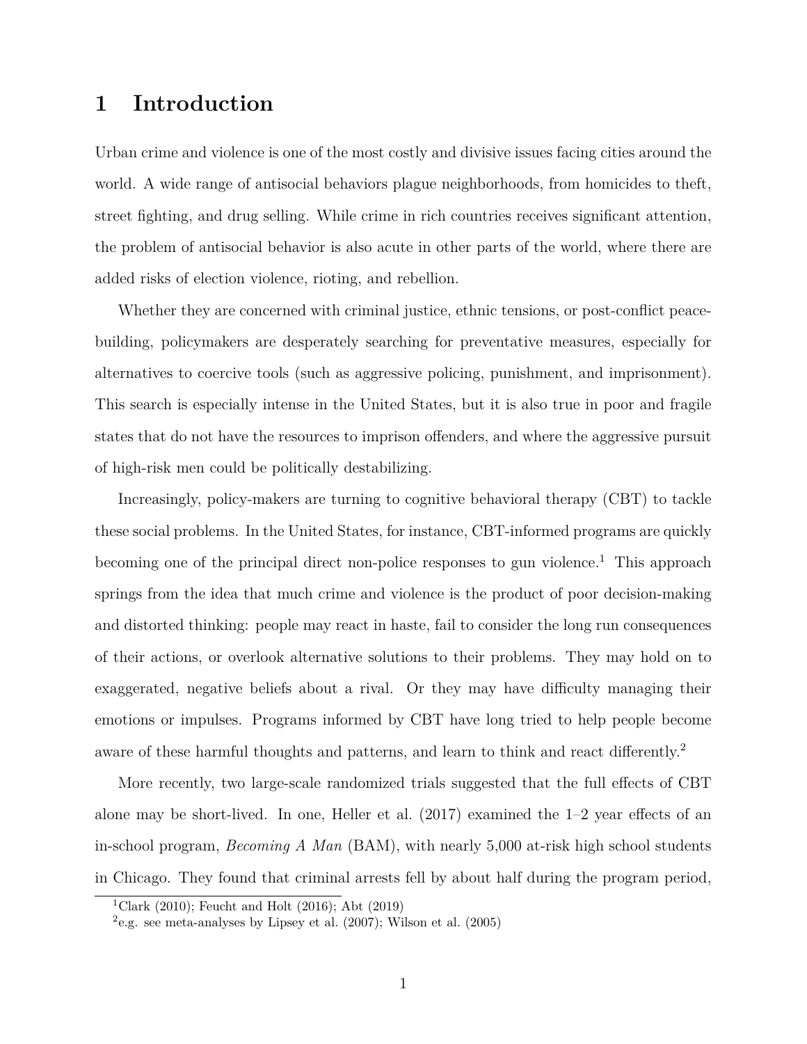# 1 Introduction

Urban crime and violence is one of the most costly and divisive issues facing cities around the world. A wide range of antisocial behaviors plague neighborhoods, from homicides to theft, street fighting, and drug selling. While crime in rich countries receives significant attention, the problem of antisocial behavior is also acute in other parts of the world, where there are added risks of election violence, rioting, and rebellion.

Whether they are concerned with criminal justice, ethnic tensions, or post-conflict peacebuilding, policymakers are desperately searching for preventative measures, especially for alternatives to coercive tools (such as aggressive policing, punishment, and imprisonment). This search is especially intense in the United States, but it is also true in poor and fragile states that do not have the resources to imprison offenders, and where the aggressive pursuit of high-risk men could be politically destabilizing.

Increasingly, policy-makers are turning to cognitive behavioral therapy (CBT) to tackle these social problems. In the United States, for instance, CBT-informed programs are quickly becoming one of the principal direct non-police responses to gun violence.[1] This approach springs from the idea that much crime and violence is the product of poor decision-making and distorted thinking: people may react in haste, fail to consider the long run consequences of their actions, or overlook alternative solutions to their problems. They may hold on to exaggerated, negative beliefs about a rival. Or they may have difficulty managing their emotions or impulses. Programs informed by CBT have long tried to help people become aware of these harmful thoughts and patterns, and learn to think and react differently.[2]

More recently, two large-scale randomized trials suggested that the full effects of CBT alone may be short-lived. In one, Heller et al. (2017) examined the 1–2 year effects of an in-school program, *Becoming A Man* (BAM), with nearly 5,000 at-risk high school students in Chicago. They found that criminal arrests fell by about half during the program period,

[1] Clark (2010); Feucht and Holt (2016); Abt (2019)

[2] e.g. see meta-analyses by Lipsey et al. (2007); Wilson et al. (2005)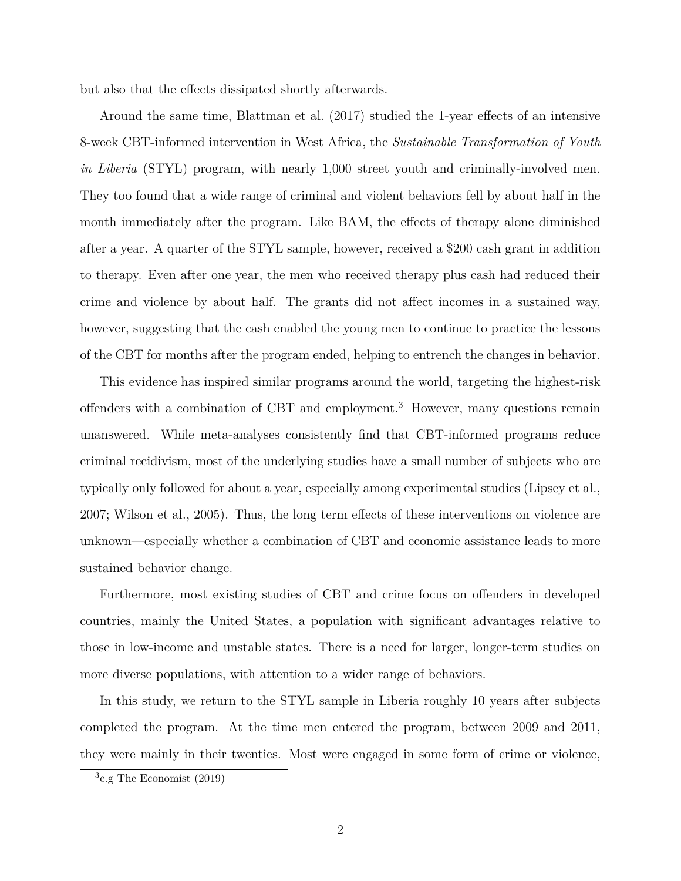but also that the effects dissipated shortly afterwards.

Around the same time, Blattman et al. (2017) studied the 1-year effects of an intensive 8-week CBT-informed intervention in West Africa, the *Sustainable Transformation of Youth in Liberia* (STYL) program, with nearly 1,000 street youth and criminally-involved men. They too found that a wide range of criminal and violent behaviors fell by about half in the month immediately after the program. Like BAM, the effects of therapy alone diminished after a year. A quarter of the STYL sample, however, received a $200 cash grant in addition to therapy. Even after one year, the men who received therapy plus cash had reduced their crime and violence by about half. The grants did not affect incomes in a sustained way, however, suggesting that the cash enabled the young men to continue to practice the lessons of the CBT for months after the program ended, helping to entrench the changes in behavior.

This evidence has inspired similar programs around the world, targeting the highest-risk offenders with a combination of CBT and employment.[3] However, many questions remain unanswered. While meta-analyses consistently find that CBT-informed programs reduce criminal recidivism, most of the underlying studies have a small number of subjects who are typically only followed for about a year, especially among experimental studies (Lipsey et al., 2007; Wilson et al., 2005). Thus, the long term effects of these interventions on violence are unknown—especially whether a combination of CBT and economic assistance leads to more sustained behavior change.

Furthermore, most existing studies of CBT and crime focus on offenders in developed countries, mainly the United States, a population with significant advantages relative to those in low-income and unstable states. There is a need for larger, longer-term studies on more diverse populations, with attention to a wider range of behaviors.

In this study, we return to the STYL sample in Liberia roughly 10 years after subjects completed the program. At the time men entered the program, between 2009 and 2011, they were mainly in their twenties. Most were engaged in some form of crime or violence,

[3] e.g The Economist (2019)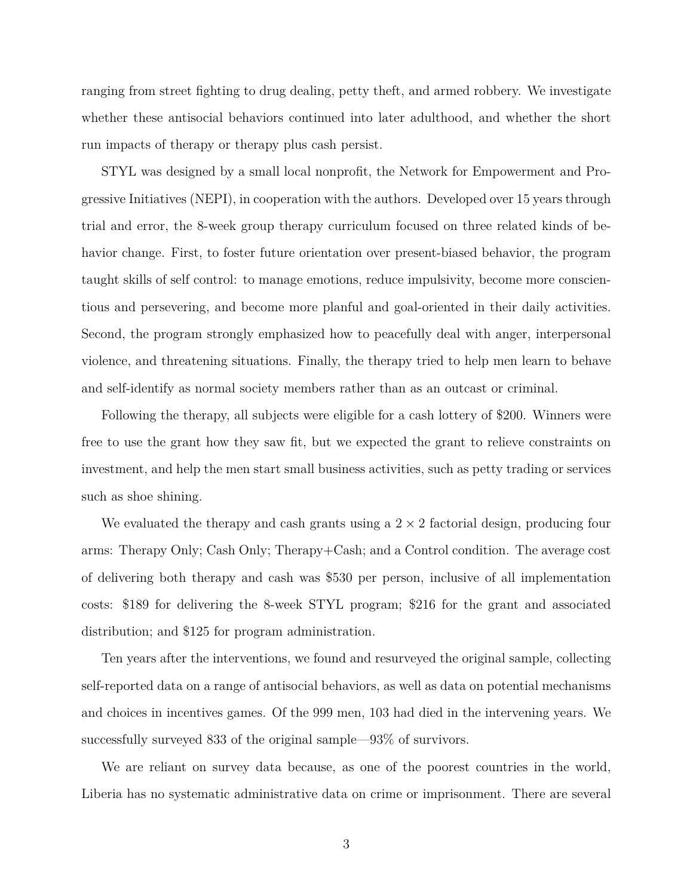ranging from street fighting to drug dealing, petty theft, and armed robbery. We investigate whether these antisocial behaviors continued into later adulthood, and whether the short run impacts of therapy or therapy plus cash persist.

STYL was designed by a small local nonprofit, the Network for Empowerment and Progressive Initiatives (NEPI), in cooperation with the authors. Developed over 15 years through trial and error, the 8-week group therapy curriculum focused on three related kinds of behavior change. First, to foster future orientation over present-biased behavior, the program taught skills of self control: to manage emotions, reduce impulsivity, become more conscientious and persevering, and become more planful and goal-oriented in their daily activities. Second, the program strongly emphasized how to peacefully deal with anger, interpersonal violence, and threatening situations. Finally, the therapy tried to help men learn to behave and self-identify as normal society members rather than as an outcast or criminal.

Following the therapy, all subjects were eligible for a cash lottery of $200. Winners were free to use the grant how they saw fit, but we expected the grant to relieve constraints on investment, and help the men start small business activities, such as petty trading or services such as shoe shining.

We evaluated the therapy and cash grants using a $2 \times 2$ factorial design, producing four arms: Therapy Only; Cash Only; Therapy+Cash; and a Control condition. The average cost of delivering both therapy and cash was $530 per person, inclusive of all implementation costs: $189 for delivering the 8-week STYL program; $216 for the grant and associated distribution; and $125 for program administration.

Ten years after the interventions, we found and resurveyed the original sample, collecting self-reported data on a range of antisocial behaviors, as well as data on potential mechanisms and choices in incentives games. Of the 999 men, 103 had died in the intervening years. We successfully surveyed 833 of the original sample—93% of survivors.

We are reliant on survey data because, as one of the poorest countries in the world, Liberia has no systematic administrative data on crime or imprisonment. There are several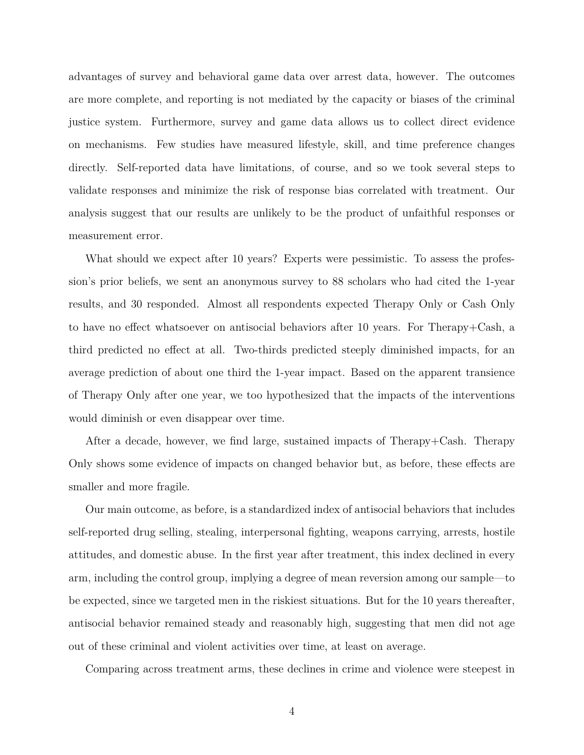advantages of survey and behavioral game data over arrest data, however. The outcomes are more complete, and reporting is not mediated by the capacity or biases of the criminal justice system. Furthermore, survey and game data allows us to collect direct evidence on mechanisms. Few studies have measured lifestyle, skill, and time preference changes directly. Self-reported data have limitations, of course, and so we took several steps to validate responses and minimize the risk of response bias correlated with treatment. Our analysis suggest that our results are unlikely to be the product of unfaithful responses or measurement error.

What should we expect after 10 years? Experts were pessimistic. To assess the profession's prior beliefs, we sent an anonymous survey to 88 scholars who had cited the 1-year results, and 30 responded. Almost all respondents expected Therapy Only or Cash Only to have no effect whatsoever on antisocial behaviors after 10 years. For Therapy+Cash, a third predicted no effect at all. Two-thirds predicted steeply diminished impacts, for an average prediction of about one third the 1-year impact. Based on the apparent transience of Therapy Only after one year, we too hypothesized that the impacts of the interventions would diminish or even disappear over time.

After a decade, however, we find large, sustained impacts of Therapy+Cash. Therapy Only shows some evidence of impacts on changed behavior but, as before, these effects are smaller and more fragile.

Our main outcome, as before, is a standardized index of antisocial behaviors that includes self-reported drug selling, stealing, interpersonal fighting, weapons carrying, arrests, hostile attitudes, and domestic abuse. In the first year after treatment, this index declined in every arm, including the control group, implying a degree of mean reversion among our sample—to be expected, since we targeted men in the riskiest situations. But for the 10 years thereafter, antisocial behavior remained steady and reasonably high, suggesting that men did not age out of these criminal and violent activities over time, at least on average.

Comparing across treatment arms, these declines in crime and violence were steepest in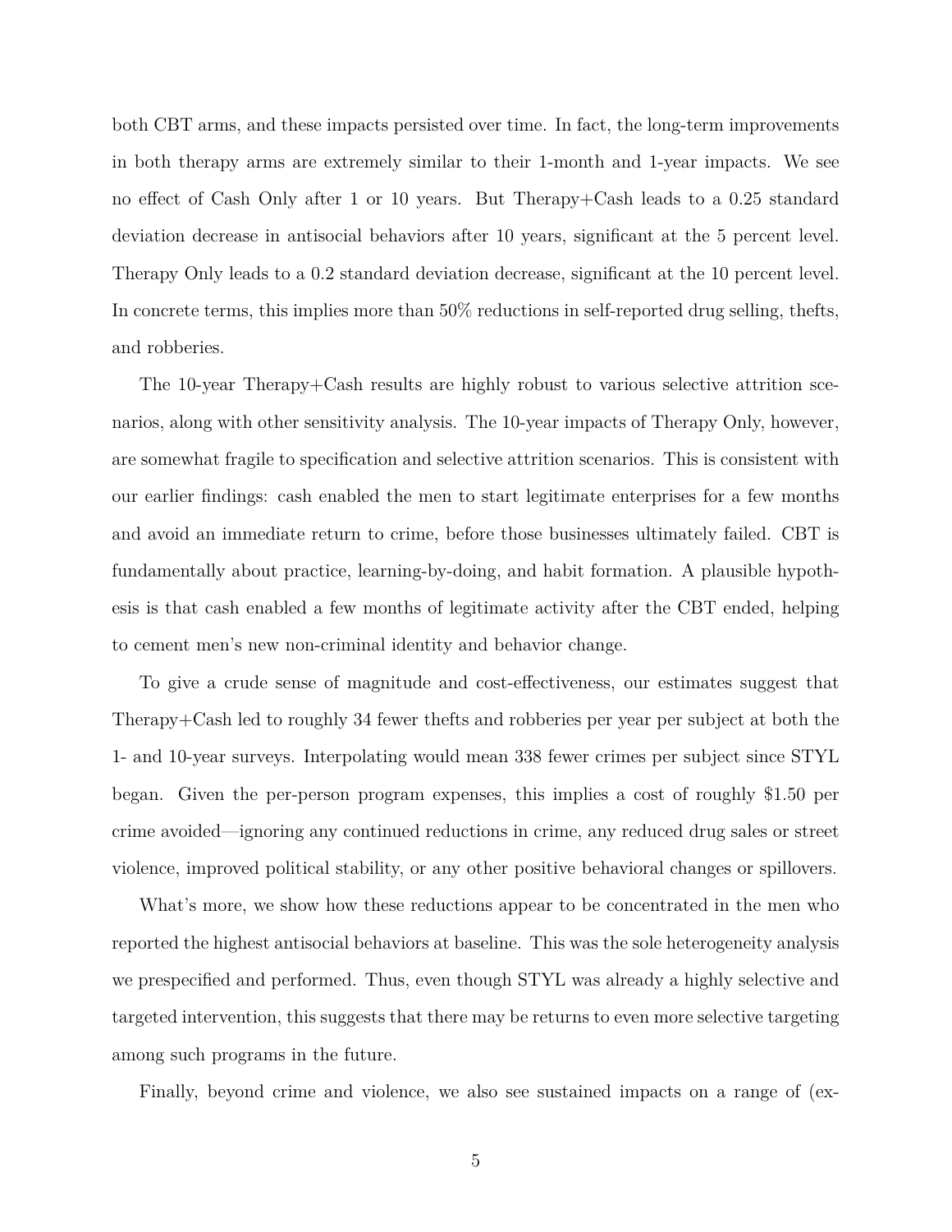both CBT arms, and these impacts persisted over time. In fact, the long-term improvements in both therapy arms are extremely similar to their 1-month and 1-year impacts. We see no effect of Cash Only after 1 or 10 years. But Therapy+Cash leads to a 0.25 standard deviation decrease in antisocial behaviors after 10 years, significant at the 5 percent level. Therapy Only leads to a 0.2 standard deviation decrease, significant at the 10 percent level. In concrete terms, this implies more than 50% reductions in self-reported drug selling, thefts, and robberies.

The 10-year Therapy+Cash results are highly robust to various selective attrition scenarios, along with other sensitivity analysis. The 10-year impacts of Therapy Only, however, are somewhat fragile to specification and selective attrition scenarios. This is consistent with our earlier findings: cash enabled the men to start legitimate enterprises for a few months and avoid an immediate return to crime, before those businesses ultimately failed. CBT is fundamentally about practice, learning-by-doing, and habit formation. A plausible hypothesis is that cash enabled a few months of legitimate activity after the CBT ended, helping to cement men's new non-criminal identity and behavior change.

To give a crude sense of magnitude and cost-effectiveness, our estimates suggest that Therapy+Cash led to roughly 34 fewer thefts and robberies per year per subject at both the 1- and 10-year surveys. Interpolating would mean 338 fewer crimes per subject since STYL began. Given the per-person program expenses, this implies a cost of roughly $1.50 per crime avoided—ignoring any continued reductions in crime, any reduced drug sales or street violence, improved political stability, or any other positive behavioral changes or spillovers.

What's more, we show how these reductions appear to be concentrated in the men who reported the highest antisocial behaviors at baseline. This was the sole heterogeneity analysis we prespecified and performed. Thus, even though STYL was already a highly selective and targeted intervention, this suggests that there may be returns to even more selective targeting among such programs in the future.

Finally, beyond crime and violence, we also see sustained impacts on a range of (ex-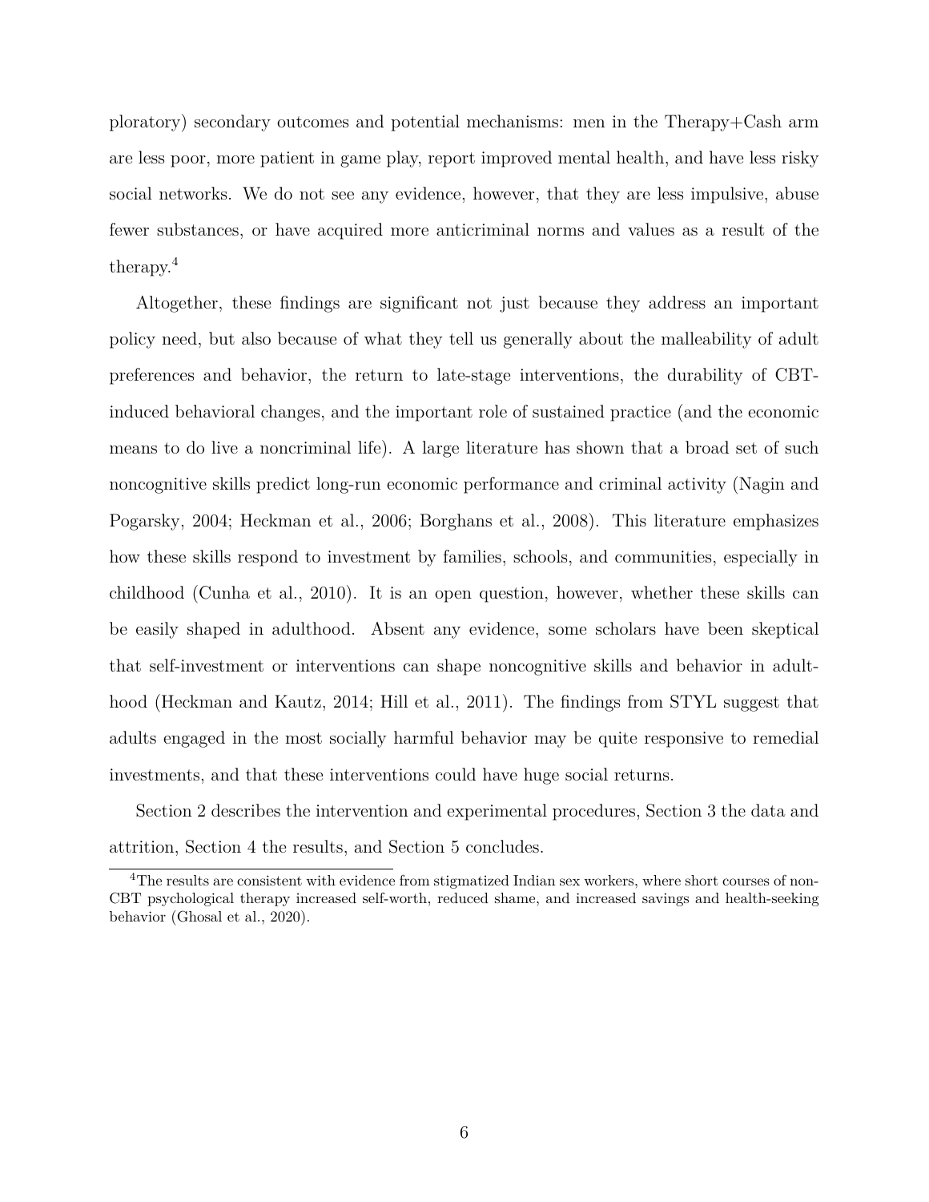ploratory) secondary outcomes and potential mechanisms: men in the Therapy+Cash arm are less poor, more patient in game play, report improved mental health, and have less risky social networks. We do not see any evidence, however, that they are less impulsive, abuse fewer substances, or have acquired more anticriminal norms and values as a result of the therapy.[4]

Altogether, these findings are significant not just because they address an important policy need, but also because of what they tell us generally about the malleability of adult preferences and behavior, the return to late-stage interventions, the durability of CBT-induced behavioral changes, and the important role of sustained practice (and the economic means to do live a noncriminal life). A large literature has shown that a broad set of such noncognitive skills predict long-run economic performance and criminal activity (Nagin and Pogarsky, 2004; Heckman et al., 2006; Borghans et al., 2008). This literature emphasizes how these skills respond to investment by families, schools, and communities, especially in childhood (Cunha et al., 2010). It is an open question, however, whether these skills can be easily shaped in adulthood. Absent any evidence, some scholars have been skeptical that self-investment or interventions can shape noncognitive skills and behavior in adulthood (Heckman and Kautz, 2014; Hill et al., 2011). The findings from STYL suggest that adults engaged in the most socially harmful behavior may be quite responsive to remedial investments, and that these interventions could have huge social returns.

Section 2 describes the intervention and experimental procedures, Section 3 the data and attrition, Section 4 the results, and Section 5 concludes.

[4]The results are consistent with evidence from stigmatized Indian sex workers, where short courses of non-CBT psychological therapy increased self-worth, reduced shame, and increased savings and health-seeking behavior (Ghosal et al., 2020).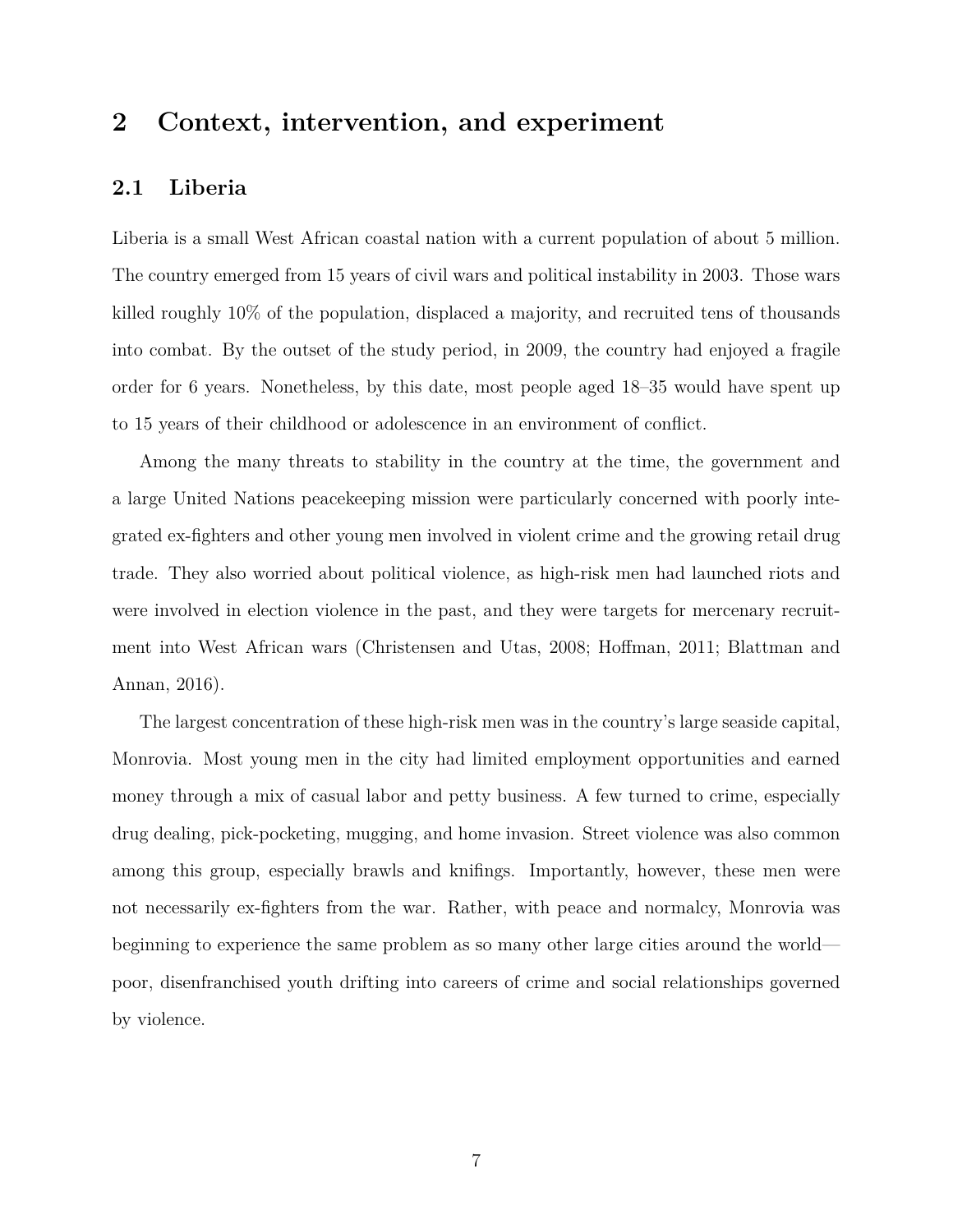# 2 Context, intervention, and experiment

## 2.1 Liberia

Liberia is a small West African coastal nation with a current population of about 5 million. The country emerged from 15 years of civil wars and political instability in 2003. Those wars killed roughly 10% of the population, displaced a majority, and recruited tens of thousands into combat. By the outset of the study period, in 2009, the country had enjoyed a fragile order for 6 years. Nonetheless, by this date, most people aged 18–35 would have spent up to 15 years of their childhood or adolescence in an environment of conflict.

Among the many threats to stability in the country at the time, the government and a large United Nations peacekeeping mission were particularly concerned with poorly integrated ex-fighters and other young men involved in violent crime and the growing retail drug trade. They also worried about political violence, as high-risk men had launched riots and were involved in election violence in the past, and they were targets for mercenary recruitment into West African wars (Christensen and Utas, 2008; Hoffman, 2011; Blattman and Annan, 2016).

The largest concentration of these high-risk men was in the country's large seaside capital, Monrovia. Most young men in the city had limited employment opportunities and earned money through a mix of casual labor and petty business. A few turned to crime, especially drug dealing, pick-pocketing, mugging, and home invasion. Street violence was also common among this group, especially brawls and knifings. Importantly, however, these men were not necessarily ex-fighters from the war. Rather, with peace and normalcy, Monrovia was beginning to experience the same problem as so many other large cities around the world—poor, disenfranchised youth drifting into careers of crime and social relationships governed by violence.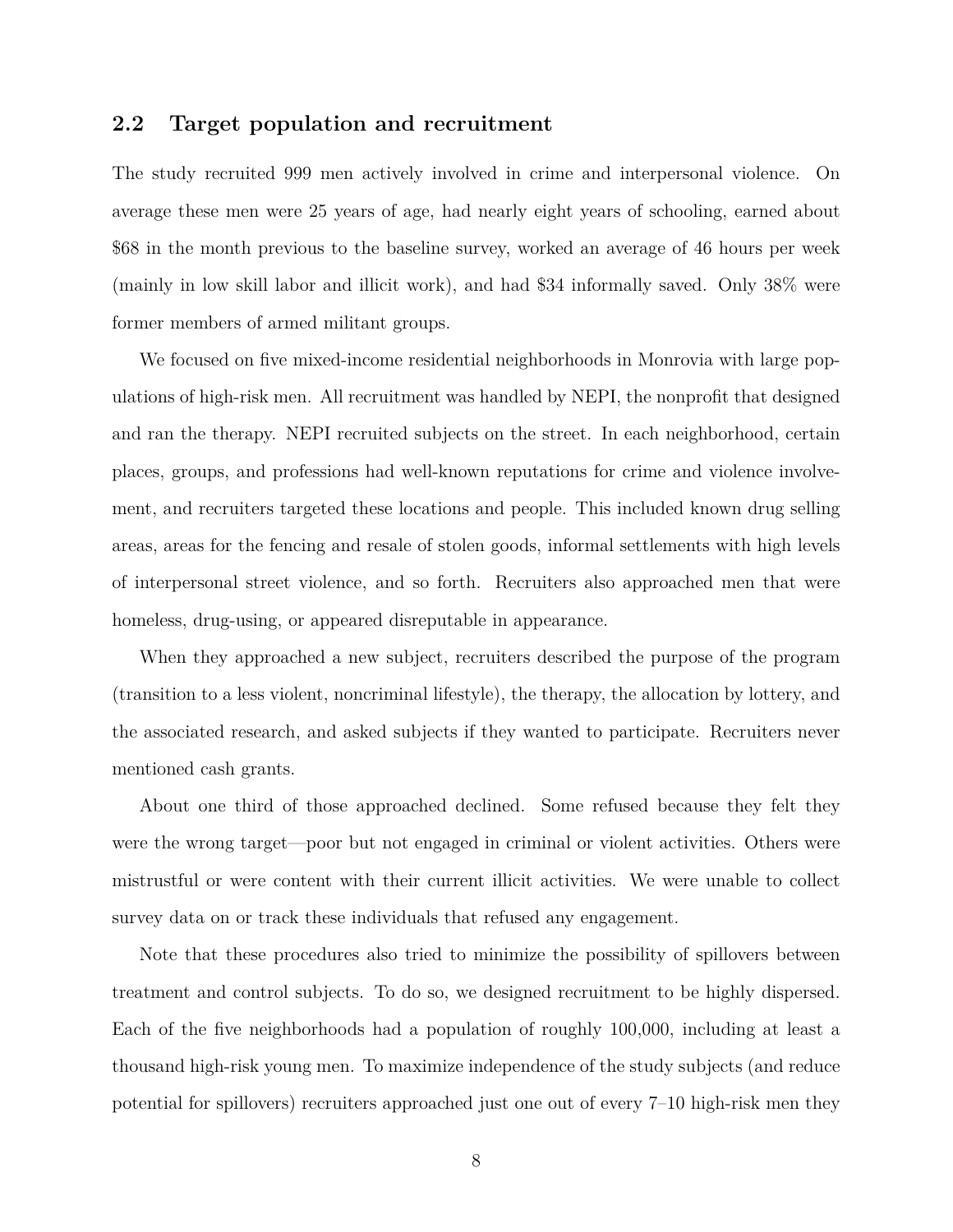## 2.2 Target population and recruitment

The study recruited 999 men actively involved in crime and interpersonal violence. On average these men were 25 years of age, had nearly eight years of schooling, earned about $68 in the month previous to the baseline survey, worked an average of 46 hours per week (mainly in low skill labor and illicit work), and had $34 informally saved. Only 38% were former members of armed militant groups.

We focused on five mixed-income residential neighborhoods in Monrovia with large populations of high-risk men. All recruitment was handled by NEPI, the nonprofit that designed and ran the therapy. NEPI recruited subjects on the street. In each neighborhood, certain places, groups, and professions had well-known reputations for crime and violence involvement, and recruiters targeted these locations and people. This included known drug selling areas, areas for the fencing and resale of stolen goods, informal settlements with high levels of interpersonal street violence, and so forth. Recruiters also approached men that were homeless, drug-using, or appeared disreputable in appearance.

When they approached a new subject, recruiters described the purpose of the program (transition to a less violent, noncriminal lifestyle), the therapy, the allocation by lottery, and the associated research, and asked subjects if they wanted to participate. Recruiters never mentioned cash grants.

About one third of those approached declined. Some refused because they felt they were the wrong target—poor but not engaged in criminal or violent activities. Others were mistrustful or were content with their current illicit activities. We were unable to collect survey data on or track these individuals that refused any engagement.

Note that these procedures also tried to minimize the possibility of spillovers between treatment and control subjects. To do so, we designed recruitment to be highly dispersed. Each of the five neighborhoods had a population of roughly 100,000, including at least a thousand high-risk young men. To maximize independence of the study subjects (and reduce potential for spillovers) recruiters approached just one out of every 7–10 high-risk men they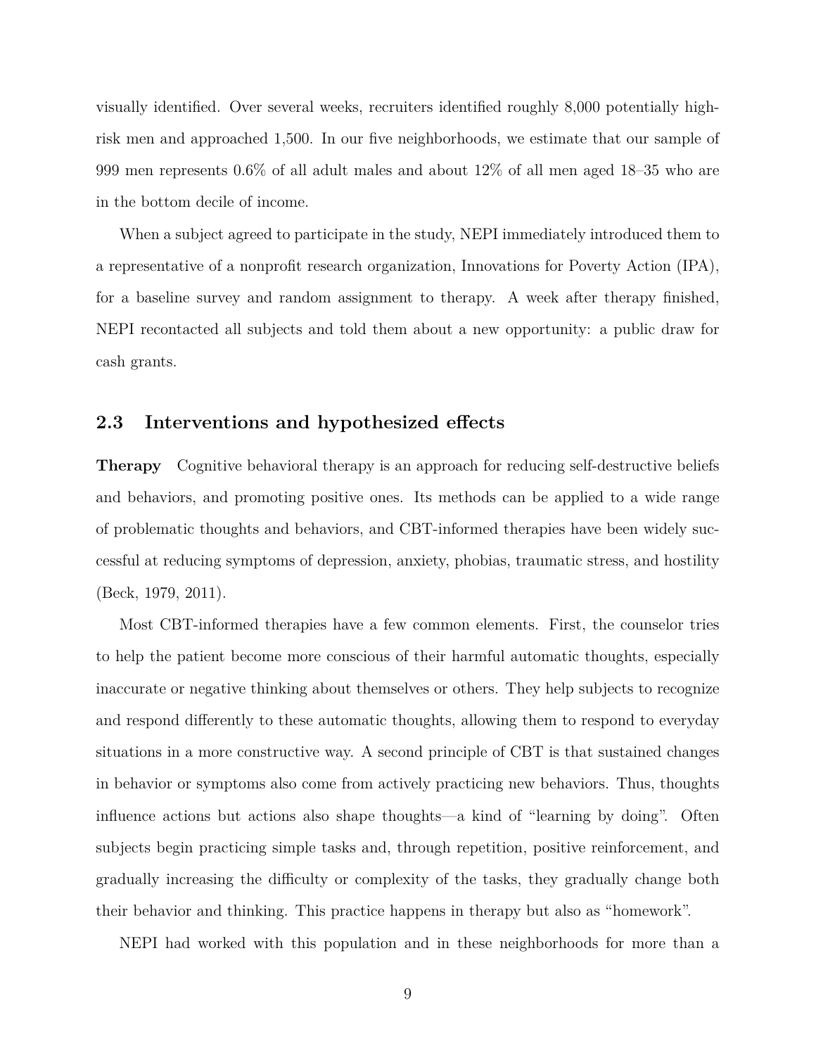visually identified. Over several weeks, recruiters identified roughly 8,000 potentially high-risk men and approached 1,500. In our five neighborhoods, we estimate that our sample of 999 men represents 0.6% of all adult males and about 12% of all men aged 18–35 who are in the bottom decile of income.

When a subject agreed to participate in the study, NEPI immediately introduced them to a representative of a nonprofit research organization, Innovations for Poverty Action (IPA), for a baseline survey and random assignment to therapy. A week after therapy finished, NEPI recontacted all subjects and told them about a new opportunity: a public draw for cash grants.

## 2.3 Interventions and hypothesized effects

**Therapy** Cognitive behavioral therapy is an approach for reducing self-destructive beliefs and behaviors, and promoting positive ones. Its methods can be applied to a wide range of problematic thoughts and behaviors, and CBT-informed therapies have been widely successful at reducing symptoms of depression, anxiety, phobias, traumatic stress, and hostility (Beck, 1979, 2011).

Most CBT-informed therapies have a few common elements. First, the counselor tries to help the patient become more conscious of their harmful automatic thoughts, especially inaccurate or negative thinking about themselves or others. They help subjects to recognize and respond differently to these automatic thoughts, allowing them to respond to everyday situations in a more constructive way. A second principle of CBT is that sustained changes in behavior or symptoms also come from actively practicing new behaviors. Thus, thoughts influence actions but actions also shape thoughts—a kind of "learning by doing". Often subjects begin practicing simple tasks and, through repetition, positive reinforcement, and gradually increasing the difficulty or complexity of the tasks, they gradually change both their behavior and thinking. This practice happens in therapy but also as "homework".

NEPI had worked with this population and in these neighborhoods for more than a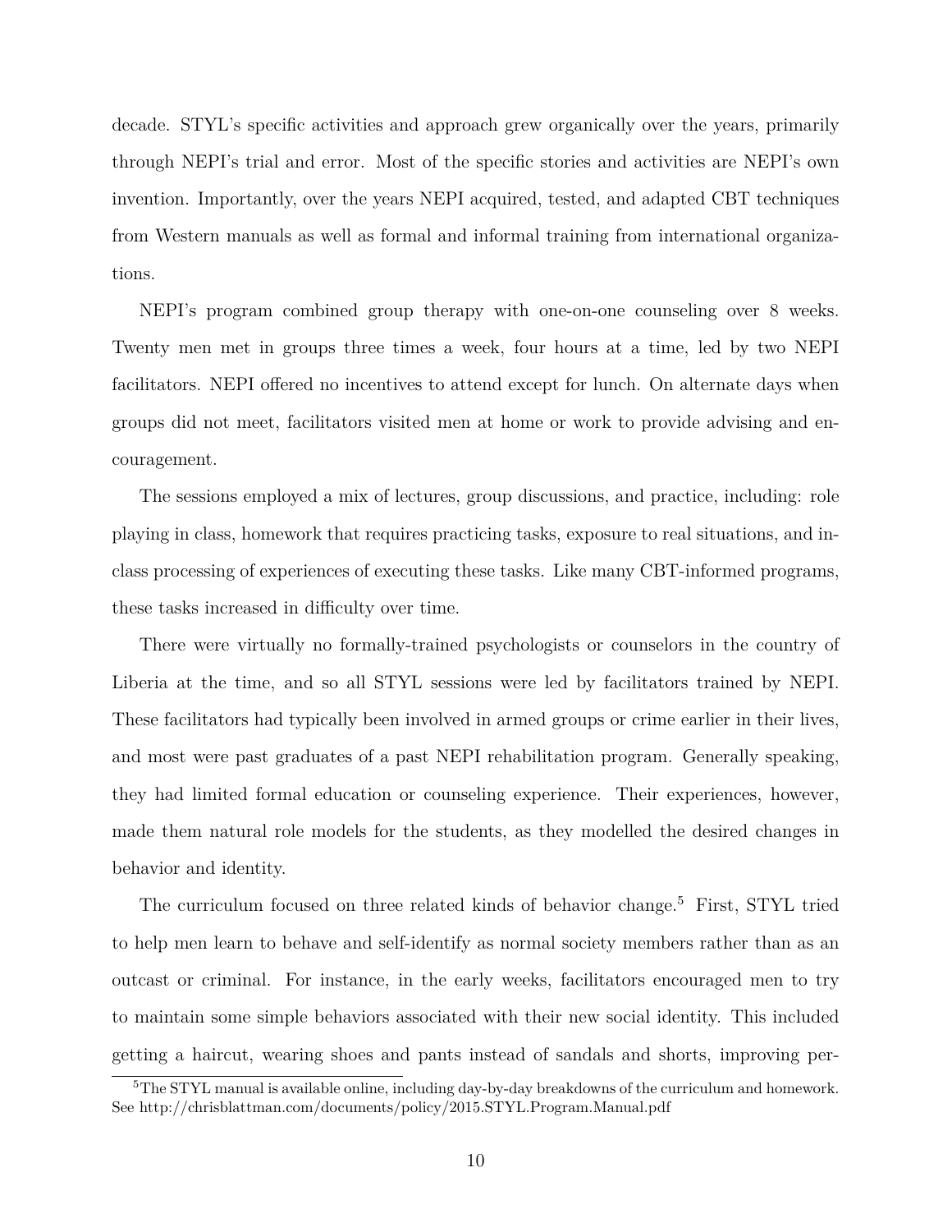decade. STYL's specific activities and approach grew organically over the years, primarily through NEPI's trial and error. Most of the specific stories and activities are NEPI's own invention. Importantly, over the years NEPI acquired, tested, and adapted CBT techniques from Western manuals as well as formal and informal training from international organizations.

NEPI's program combined group therapy with one-on-one counseling over 8 weeks. Twenty men met in groups three times a week, four hours at a time, led by two NEPI facilitators. NEPI offered no incentives to attend except for lunch. On alternate days when groups did not meet, facilitators visited men at home or work to provide advising and encouragement.

The sessions employed a mix of lectures, group discussions, and practice, including: role playing in class, homework that requires practicing tasks, exposure to real situations, and in-class processing of experiences of executing these tasks. Like many CBT-informed programs, these tasks increased in difficulty over time.

There were virtually no formally-trained psychologists or counselors in the country of Liberia at the time, and so all STYL sessions were led by facilitators trained by NEPI. These facilitators had typically been involved in armed groups or crime earlier in their lives, and most were past graduates of a past NEPI rehabilitation program. Generally speaking, they had limited formal education or counseling experience. Their experiences, however, made them natural role models for the students, as they modelled the desired changes in behavior and identity.

The curriculum focused on three related kinds of behavior change.[5] First, STYL tried to help men learn to behave and self-identify as normal society members rather than as an outcast or criminal. For instance, in the early weeks, facilitators encouraged men to try to maintain some simple behaviors associated with their new social identity. This included getting a haircut, wearing shoes and pants instead of sandals and shorts, improving per-

[5] The STYL manual is available online, including day-by-day breakdowns of the curriculum and homework. See http://chrisblattman.com/documents/policy/2015.STYL.Program.Manual.pdf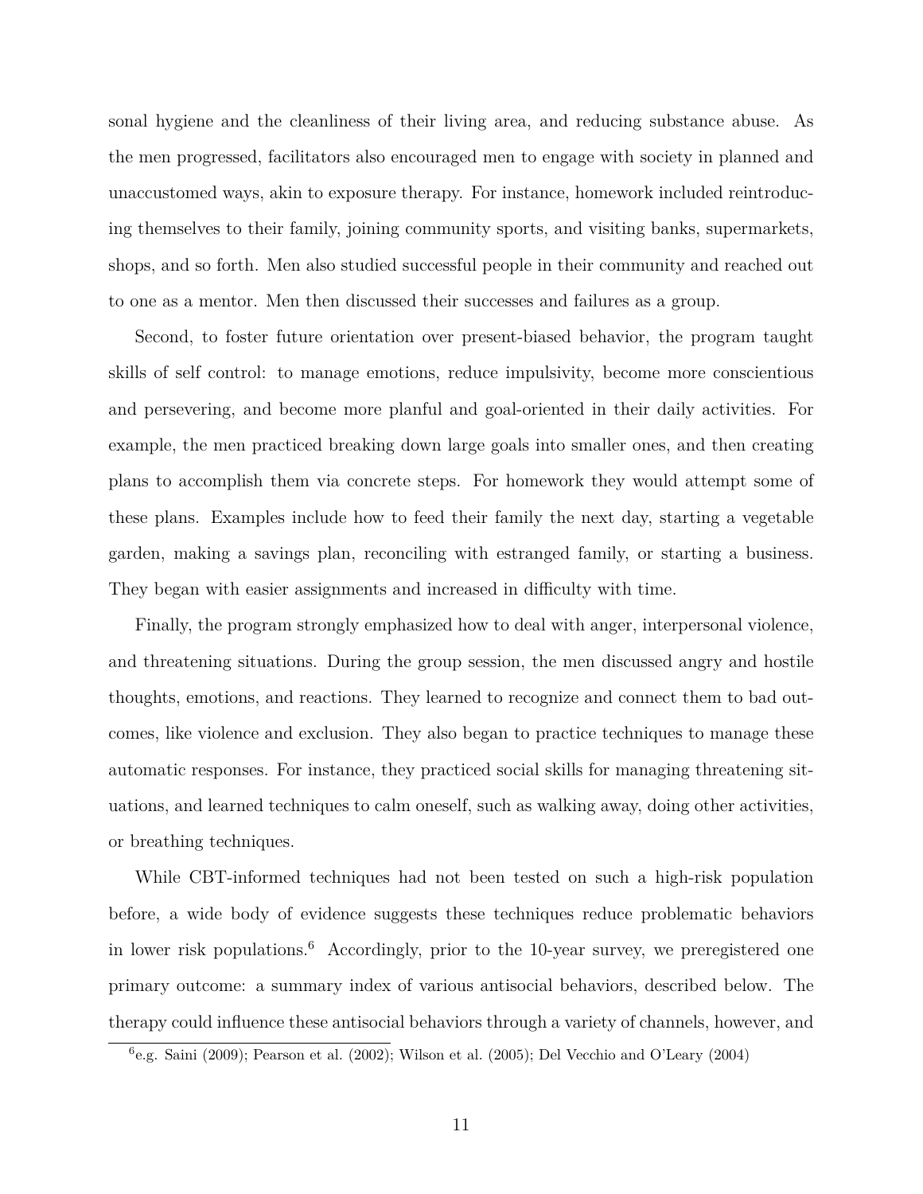sonal hygiene and the cleanliness of their living area, and reducing substance abuse. As the men progressed, facilitators also encouraged men to engage with society in planned and unaccustomed ways, akin to exposure therapy. For instance, homework included reintroducing themselves to their family, joining community sports, and visiting banks, supermarkets, shops, and so forth. Men also studied successful people in their community and reached out to one as a mentor. Men then discussed their successes and failures as a group.

Second, to foster future orientation over present-biased behavior, the program taught skills of self control: to manage emotions, reduce impulsivity, become more conscientious and persevering, and become more planful and goal-oriented in their daily activities. For example, the men practiced breaking down large goals into smaller ones, and then creating plans to accomplish them via concrete steps. For homework they would attempt some of these plans. Examples include how to feed their family the next day, starting a vegetable garden, making a savings plan, reconciling with estranged family, or starting a business. They began with easier assignments and increased in difficulty with time.

Finally, the program strongly emphasized how to deal with anger, interpersonal violence, and threatening situations. During the group session, the men discussed angry and hostile thoughts, emotions, and reactions. They learned to recognize and connect them to bad outcomes, like violence and exclusion. They also began to practice techniques to manage these automatic responses. For instance, they practiced social skills for managing threatening situations, and learned techniques to calm oneself, such as walking away, doing other activities, or breathing techniques.

While CBT-informed techniques had not been tested on such a high-risk population before, a wide body of evidence suggests these techniques reduce problematic behaviors in lower risk populations.[6] Accordingly, prior to the 10-year survey, we preregistered one primary outcome: a summary index of various antisocial behaviors, described below. The therapy could influence these antisocial behaviors through a variety of channels, however, and

[6] e.g. Saini (2009); Pearson et al. (2002); Wilson et al. (2005); Del Vecchio and O'Leary (2004)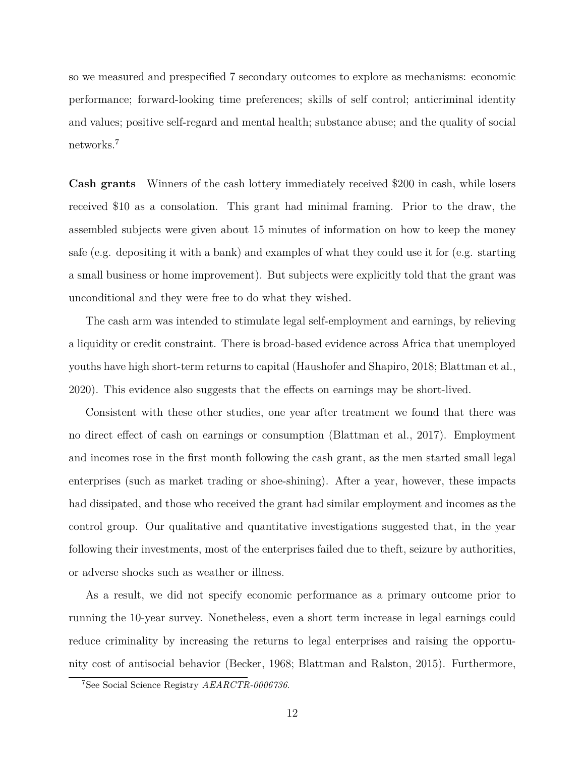so we measured and prespecified 7 secondary outcomes to explore as mechanisms: economic performance; forward-looking time preferences; skills of self control; anticriminal identity and values; positive self-regard and mental health; substance abuse; and the quality of social networks.[7]

**Cash grants** Winners of the cash lottery immediately received $200 in cash, while losers received $10 as a consolation. This grant had minimal framing. Prior to the draw, the assembled subjects were given about 15 minutes of information on how to keep the money safe (e.g. depositing it with a bank) and examples of what they could use it for (e.g. starting a small business or home improvement). But subjects were explicitly told that the grant was unconditional and they were free to do what they wished.

The cash arm was intended to stimulate legal self-employment and earnings, by relieving a liquidity or credit constraint. There is broad-based evidence across Africa that unemployed youths have high short-term returns to capital (Haushofer and Shapiro, 2018; Blattman et al., 2020). This evidence also suggests that the effects on earnings may be short-lived.

Consistent with these other studies, one year after treatment we found that there was no direct effect of cash on earnings or consumption (Blattman et al., 2017). Employment and incomes rose in the first month following the cash grant, as the men started small legal enterprises (such as market trading or shoe-shining). After a year, however, these impacts had dissipated, and those who received the grant had similar employment and incomes as the control group. Our qualitative and quantitative investigations suggested that, in the year following their investments, most of the enterprises failed due to theft, seizure by authorities, or adverse shocks such as weather or illness.

As a result, we did not specify economic performance as a primary outcome prior to running the 10-year survey. Nonetheless, even a short term increase in legal earnings could reduce criminality by increasing the returns to legal enterprises and raising the opportunity cost of antisocial behavior (Becker, 1968; Blattman and Ralston, 2015). Furthermore,

[7] See Social Science Registry *AEARCTR-0006736*.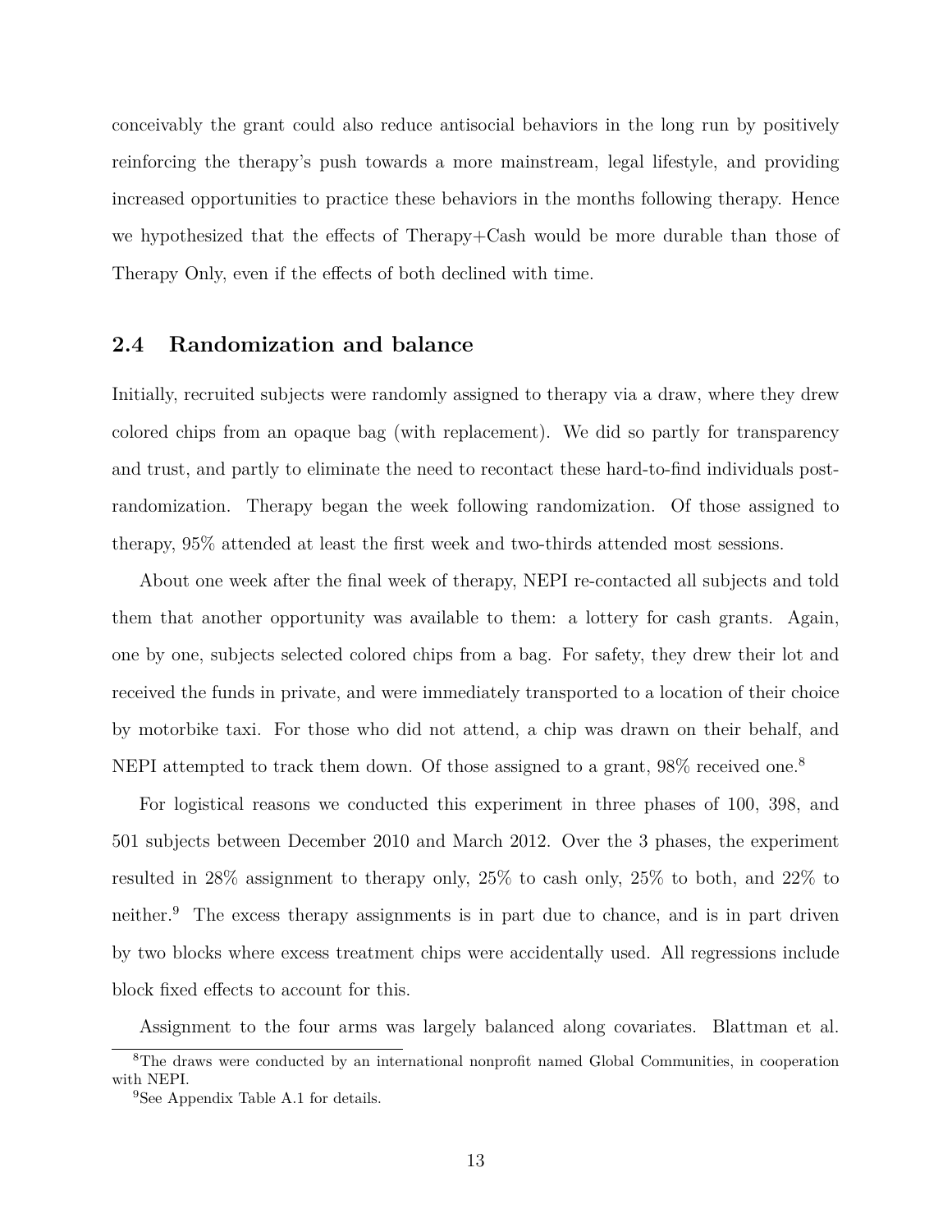conceivably the grant could also reduce antisocial behaviors in the long run by positively reinforcing the therapy's push towards a more mainstream, legal lifestyle, and providing increased opportunities to practice these behaviors in the months following therapy. Hence we hypothesized that the effects of Therapy+Cash would be more durable than those of Therapy Only, even if the effects of both declined with time.

### 2.4 Randomization and balance

Initially, recruited subjects were randomly assigned to therapy via a draw, where they drew colored chips from an opaque bag (with replacement). We did so partly for transparency and trust, and partly to eliminate the need to recontact these hard-to-find individuals post-randomization. Therapy began the week following randomization. Of those assigned to therapy, 95% attended at least the first week and two-thirds attended most sessions.

About one week after the final week of therapy, NEPI re-contacted all subjects and told them that another opportunity was available to them: a lottery for cash grants. Again, one by one, subjects selected colored chips from a bag. For safety, they drew their lot and received the funds in private, and were immediately transported to a location of their choice by motorbike taxi. For those who did not attend, a chip was drawn on their behalf, and NEPI attempted to track them down. Of those assigned to a grant, 98% received one.[8]

For logistical reasons we conducted this experiment in three phases of 100, 398, and 501 subjects between December 2010 and March 2012. Over the 3 phases, the experiment resulted in 28% assignment to therapy only, 25% to cash only, 25% to both, and 22% to neither.[9] The excess therapy assignments is in part due to chance, and is in part driven by two blocks where excess treatment chips were accidentally used. All regressions include block fixed effects to account for this.

Assignment to the four arms was largely balanced along covariates. Blattman et al.

[8] The draws were conducted by an international nonprofit named Global Communities, in cooperation with NEPI.

[9] See Appendix Table A.1 for details.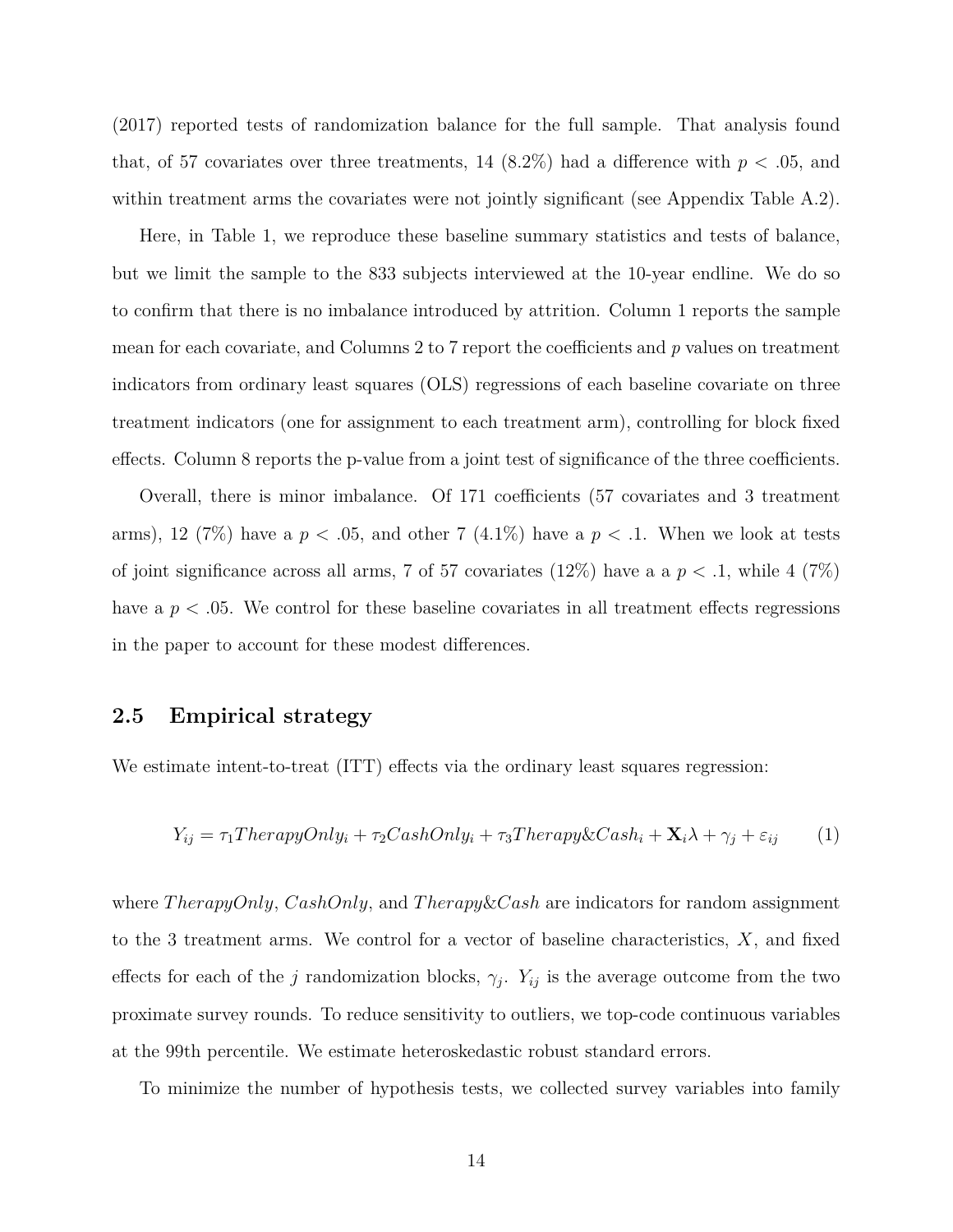(2017) reported tests of randomization balance for the full sample. That analysis found that, of 57 covariates over three treatments, 14 (8.2%) had a difference with $p < .05$, and within treatment arms the covariates were not jointly significant (see Appendix Table A.2).

Here, in Table 1, we reproduce these baseline summary statistics and tests of balance, but we limit the sample to the 833 subjects interviewed at the 10-year endline. We do so to confirm that there is no imbalance introduced by attrition. Column 1 reports the sample mean for each covariate, and Columns 2 to 7 report the coefficients and $p$ values on treatment indicators from ordinary least squares (OLS) regressions of each baseline covariate on three treatment indicators (one for assignment to each treatment arm), controlling for block fixed effects. Column 8 reports the p-value from a joint test of significance of the three coefficients.

Overall, there is minor imbalance. Of 171 coefficients (57 covariates and 3 treatment arms), 12 (7%) have a $p < .05$, and other 7 (4.1%) have a $p < .1$. When we look at tests of joint significance across all arms, 7 of 57 covariates (12%) have a a $p < .1$, while 4 (7%) have a $p < .05$. We control for these baseline covariates in all treatment effects regressions in the paper to account for these modest differences.

## 2.5 Empirical strategy

We estimate intent-to-treat (ITT) effects via the ordinary least squares regression:

$$Y_{ij} = \tau_1 TherapyOnly_i + \tau_2 CashOnly_i + \tau_3 Therapy\&Cash_i + \mathbf{X}_i\lambda + \gamma_j + \varepsilon_{ij} \qquad (1)$$

where $TherapyOnly$, $CashOnly$, and $Therapy\&Cash$ are indicators for random assignment to the 3 treatment arms. We control for a vector of baseline characteristics, $X$, and fixed effects for each of the $j$ randomization blocks, $\gamma_j$. $Y_{ij}$ is the average outcome from the two proximate survey rounds. To reduce sensitivity to outliers, we top-code continuous variables at the 99th percentile. We estimate heteroskedastic robust standard errors.

To minimize the number of hypothesis tests, we collected survey variables into family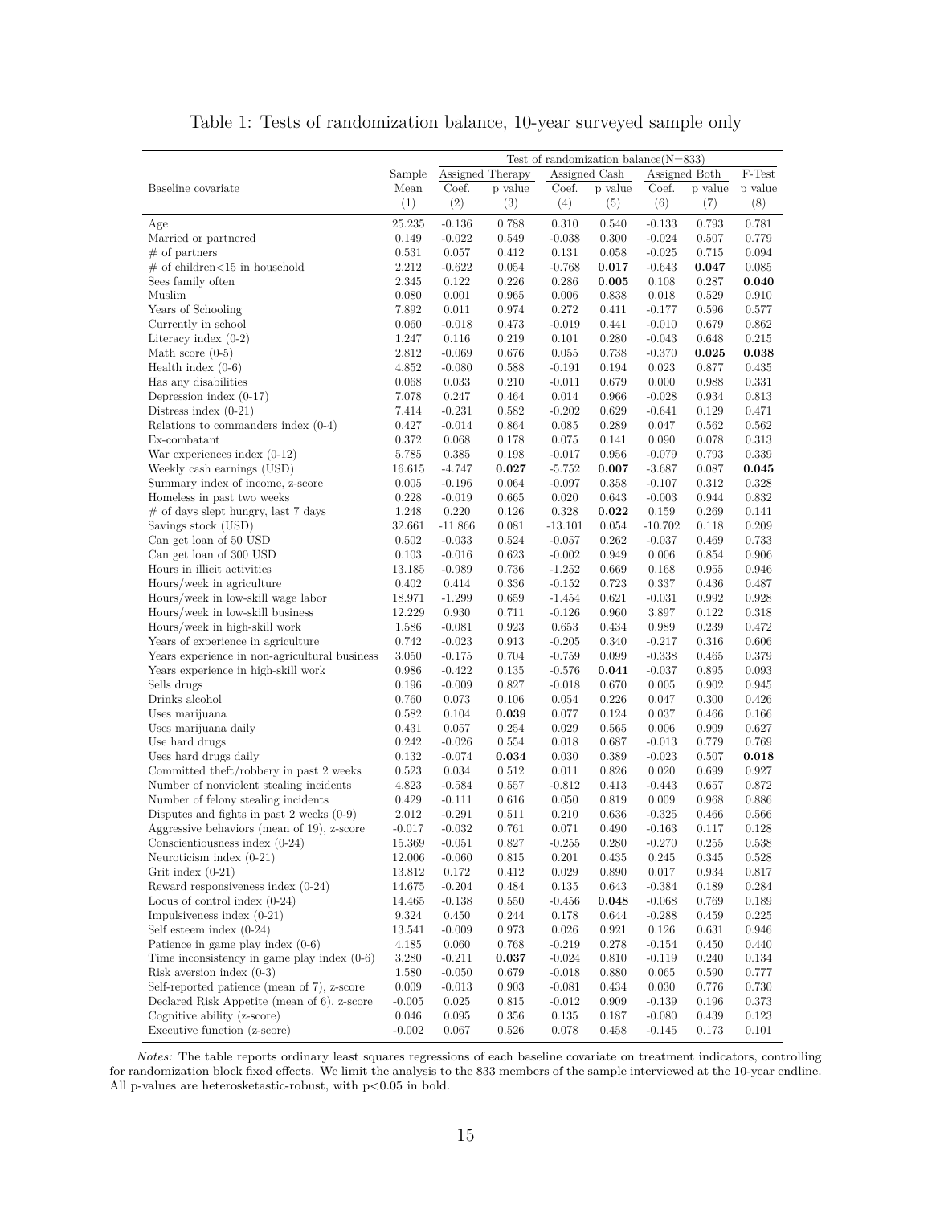# Table 1: Tests of randomization balance, 10-year surveyed sample only

| | | Test of randomization balance(N=833) | | | | | | |
|---|---|---|---|---|---|---|---|---|
| | Sample | Assigned Therapy | | Assigned Cash | | Assigned Both | | F-Test |
| Baseline covariate | Mean | Coef. | p value | Coef. | p value | Coef. | p value | p value |
| | (1) | (2) | (3) | (4) | (5) | (6) | (7) | (8) |
| Age | 25.235 | -0.136 | 0.788 | 0.310 | 0.540 | -0.133 | 0.793 | 0.781 |
| Married or partnered | 0.149 | -0.022 | 0.549 | -0.038 | 0.300 | -0.024 | 0.507 | 0.779 |
| # of partners | 0.531 | 0.057 | 0.412 | 0.131 | 0.058 | -0.025 | 0.715 | 0.094 |
| # of children<15 in household | 2.212 | -0.622 | 0.054 | -0.768 | **0.017** | -0.643 | **0.047** | 0.085 |
| Sees family often | 2.345 | 0.122 | 0.226 | 0.286 | **0.005** | 0.108 | 0.287 | **0.040** |
| Muslim | 0.080 | 0.001 | 0.965 | 0.006 | 0.838 | 0.018 | 0.529 | 0.910 |
| Years of Schooling | 7.892 | 0.011 | 0.974 | 0.272 | 0.411 | -0.177 | 0.596 | 0.577 |
| Currently in school | 0.060 | -0.018 | 0.473 | -0.019 | 0.441 | -0.010 | 0.679 | 0.862 |
| Literacy index (0-2) | 1.247 | 0.116 | 0.219 | 0.101 | 0.280 | -0.043 | 0.648 | 0.215 |
| Math score (0-5) | 2.812 | -0.069 | 0.676 | 0.055 | 0.738 | -0.370 | **0.025** | **0.038** |
| Health index (0-6) | 4.852 | -0.080 | 0.588 | -0.191 | 0.194 | 0.023 | 0.877 | 0.435 |
| Has any disabilities | 0.068 | 0.033 | 0.210 | -0.011 | 0.679 | 0.000 | 0.988 | 0.331 |
| Depression index (0-17) | 7.078 | 0.247 | 0.464 | 0.014 | 0.966 | -0.028 | 0.934 | 0.813 |
| Distress index (0-21) | 7.414 | -0.231 | 0.582 | -0.202 | 0.629 | -0.641 | 0.129 | 0.471 |
| Relations to commanders index (0-4) | 0.427 | -0.014 | 0.864 | 0.085 | 0.289 | 0.047 | 0.562 | 0.562 |
| Ex-combatant | 0.372 | 0.068 | 0.178 | 0.075 | 0.141 | 0.090 | 0.078 | 0.313 |
| War experiences index (0-12) | 5.785 | 0.385 | 0.198 | -0.017 | 0.956 | -0.079 | 0.793 | 0.339 |
| Weekly cash earnings (USD) | 16.615 | -4.747 | **0.027** | -5.752 | **0.007** | -3.687 | 0.087 | **0.045** |
| Summary index of income, z-score | 0.005 | -0.196 | 0.064 | -0.097 | 0.358 | -0.107 | 0.312 | 0.328 |
| Homeless in past two weeks | 0.228 | -0.019 | 0.665 | 0.020 | 0.643 | -0.003 | 0.944 | 0.832 |
| # of days slept hungry, last 7 days | 1.248 | 0.220 | 0.126 | 0.328 | **0.022** | 0.159 | 0.269 | 0.141 |
| Savings stock (USD) | 32.661 | -11.866 | 0.081 | -13.101 | 0.054 | -10.702 | 0.118 | 0.209 |
| Can get loan of 50 USD | 0.502 | -0.033 | 0.524 | -0.057 | 0.262 | -0.037 | 0.469 | 0.733 |
| Can get loan of 300 USD | 0.103 | -0.016 | 0.623 | -0.002 | 0.949 | 0.006 | 0.854 | 0.906 |
| Hours in illicit activities | 13.185 | -0.989 | 0.736 | -1.252 | 0.669 | 0.168 | 0.955 | 0.946 |
| Hours/week in agriculture | 0.402 | 0.414 | 0.336 | -0.152 | 0.723 | 0.337 | 0.436 | 0.487 |
| Hours/week in low-skill wage labor | 18.971 | -1.299 | 0.659 | -1.454 | 0.621 | -0.031 | 0.992 | 0.928 |
| Hours/week in low-skill business | 12.229 | 0.930 | 0.711 | -0.126 | 0.960 | 3.897 | 0.122 | 0.318 |
| Hours/week in high-skill work | 1.586 | -0.081 | 0.923 | 0.653 | 0.434 | 0.989 | 0.239 | 0.472 |
| Years of experience in agriculture | 0.742 | -0.023 | 0.913 | -0.205 | 0.340 | -0.217 | 0.316 | 0.606 |
| Years experience in non-agricultural business | 3.050 | -0.175 | 0.704 | -0.759 | 0.099 | -0.338 | 0.465 | 0.379 |
| Years experience in high-skill work | 0.986 | -0.422 | 0.135 | -0.576 | **0.041** | -0.037 | 0.895 | 0.093 |
| Sells drugs | 0.196 | -0.009 | 0.827 | -0.018 | 0.670 | 0.005 | 0.902 | 0.945 |
| Drinks alcohol | 0.760 | 0.073 | 0.106 | 0.054 | 0.226 | 0.047 | 0.300 | 0.426 |
| Uses marijuana | 0.582 | 0.104 | **0.039** | 0.077 | 0.124 | 0.037 | 0.466 | 0.166 |
| Uses marijuana daily | 0.431 | 0.057 | 0.254 | 0.029 | 0.565 | 0.006 | 0.909 | 0.627 |
| Use hard drugs | 0.242 | -0.026 | 0.554 | 0.018 | 0.687 | -0.013 | 0.779 | 0.769 |
| Uses hard drugs daily | 0.132 | -0.074 | **0.034** | 0.030 | 0.389 | -0.023 | 0.507 | **0.018** |
| Committed theft/robbery in past 2 weeks | 0.523 | 0.034 | 0.512 | 0.011 | 0.826 | 0.020 | 0.699 | 0.927 |
| Number of nonviolent stealing incidents | 4.823 | -0.584 | 0.557 | -0.812 | 0.413 | -0.443 | 0.657 | 0.872 |
| Number of felony stealing incidents | 0.429 | -0.111 | 0.616 | 0.050 | 0.819 | 0.009 | 0.968 | 0.886 |
| Disputes and fights in past 2 weeks (0-9) | 2.012 | -0.291 | 0.511 | 0.210 | 0.636 | -0.325 | 0.466 | 0.566 |
| Aggressive behaviors (mean of 19), z-score | -0.017 | -0.032 | 0.761 | 0.071 | 0.490 | -0.163 | 0.117 | 0.128 |
| Conscientiousness index (0-24) | 15.369 | -0.051 | 0.827 | -0.255 | 0.280 | -0.270 | 0.255 | 0.538 |
| Neuroticism index (0-21) | 12.006 | -0.060 | 0.815 | 0.201 | 0.435 | 0.245 | 0.345 | 0.528 |
| Grit index (0-21) | 13.812 | 0.172 | 0.412 | 0.029 | 0.890 | 0.017 | 0.934 | 0.817 |
| Reward responsiveness index (0-24) | 14.675 | -0.204 | 0.484 | 0.135 | 0.643 | -0.384 | 0.189 | 0.284 |
| Locus of control index (0-24) | 14.465 | -0.138 | 0.550 | -0.456 | **0.048** | -0.068 | 0.769 | 0.189 |
| Impulsiveness index (0-21) | 9.324 | 0.450 | 0.244 | 0.178 | 0.644 | -0.288 | 0.459 | 0.225 |
| Self esteem index (0-24) | 13.541 | -0.009 | 0.973 | 0.026 | 0.921 | 0.126 | 0.631 | 0.946 |
| Patience in game play index (0-6) | 4.185 | 0.060 | 0.768 | -0.219 | 0.278 | -0.154 | 0.450 | 0.440 |
| Time inconsistency in game play index (0-6) | 3.280 | -0.211 | **0.037** | -0.024 | 0.810 | -0.119 | 0.240 | 0.134 |
| Risk aversion index (0-3) | 1.580 | -0.050 | 0.679 | -0.018 | 0.880 | 0.065 | 0.590 | 0.777 |
| Self-reported patience (mean of 7), z-score | 0.009 | -0.013 | 0.903 | -0.081 | 0.434 | 0.030 | 0.776 | 0.730 |
| Declared Risk Appetite (mean of 6), z-score | -0.005 | 0.025 | 0.815 | -0.012 | 0.909 | -0.139 | 0.196 | 0.373 |
| Cognitive ability (z-score) | 0.046 | 0.095 | 0.356 | 0.135 | 0.187 | -0.080 | 0.439 | 0.123 |
| Executive function (z-score) | -0.002 | 0.067 | 0.526 | 0.078 | 0.458 | -0.145 | 0.173 | 0.101 |

*Notes:* The table reports ordinary least squares regressions of each baseline covariate on treatment indicators, controlling for randomization block fixed effects. We limit the analysis to the 833 members of the sample interviewed at the 10-year endline. All p-values are heterosketastic-robust, with p<0.05 in bold.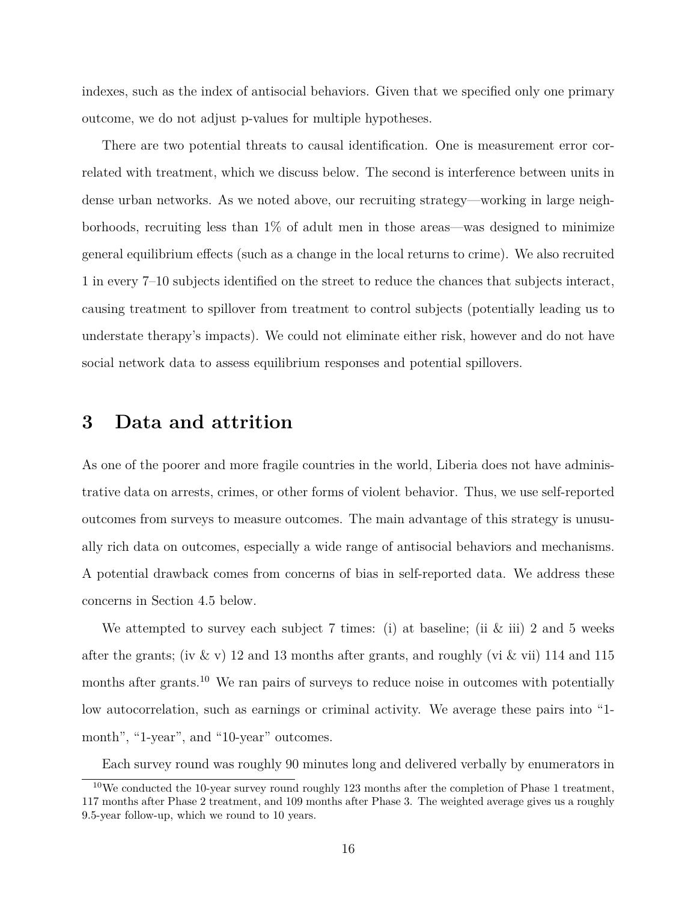indexes, such as the index of antisocial behaviors. Given that we specified only one primary outcome, we do not adjust p-values for multiple hypotheses.

There are two potential threats to causal identification. One is measurement error correlated with treatment, which we discuss below. The second is interference between units in dense urban networks. As we noted above, our recruiting strategy—working in large neighborhoods, recruiting less than 1% of adult men in those areas—was designed to minimize general equilibrium effects (such as a change in the local returns to crime). We also recruited 1 in every 7–10 subjects identified on the street to reduce the chances that subjects interact, causing treatment to spillover from treatment to control subjects (potentially leading us to understate therapy's impacts). We could not eliminate either risk, however and do not have social network data to assess equilibrium responses and potential spillovers.

# 3 Data and attrition

As one of the poorer and more fragile countries in the world, Liberia does not have administrative data on arrests, crimes, or other forms of violent behavior. Thus, we use self-reported outcomes from surveys to measure outcomes. The main advantage of this strategy is unusually rich data on outcomes, especially a wide range of antisocial behaviors and mechanisms. A potential drawback comes from concerns of bias in self-reported data. We address these concerns in Section 4.5 below.

We attempted to survey each subject 7 times: (i) at baseline; (ii & iii) 2 and 5 weeks after the grants; (iv & v) 12 and 13 months after grants, and roughly (vi & vii) 114 and 115 months after grants.[10] We ran pairs of surveys to reduce noise in outcomes with potentially low autocorrelation, such as earnings or criminal activity. We average these pairs into "1-month", "1-year", and "10-year" outcomes.

Each survey round was roughly 90 minutes long and delivered verbally by enumerators in

[10]We conducted the 10-year survey round roughly 123 months after the completion of Phase 1 treatment, 117 months after Phase 2 treatment, and 109 months after Phase 3. The weighted average gives us a roughly 9.5-year follow-up, which we round to 10 years.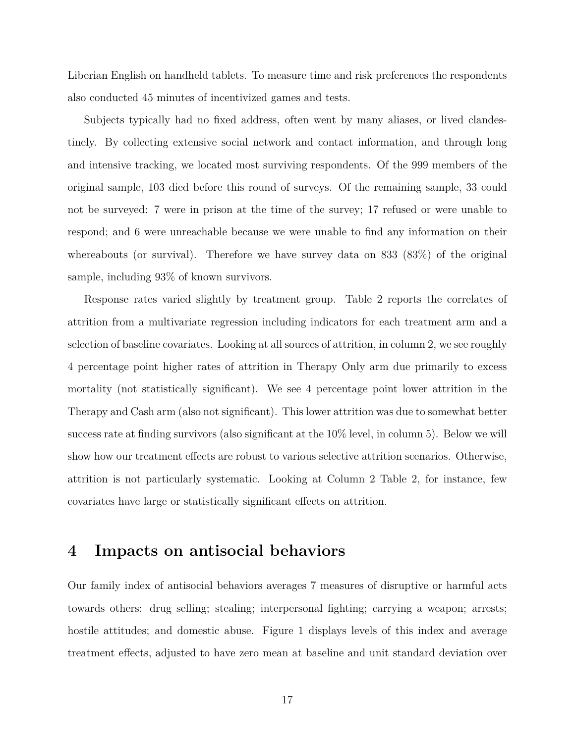Liberian English on handheld tablets. To measure time and risk preferences the respondents also conducted 45 minutes of incentivized games and tests.

Subjects typically had no fixed address, often went by many aliases, or lived clandestinely. By collecting extensive social network and contact information, and through long and intensive tracking, we located most surviving respondents. Of the 999 members of the original sample, 103 died before this round of surveys. Of the remaining sample, 33 could not be surveyed: 7 were in prison at the time of the survey; 17 refused or were unable to respond; and 6 were unreachable because we were unable to find any information on their whereabouts (or survival). Therefore we have survey data on 833 (83%) of the original sample, including 93% of known survivors.

Response rates varied slightly by treatment group. Table 2 reports the correlates of attrition from a multivariate regression including indicators for each treatment arm and a selection of baseline covariates. Looking at all sources of attrition, in column 2, we see roughly 4 percentage point higher rates of attrition in Therapy Only arm due primarily to excess mortality (not statistically significant). We see 4 percentage point lower attrition in the Therapy and Cash arm (also not significant). This lower attrition was due to somewhat better success rate at finding survivors (also significant at the 10% level, in column 5). Below we will show how our treatment effects are robust to various selective attrition scenarios. Otherwise, attrition is not particularly systematic. Looking at Column 2 Table 2, for instance, few covariates have large or statistically significant effects on attrition.

# 4 Impacts on antisocial behaviors

Our family index of antisocial behaviors averages 7 measures of disruptive or harmful acts towards others: drug selling; stealing; interpersonal fighting; carrying a weapon; arrests; hostile attitudes; and domestic abuse. Figure 1 displays levels of this index and average treatment effects, adjusted to have zero mean at baseline and unit standard deviation over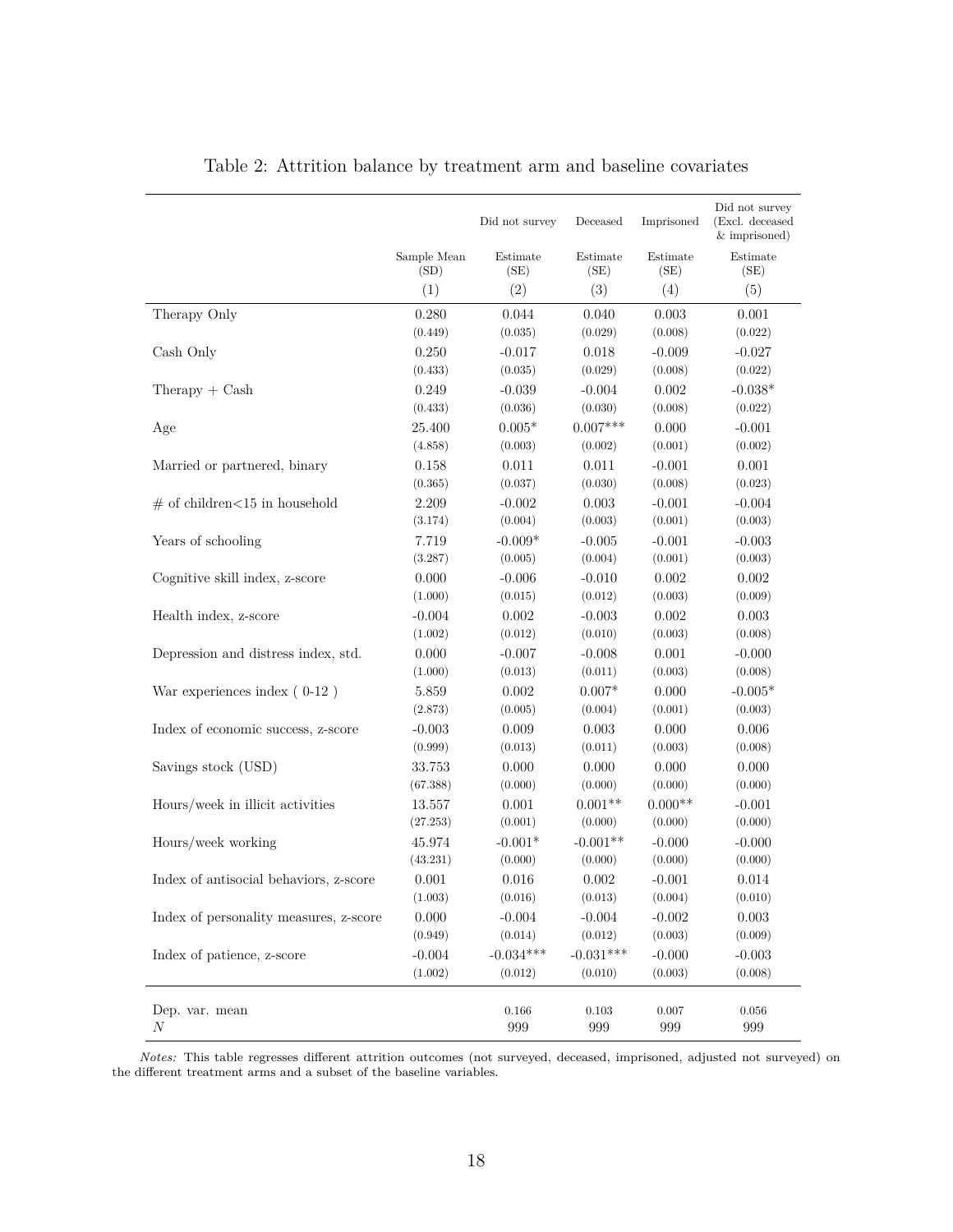Table 2: Attrition balance by treatment arm and baseline covariates

| | | Did not survey | Deceased | Imprisoned | Did not survey (Excl. deceased & imprisoned) |
|---|---|---|---|---|---|
| | Sample Mean (SD) | Estimate (SE) | Estimate (SE) | Estimate (SE) | Estimate (SE) |
| | (1) | (2) | (3) | (4) | (5) |
| Therapy Only | 0.280 | 0.044 | 0.040 | 0.003 | 0.001 |
| | (0.449) | (0.035) | (0.029) | (0.008) | (0.022) |
| Cash Only | 0.250 | -0.017 | 0.018 | -0.009 | -0.027 |
| | (0.433) | (0.035) | (0.029) | (0.008) | (0.022) |
| Therapy + Cash | 0.249 | -0.039 | -0.004 | 0.002 | -0.038* |
| | (0.433) | (0.036) | (0.030) | (0.008) | (0.022) |
| Age | 25.400 | 0.005* | 0.007*** | 0.000 | -0.001 |
| | (4.858) | (0.003) | (0.002) | (0.001) | (0.002) |
| Married or partnered, binary | 0.158 | 0.011 | 0.011 | -0.001 | 0.001 |
| | (0.365) | (0.037) | (0.030) | (0.008) | (0.023) |
| # of children<15 in household | 2.209 | -0.002 | 0.003 | -0.001 | -0.004 |
| | (3.174) | (0.004) | (0.003) | (0.001) | (0.003) |
| Years of schooling | 7.719 | -0.009* | -0.005 | -0.001 | -0.003 |
| | (3.287) | (0.005) | (0.004) | (0.001) | (0.003) |
| Cognitive skill index, z-score | 0.000 | -0.006 | -0.010 | 0.002 | 0.002 |
| | (1.000) | (0.015) | (0.012) | (0.003) | (0.009) |
| Health index, z-score | -0.004 | 0.002 | -0.003 | 0.002 | 0.003 |
| | (1.002) | (0.012) | (0.010) | (0.003) | (0.008) |
| Depression and distress index, std. | 0.000 | -0.007 | -0.008 | 0.001 | -0.000 |
| | (1.000) | (0.013) | (0.011) | (0.003) | (0.008) |
| War experiences index ( 0-12 ) | 5.859 | 0.002 | 0.007* | 0.000 | -0.005* |
| | (2.873) | (0.005) | (0.004) | (0.001) | (0.003) |
| Index of economic success, z-score | -0.003 | 0.009 | 0.003 | 0.000 | 0.006 |
| | (0.999) | (0.013) | (0.011) | (0.003) | (0.008) |
| Savings stock (USD) | 33.753 | 0.000 | 0.000 | 0.000 | 0.000 |
| | (67.388) | (0.000) | (0.000) | (0.000) | (0.000) |
| Hours/week in illicit activities | 13.557 | 0.001 | 0.001** | 0.000** | -0.001 |
| | (27.253) | (0.001) | (0.000) | (0.000) | (0.000) |
| Hours/week working | 45.974 | -0.001* | -0.001** | -0.000 | -0.000 |
| | (43.231) | (0.000) | (0.000) | (0.000) | (0.000) |
| Index of antisocial behaviors, z-score | 0.001 | 0.016 | 0.002 | -0.001 | 0.014 |
| | (1.003) | (0.016) | (0.013) | (0.004) | (0.010) |
| Index of personality measures, z-score | 0.000 | -0.004 | -0.004 | -0.002 | 0.003 |
| | (0.949) | (0.014) | (0.012) | (0.003) | (0.009) |
| Index of patience, z-score | -0.004 | -0.034*** | -0.031*** | -0.000 | -0.003 |
| | (1.002) | (0.012) | (0.010) | (0.003) | (0.008) |
| Dep. var. mean | | 0.166 | 0.103 | 0.007 | 0.056 |
| $N$ | | 999 | 999 | 999 | 999 |

*Notes:* This table regresses different attrition outcomes (not surveyed, deceased, imprisoned, adjusted not surveyed) on the different treatment arms and a subset of the baseline variables.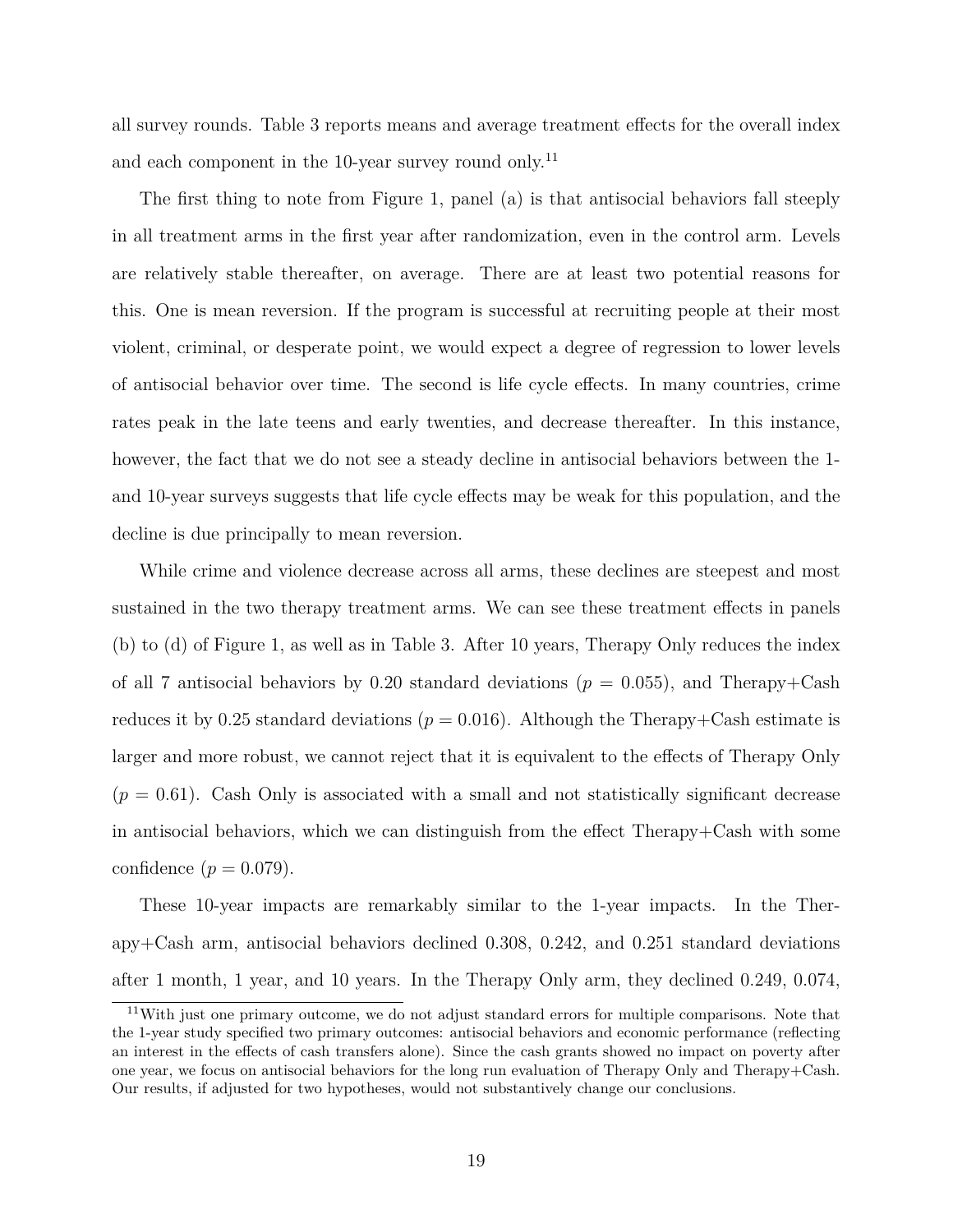all survey rounds. Table 3 reports means and average treatment effects for the overall index and each component in the 10-year survey round only.[11]

The first thing to note from Figure 1, panel (a) is that antisocial behaviors fall steeply in all treatment arms in the first year after randomization, even in the control arm. Levels are relatively stable thereafter, on average. There are at least two potential reasons for this. One is mean reversion. If the program is successful at recruiting people at their most violent, criminal, or desperate point, we would expect a degree of regression to lower levels of antisocial behavior over time. The second is life cycle effects. In many countries, crime rates peak in the late teens and early twenties, and decrease thereafter. In this instance, however, the fact that we do not see a steady decline in antisocial behaviors between the 1- and 10-year surveys suggests that life cycle effects may be weak for this population, and the decline is due principally to mean reversion.

While crime and violence decrease across all arms, these declines are steepest and most sustained in the two therapy treatment arms. We can see these treatment effects in panels (b) to (d) of Figure 1, as well as in Table 3. After 10 years, Therapy Only reduces the index of all 7 antisocial behaviors by 0.20 standard deviations ($p = 0.055$), and Therapy+Cash reduces it by 0.25 standard deviations ($p = 0.016$). Although the Therapy+Cash estimate is larger and more robust, we cannot reject that it is equivalent to the effects of Therapy Only ($p = 0.61$). Cash Only is associated with a small and not statistically significant decrease in antisocial behaviors, which we can distinguish from the effect Therapy+Cash with some confidence ($p = 0.079$).

These 10-year impacts are remarkably similar to the 1-year impacts. In the Therapy+Cash arm, antisocial behaviors declined 0.308, 0.242, and 0.251 standard deviations after 1 month, 1 year, and 10 years. In the Therapy Only arm, they declined 0.249, 0.074,

[11] With just one primary outcome, we do not adjust standard errors for multiple comparisons. Note that the 1-year study specified two primary outcomes: antisocial behaviors and economic performance (reflecting an interest in the effects of cash transfers alone). Since the cash grants showed no impact on poverty after one year, we focus on antisocial behaviors for the long run evaluation of Therapy Only and Therapy+Cash. Our results, if adjusted for two hypotheses, would not substantively change our conclusions.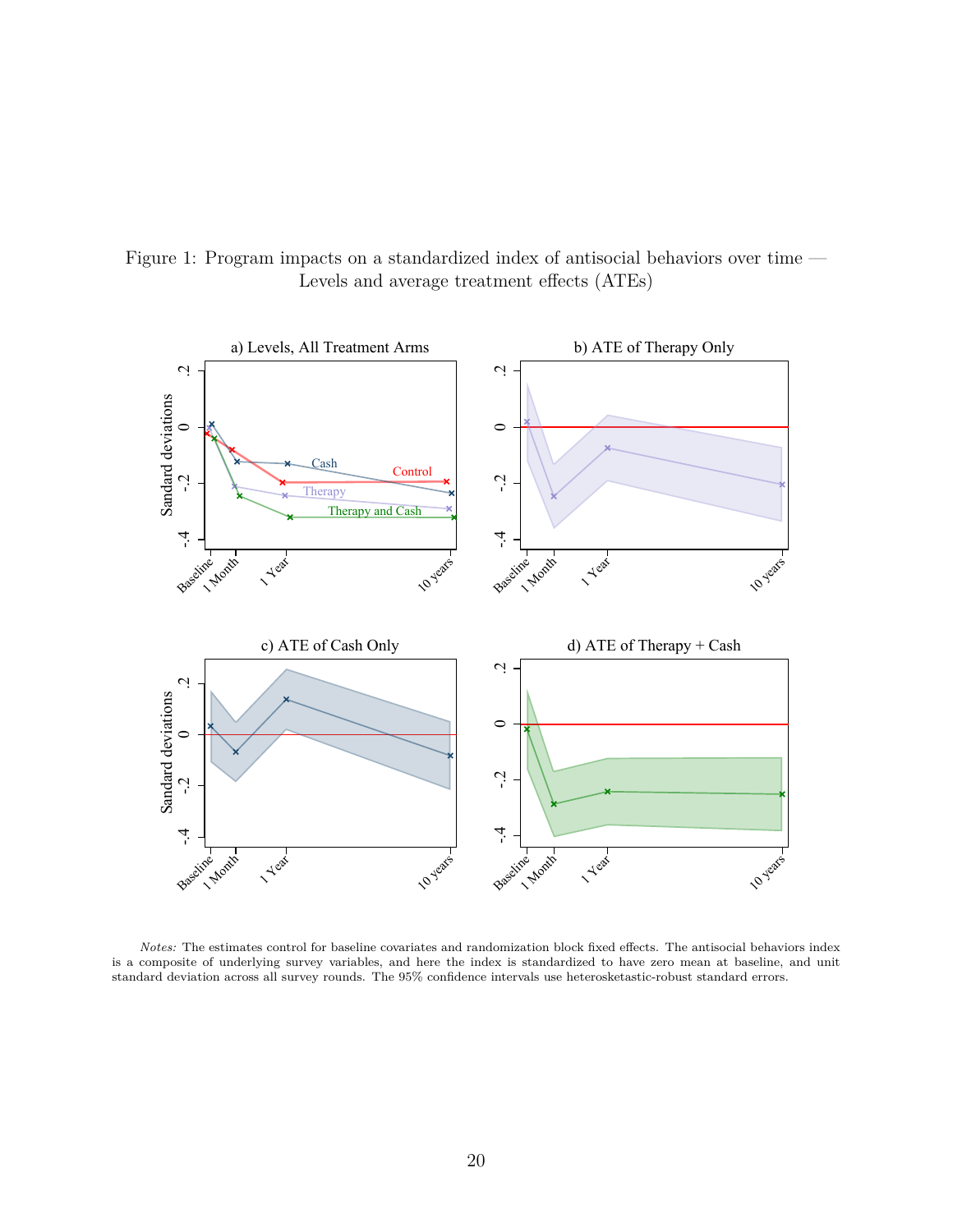Figure 1: Program impacts on a standardized index of antisocial behaviors over time — Levels and average treatment effects (ATEs)

*Notes:* The estimates control for baseline covariates and randomization block fixed effects. The antisocial behaviors index is a composite of underlying survey variables, and here the index is standardized to have zero mean at baseline, and unit standard deviation across all survey rounds. The 95% confidence intervals use heterosketastic-robust standard errors.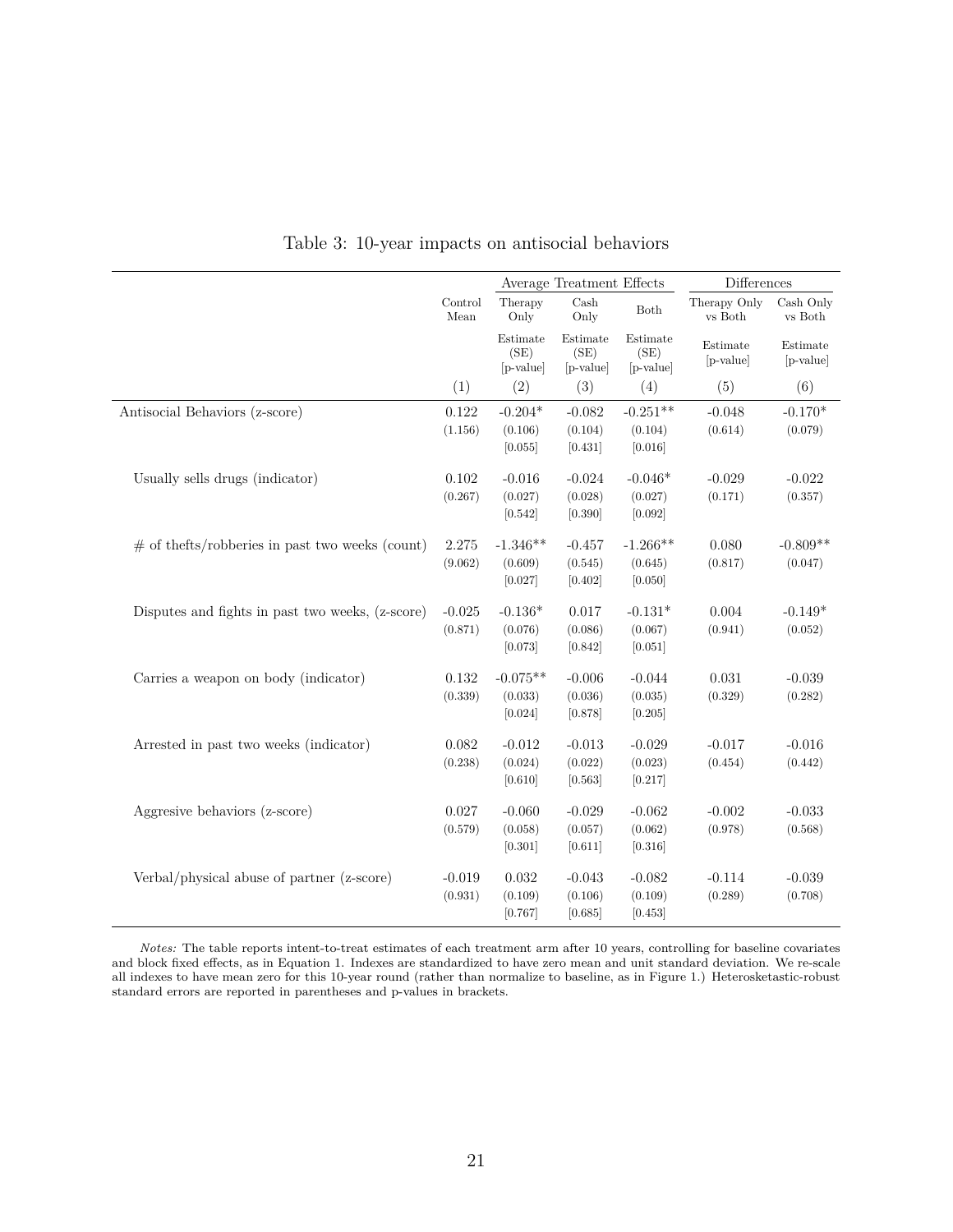Table 3: 10-year impacts on antisocial behaviors

| | Control Mean | Average Treatment Effects: Therapy Only | Cash Only | Both | Differences: Therapy Only vs Both | Cash Only vs Both |
|---|---|---|---|---|---|---|
| | | Estimate (SE) [p-value] | Estimate (SE) [p-value] | Estimate (SE) [p-value] | Estimate [p-value] | Estimate [p-value] |
| | (1) | (2) | (3) | (4) | (5) | (6) |
| Antisocial Behaviors (z-score) | 0.122 | -0.204* | -0.082 | -0.251** | -0.048 | -0.170* |
| | (1.156) | (0.106) | (0.104) | (0.104) | (0.614) | (0.079) |
| | | [0.055] | [0.431] | [0.016] | | |
| Usually sells drugs (indicator) | 0.102 | -0.016 | -0.024 | -0.046* | -0.029 | -0.022 |
| | (0.267) | (0.027) | (0.028) | (0.027) | (0.171) | (0.357) |
| | | [0.542] | [0.390] | [0.092] | | |
| # of thefts/robberies in past two weeks (count) | 2.275 | -1.346** | -0.457 | -1.266** | 0.080 | -0.809** |
| | (9.062) | (0.609) | (0.545) | (0.645) | (0.817) | (0.047) |
| | | [0.027] | [0.402] | [0.050] | | |
| Disputes and fights in past two weeks, (z-score) | -0.025 | -0.136* | 0.017 | -0.131* | 0.004 | -0.149* |
| | (0.871) | (0.076) | (0.086) | (0.067) | (0.941) | (0.052) |
| | | [0.073] | [0.842] | [0.051] | | |
| Carries a weapon on body (indicator) | 0.132 | -0.075** | -0.006 | -0.044 | 0.031 | -0.039 |
| | (0.339) | (0.033) | (0.036) | (0.035) | (0.329) | (0.282) |
| | | [0.024] | [0.878] | [0.205] | | |
| Arrested in past two weeks (indicator) | 0.082 | -0.012 | -0.013 | -0.029 | -0.017 | -0.016 |
| | (0.238) | (0.024) | (0.022) | (0.023) | (0.454) | (0.442) |
| | | [0.610] | [0.563] | [0.217] | | |
| Aggresive behaviors (z-score) | 0.027 | -0.060 | -0.029 | -0.062 | -0.002 | -0.033 |
| | (0.579) | (0.058) | (0.057) | (0.062) | (0.978) | (0.568) |
| | | [0.301] | [0.611] | [0.316] | | |
| Verbal/physical abuse of partner (z-score) | -0.019 | 0.032 | -0.043 | -0.082 | -0.114 | -0.039 |
| | (0.931) | (0.109) | (0.106) | (0.109) | (0.289) | (0.708) |
| | | [0.767] | [0.685] | [0.453] | | |

*Notes:* The table reports intent-to-treat estimates of each treatment arm after 10 years, controlling for baseline covariates and block fixed effects, as in Equation 1. Indexes are standardized to have zero mean and unit standard deviation. We re-scale all indexes to have mean zero for this 10-year round (rather than normalize to baseline, as in Figure 1.) Heterosketastic-robust standard errors are reported in parentheses and p-values in brackets.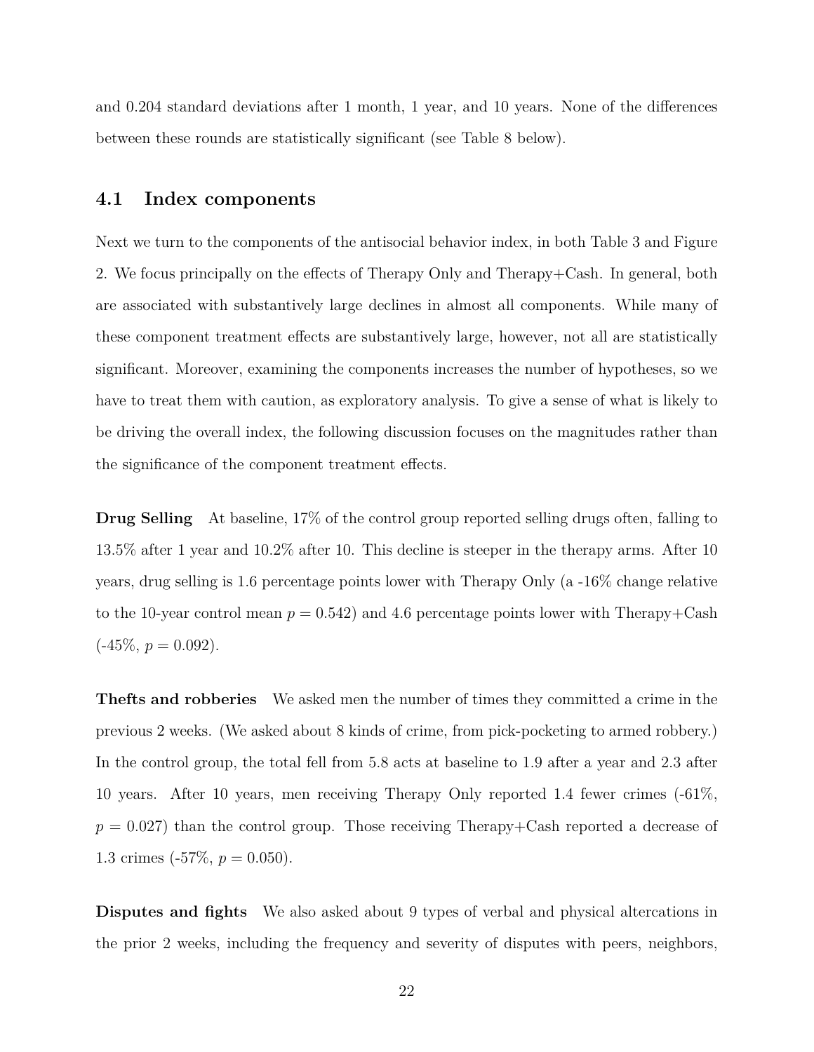and 0.204 standard deviations after 1 month, 1 year, and 10 years. None of the differences between these rounds are statistically significant (see Table 8 below).

## 4.1 Index components

Next we turn to the components of the antisocial behavior index, in both Table 3 and Figure 2. We focus principally on the effects of Therapy Only and Therapy+Cash. In general, both are associated with substantively large declines in almost all components. While many of these component treatment effects are substantively large, however, not all are statistically significant. Moreover, examining the components increases the number of hypotheses, so we have to treat them with caution, as exploratory analysis. To give a sense of what is likely to be driving the overall index, the following discussion focuses on the magnitudes rather than the significance of the component treatment effects.

**Drug Selling** At baseline, 17% of the control group reported selling drugs often, falling to 13.5% after 1 year and 10.2% after 10. This decline is steeper in the therapy arms. After 10 years, drug selling is 1.6 percentage points lower with Therapy Only (a -16% change relative to the 10-year control mean $p = 0.542$) and 4.6 percentage points lower with Therapy+Cash (-45%, $p = 0.092$).

**Thefts and robberies** We asked men the number of times they committed a crime in the previous 2 weeks. (We asked about 8 kinds of crime, from pick-pocketing to armed robbery.) In the control group, the total fell from 5.8 acts at baseline to 1.9 after a year and 2.3 after 10 years. After 10 years, men receiving Therapy Only reported 1.4 fewer crimes (-61%, $p = 0.027$) than the control group. Those receiving Therapy+Cash reported a decrease of 1.3 crimes (-57%, $p = 0.050$).

**Disputes and fights** We also asked about 9 types of verbal and physical altercations in the prior 2 weeks, including the frequency and severity of disputes with peers, neighbors,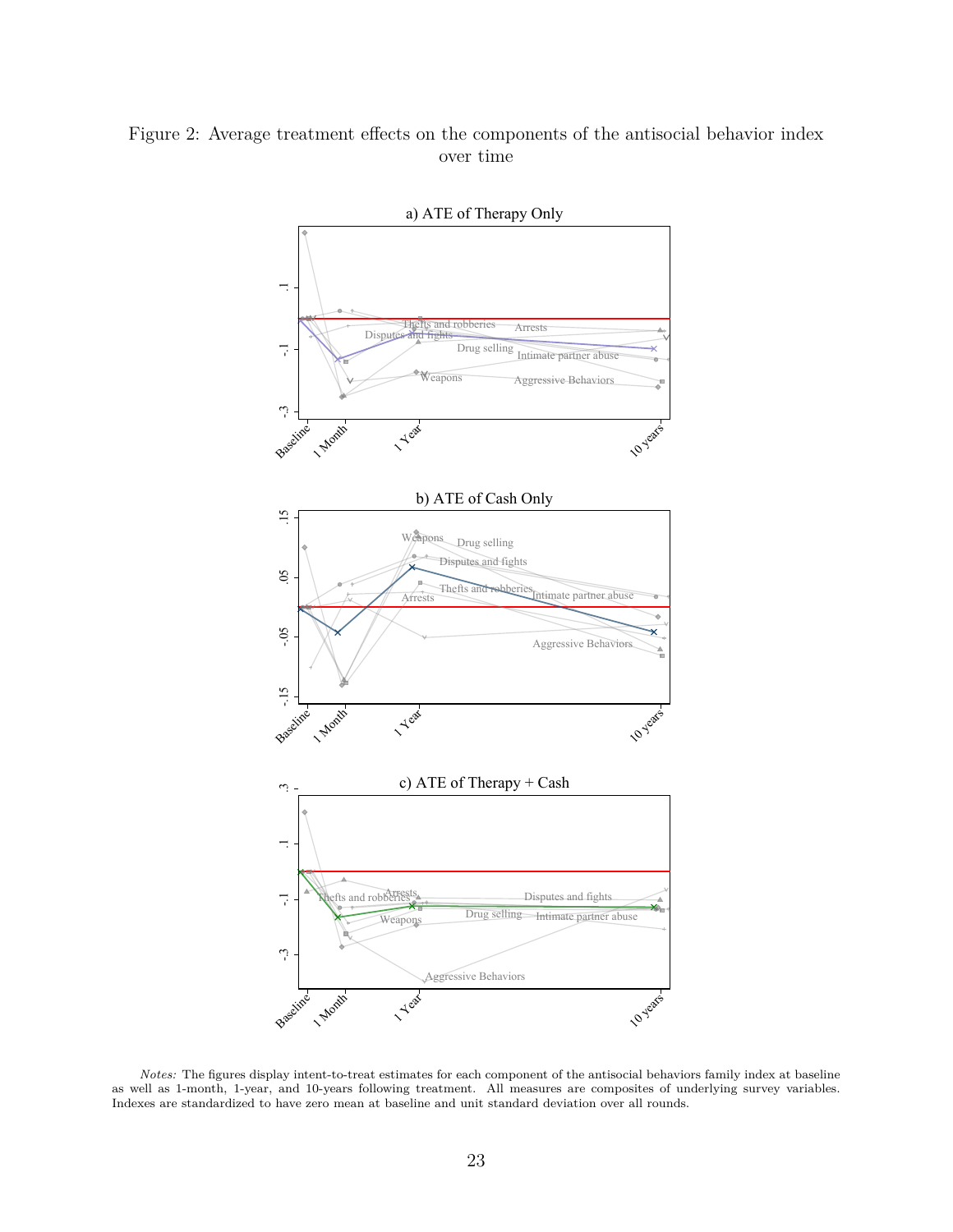Figure 2: Average treatment effects on the components of the antisocial behavior index over time

*Notes:* The figures display intent-to-treat estimates for each component of the antisocial behaviors family index at baseline as well as 1-month, 1-year, and 10-years following treatment. All measures are composites of underlying survey variables. Indexes are standardized to have zero mean at baseline and unit standard deviation over all rounds.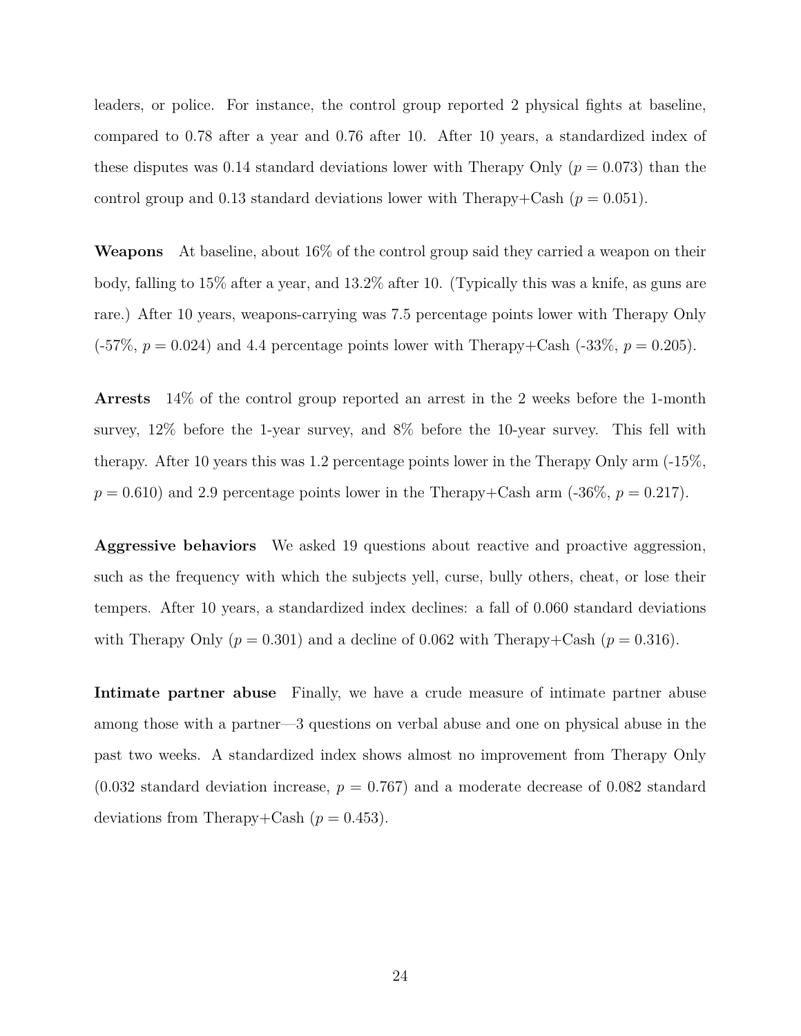leaders, or police. For instance, the control group reported 2 physical fights at baseline, compared to 0.78 after a year and 0.76 after 10. After 10 years, a standardized index of these disputes was 0.14 standard deviations lower with Therapy Only ($p = 0.073$) than the control group and 0.13 standard deviations lower with Therapy+Cash ($p = 0.051$).

**Weapons** At baseline, about 16% of the control group said they carried a weapon on their body, falling to 15% after a year, and 13.2% after 10. (Typically this was a knife, as guns are rare.) After 10 years, weapons-carrying was 7.5 percentage points lower with Therapy Only (-57%, $p = 0.024$) and 4.4 percentage points lower with Therapy+Cash (-33%, $p = 0.205$).

**Arrests** 14% of the control group reported an arrest in the 2 weeks before the 1-month survey, 12% before the 1-year survey, and 8% before the 10-year survey. This fell with therapy. After 10 years this was 1.2 percentage points lower in the Therapy Only arm (-15%, $p = 0.610$) and 2.9 percentage points lower in the Therapy+Cash arm (-36%, $p = 0.217$).

**Aggressive behaviors** We asked 19 questions about reactive and proactive aggression, such as the frequency with which the subjects yell, curse, bully others, cheat, or lose their tempers. After 10 years, a standardized index declines: a fall of 0.060 standard deviations with Therapy Only ($p = 0.301$) and a decline of 0.062 with Therapy+Cash ($p = 0.316$).

**Intimate partner abuse** Finally, we have a crude measure of intimate partner abuse among those with a partner—3 questions on verbal abuse and one on physical abuse in the past two weeks. A standardized index shows almost no improvement from Therapy Only (0.032 standard deviation increase, $p = 0.767$) and a moderate decrease of 0.082 standard deviations from Therapy+Cash ($p = 0.453$).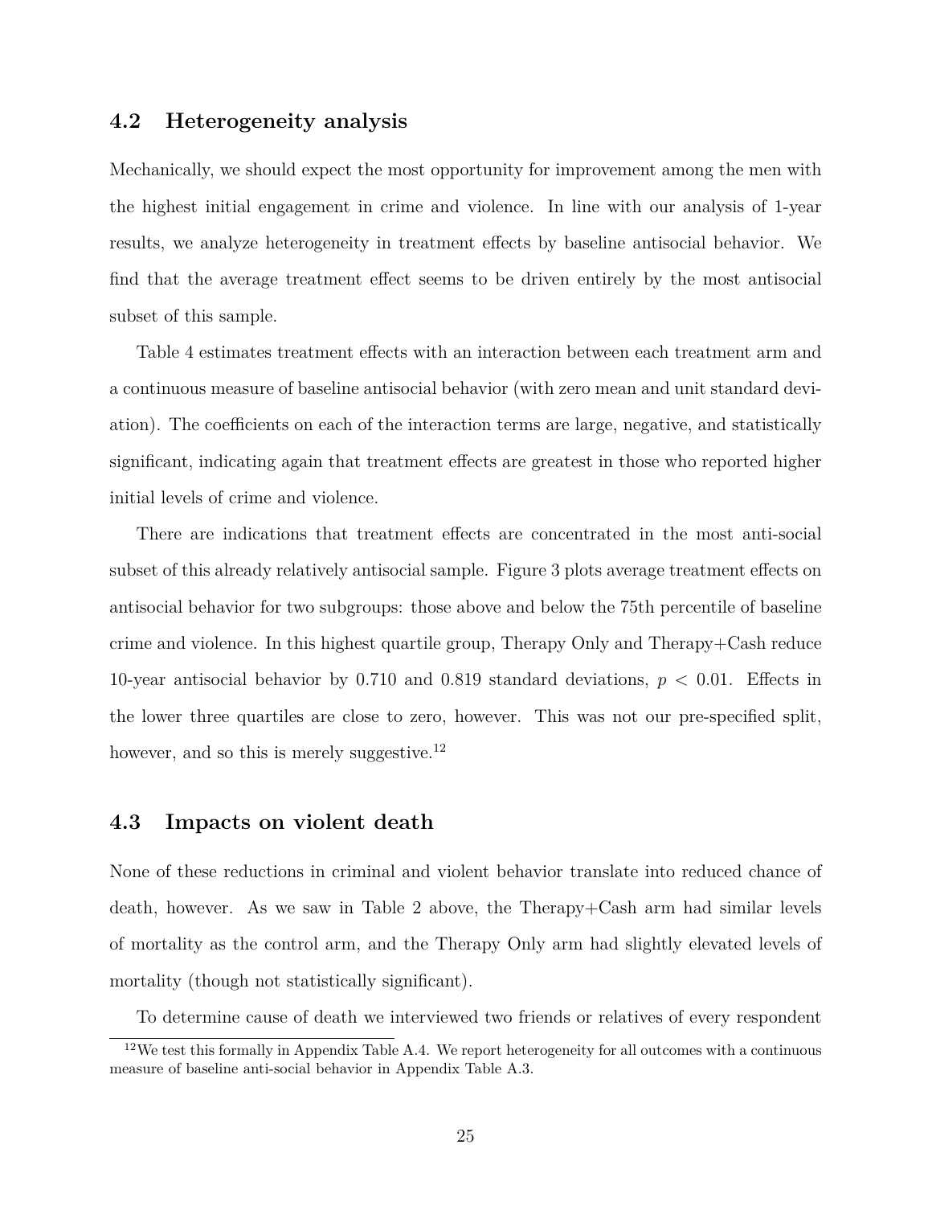### 4.2 Heterogeneity analysis

Mechanically, we should expect the most opportunity for improvement among the men with the highest initial engagement in crime and violence. In line with our analysis of 1-year results, we analyze heterogeneity in treatment effects by baseline antisocial behavior. We find that the average treatment effect seems to be driven entirely by the most antisocial subset of this sample.

Table 4 estimates treatment effects with an interaction between each treatment arm and a continuous measure of baseline antisocial behavior (with zero mean and unit standard deviation). The coefficients on each of the interaction terms are large, negative, and statistically significant, indicating again that treatment effects are greatest in those who reported higher initial levels of crime and violence.

There are indications that treatment effects are concentrated in the most anti-social subset of this already relatively antisocial sample. Figure 3 plots average treatment effects on antisocial behavior for two subgroups: those above and below the 75th percentile of baseline crime and violence. In this highest quartile group, Therapy Only and Therapy+Cash reduce 10-year antisocial behavior by 0.710 and 0.819 standard deviations, $p < 0.01$. Effects in the lower three quartiles are close to zero, however. This was not our pre-specified split, however, and so this is merely suggestive.[12]

### 4.3 Impacts on violent death

None of these reductions in criminal and violent behavior translate into reduced chance of death, however. As we saw in Table 2 above, the Therapy+Cash arm had similar levels of mortality as the control arm, and the Therapy Only arm had slightly elevated levels of mortality (though not statistically significant).

To determine cause of death we interviewed two friends or relatives of every respondent

[12] We test this formally in Appendix Table A.4. We report heterogeneity for all outcomes with a continuous measure of baseline anti-social behavior in Appendix Table A.3.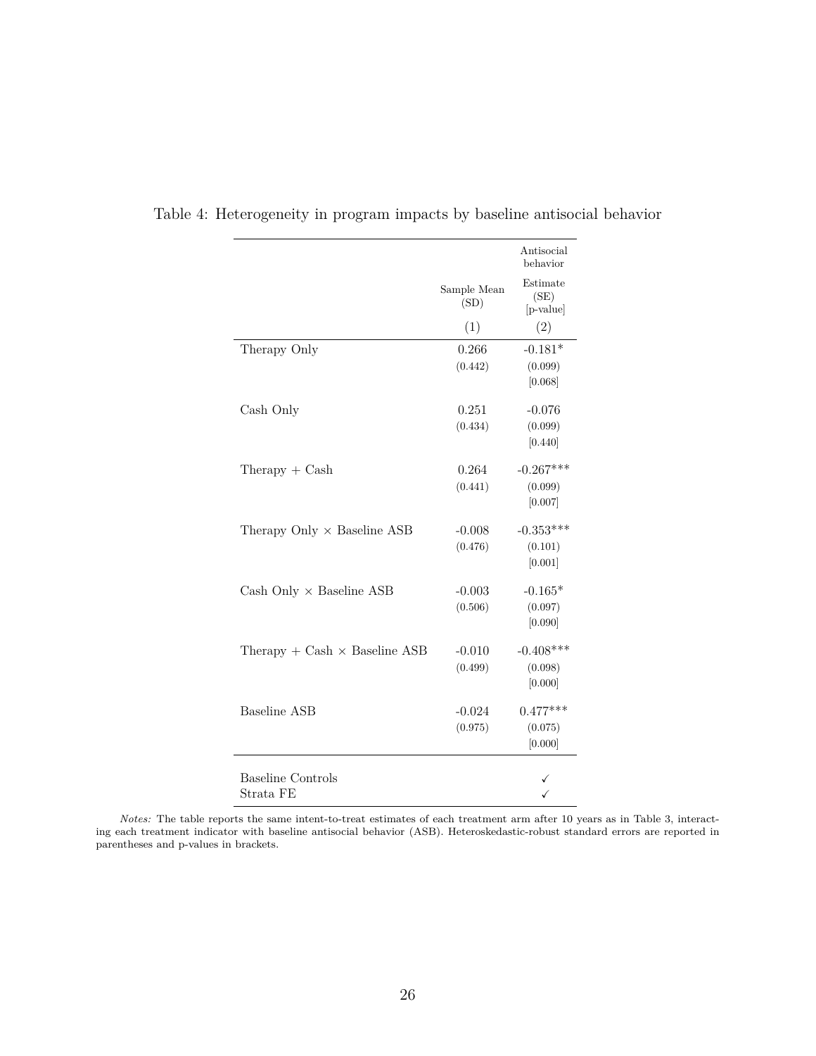Table 4: Heterogeneity in program impacts by baseline antisocial behavior

| | Sample Mean (SD) | Antisocial behavior Estimate (SE) [p-value] |
|---|---|---|
| | (1) | (2) |
| Therapy Only | 0.266 | -0.181* |
| | (0.442) | (0.099) |
| | | [0.068] |
| Cash Only | 0.251 | -0.076 |
| | (0.434) | (0.099) |
| | | [0.440] |
| Therapy + Cash | 0.264 | -0.267*** |
| | (0.441) | (0.099) |
| | | [0.007] |
| Therapy Only × Baseline ASB | -0.008 | -0.353*** |
| | (0.476) | (0.101) |
| | | [0.001] |
| Cash Only × Baseline ASB | -0.003 | -0.165* |
| | (0.506) | (0.097) |
| | | [0.090] |
| Therapy + Cash × Baseline ASB | -0.010 | -0.408*** |
| | (0.499) | (0.098) |
| | | [0.000] |
| Baseline ASB | -0.024 | 0.477*** |
| | (0.975) | (0.075) |
| | | [0.000] |
| Baseline Controls | | ✓ |
| Strata FE | | ✓ |

*Notes:* The table reports the same intent-to-treat estimates of each treatment arm after 10 years as in Table 3, interacting each treatment indicator with baseline antisocial behavior (ASB). Heteroskedastic-robust standard errors are reported in parentheses and p-values in brackets.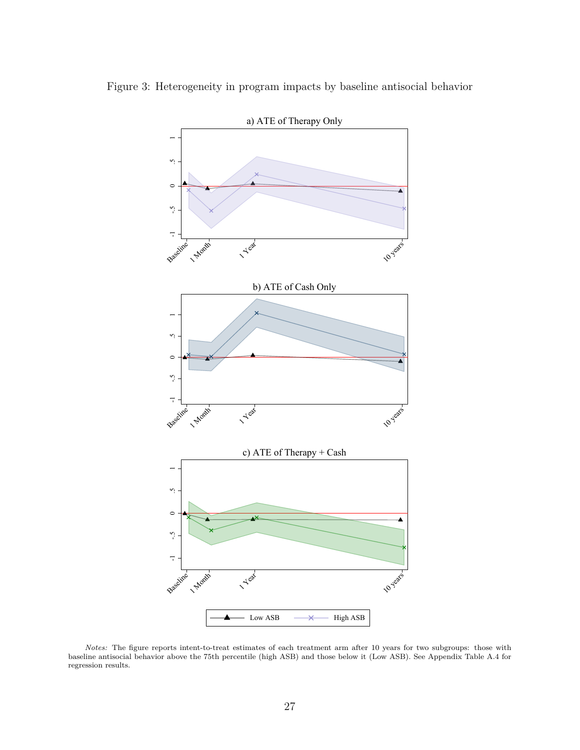Figure 3: Heterogeneity in program impacts by baseline antisocial behavior

*Notes:* The figure reports intent-to-treat estimates of each treatment arm after 10 years for two subgroups: those with baseline antisocial behavior above the 75th percentile (high ASB) and those below it (Low ASB). See Appendix Table A.4 for regression results.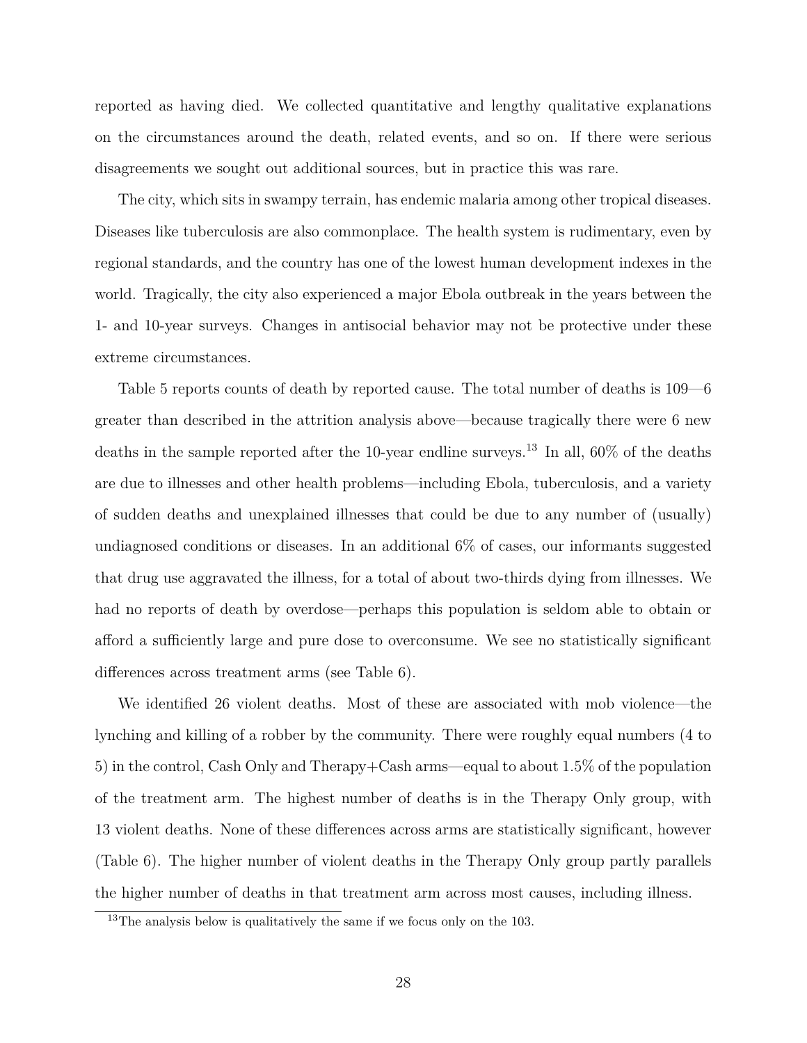reported as having died. We collected quantitative and lengthy qualitative explanations on the circumstances around the death, related events, and so on. If there were serious disagreements we sought out additional sources, but in practice this was rare.

The city, which sits in swampy terrain, has endemic malaria among other tropical diseases. Diseases like tuberculosis are also commonplace. The health system is rudimentary, even by regional standards, and the country has one of the lowest human development indexes in the world. Tragically, the city also experienced a major Ebola outbreak in the years between the 1- and 10-year surveys. Changes in antisocial behavior may not be protective under these extreme circumstances.

Table 5 reports counts of death by reported cause. The total number of deaths is 109—6 greater than described in the attrition analysis above—because tragically there were 6 new deaths in the sample reported after the 10-year endline surveys.[13] In all, 60% of the deaths are due to illnesses and other health problems—including Ebola, tuberculosis, and a variety of sudden deaths and unexplained illnesses that could be due to any number of (usually) undiagnosed conditions or diseases. In an additional 6% of cases, our informants suggested that drug use aggravated the illness, for a total of about two-thirds dying from illnesses. We had no reports of death by overdose—perhaps this population is seldom able to obtain or afford a sufficiently large and pure dose to overconsume. We see no statistically significant differences across treatment arms (see Table 6).

We identified 26 violent deaths. Most of these are associated with mob violence—the lynching and killing of a robber by the community. There were roughly equal numbers (4 to 5) in the control, Cash Only and Therapy+Cash arms—equal to about 1.5% of the population of the treatment arm. The highest number of deaths is in the Therapy Only group, with 13 violent deaths. None of these differences across arms are statistically significant, however (Table 6). The higher number of violent deaths in the Therapy Only group partly parallels the higher number of deaths in that treatment arm across most causes, including illness.

[13] The analysis below is qualitatively the same if we focus only on the 103.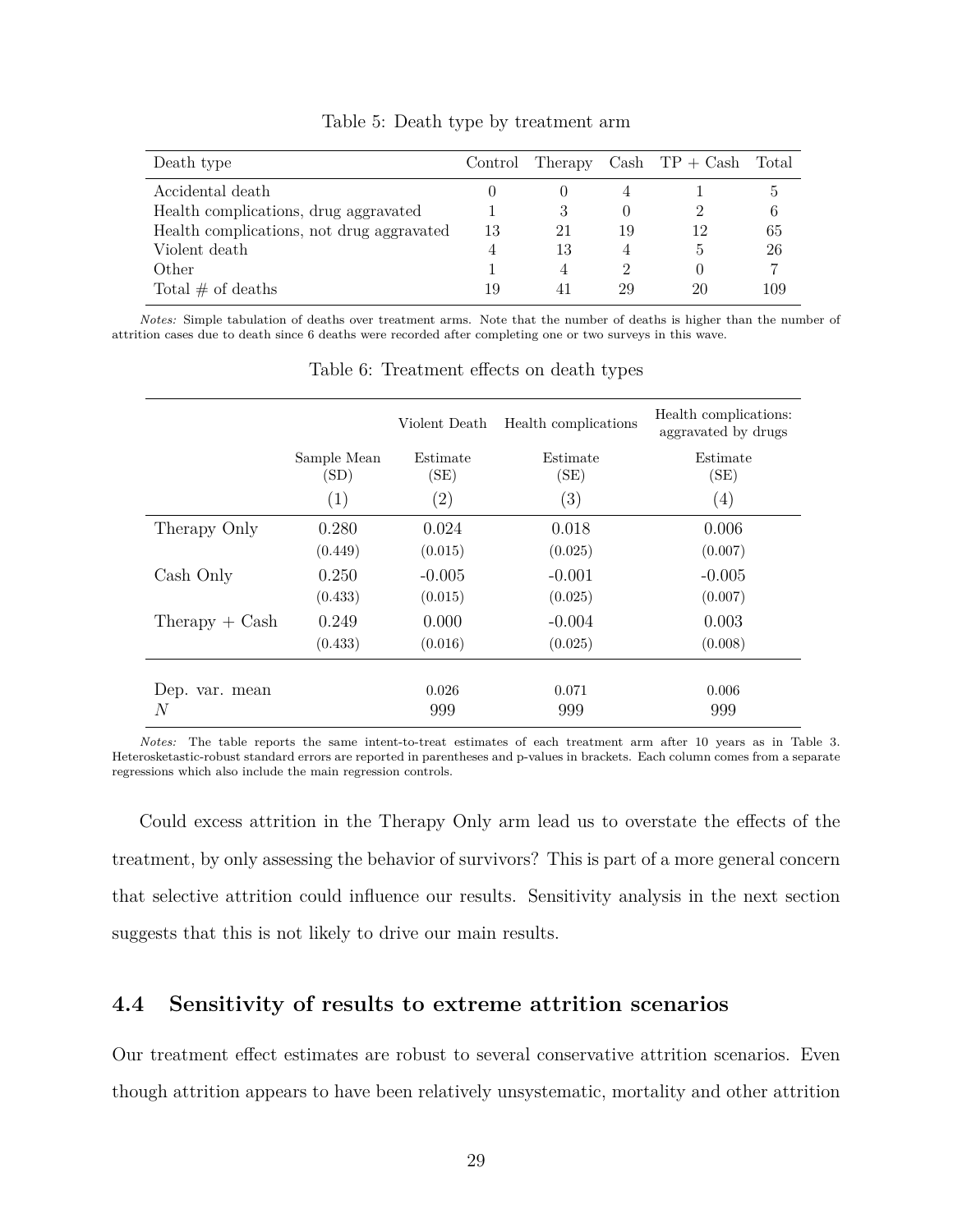Table 5: Death type by treatment arm

| Death type | Control | Therapy | Cash | TP + Cash | Total |
|---|---|---|---|---|---|
| Accidental death | 0 | 0 | 4 | 1 | 5 |
| Health complications, drug aggravated | 1 | 3 | 0 | 2 | 6 |
| Health complications, not drug aggravated | 13 | 21 | 19 | 12 | 65 |
| Violent death | 4 | 13 | 4 | 5 | 26 |
| Other | 1 | 4 | 2 | 0 | 7 |
| Total # of deaths | 19 | 41 | 29 | 20 | 109 |

*Notes:* Simple tabulation of deaths over treatment arms. Note that the number of deaths is higher than the number of attrition cases due to death since 6 deaths were recorded after completing one or two surveys in this wave.

Table 6: Treatment effects on death types

| | | Violent Death | Health complications | Health complications: aggravated by drugs |
|---|---|---|---|---|
| | Sample Mean (SD) | Estimate (SE) | Estimate (SE) | Estimate (SE) |
| | (1) | (2) | (3) | (4) |
| Therapy Only | 0.280 | 0.024 | 0.018 | 0.006 |
| | (0.449) | (0.015) | (0.025) | (0.007) |
| Cash Only | 0.250 | -0.005 | -0.001 | -0.005 |
| | (0.433) | (0.015) | (0.025) | (0.007) |
| Therapy + Cash | 0.249 | 0.000 | -0.004 | 0.003 |
| | (0.433) | (0.016) | (0.025) | (0.008) |
| Dep. var. mean | | 0.026 | 0.071 | 0.006 |
| $N$ | | 999 | 999 | 999 |

*Notes:* The table reports the same intent-to-treat estimates of each treatment arm after 10 years as in Table 3. Heterosketastic-robust standard errors are reported in parentheses and p-values in brackets. Each column comes from a separate regressions which also include the main regression controls.

Could excess attrition in the Therapy Only arm lead us to overstate the effects of the treatment, by only assessing the behavior of survivors? This is part of a more general concern that selective attrition could influence our results. Sensitivity analysis in the next section suggests that this is not likely to drive our main results.

## 4.4 Sensitivity of results to extreme attrition scenarios

Our treatment effect estimates are robust to several conservative attrition scenarios. Even though attrition appears to have been relatively unsystematic, mortality and other attrition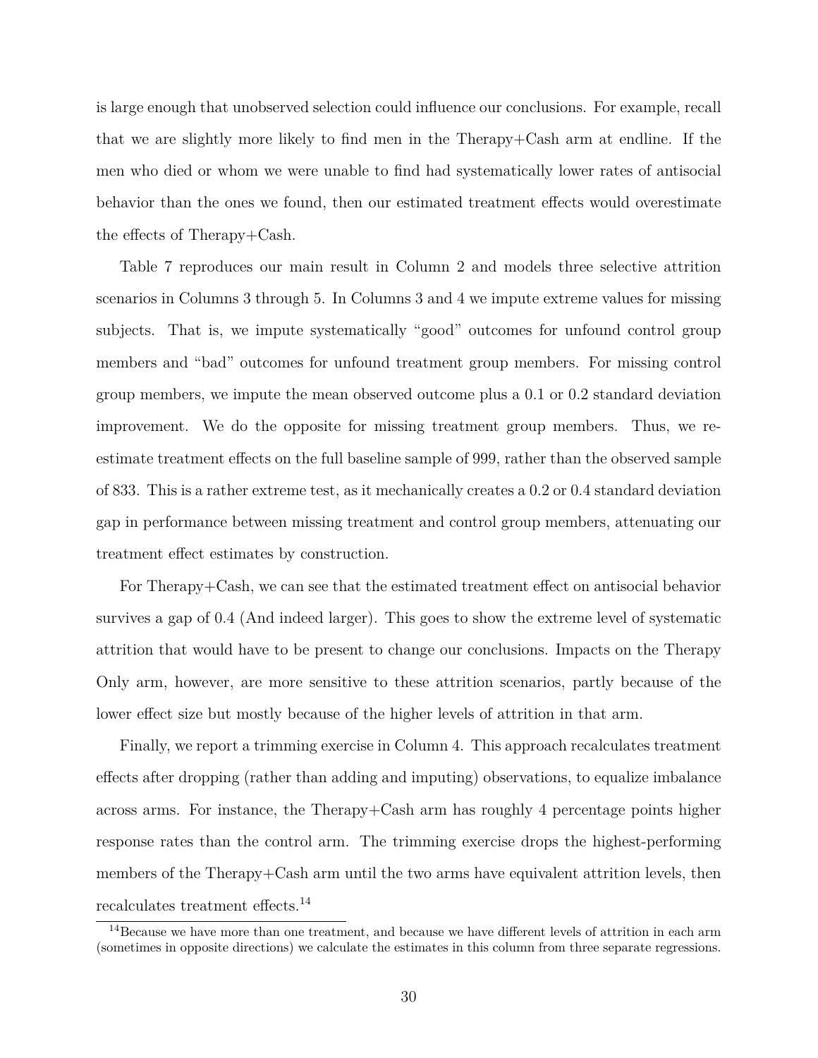is large enough that unobserved selection could influence our conclusions. For example, recall that we are slightly more likely to find men in the Therapy+Cash arm at endline. If the men who died or whom we were unable to find had systematically lower rates of antisocial behavior than the ones we found, then our estimated treatment effects would overestimate the effects of Therapy+Cash.

Table 7 reproduces our main result in Column 2 and models three selective attrition scenarios in Columns 3 through 5. In Columns 3 and 4 we impute extreme values for missing subjects. That is, we impute systematically "good" outcomes for unfound control group members and "bad" outcomes for unfound treatment group members. For missing control group members, we impute the mean observed outcome plus a 0.1 or 0.2 standard deviation improvement. We do the opposite for missing treatment group members. Thus, we re-estimate treatment effects on the full baseline sample of 999, rather than the observed sample of 833. This is a rather extreme test, as it mechanically creates a 0.2 or 0.4 standard deviation gap in performance between missing treatment and control group members, attenuating our treatment effect estimates by construction.

For Therapy+Cash, we can see that the estimated treatment effect on antisocial behavior survives a gap of 0.4 (And indeed larger). This goes to show the extreme level of systematic attrition that would have to be present to change our conclusions. Impacts on the Therapy Only arm, however, are more sensitive to these attrition scenarios, partly because of the lower effect size but mostly because of the higher levels of attrition in that arm.

Finally, we report a trimming exercise in Column 4. This approach recalculates treatment effects after dropping (rather than adding and imputing) observations, to equalize imbalance across arms. For instance, the Therapy+Cash arm has roughly 4 percentage points higher response rates than the control arm. The trimming exercise drops the highest-performing members of the Therapy+Cash arm until the two arms have equivalent attrition levels, then recalculates treatment effects.[14]

[14]Because we have more than one treatment, and because we have different levels of attrition in each arm (sometimes in opposite directions) we calculate the estimates in this column from three separate regressions.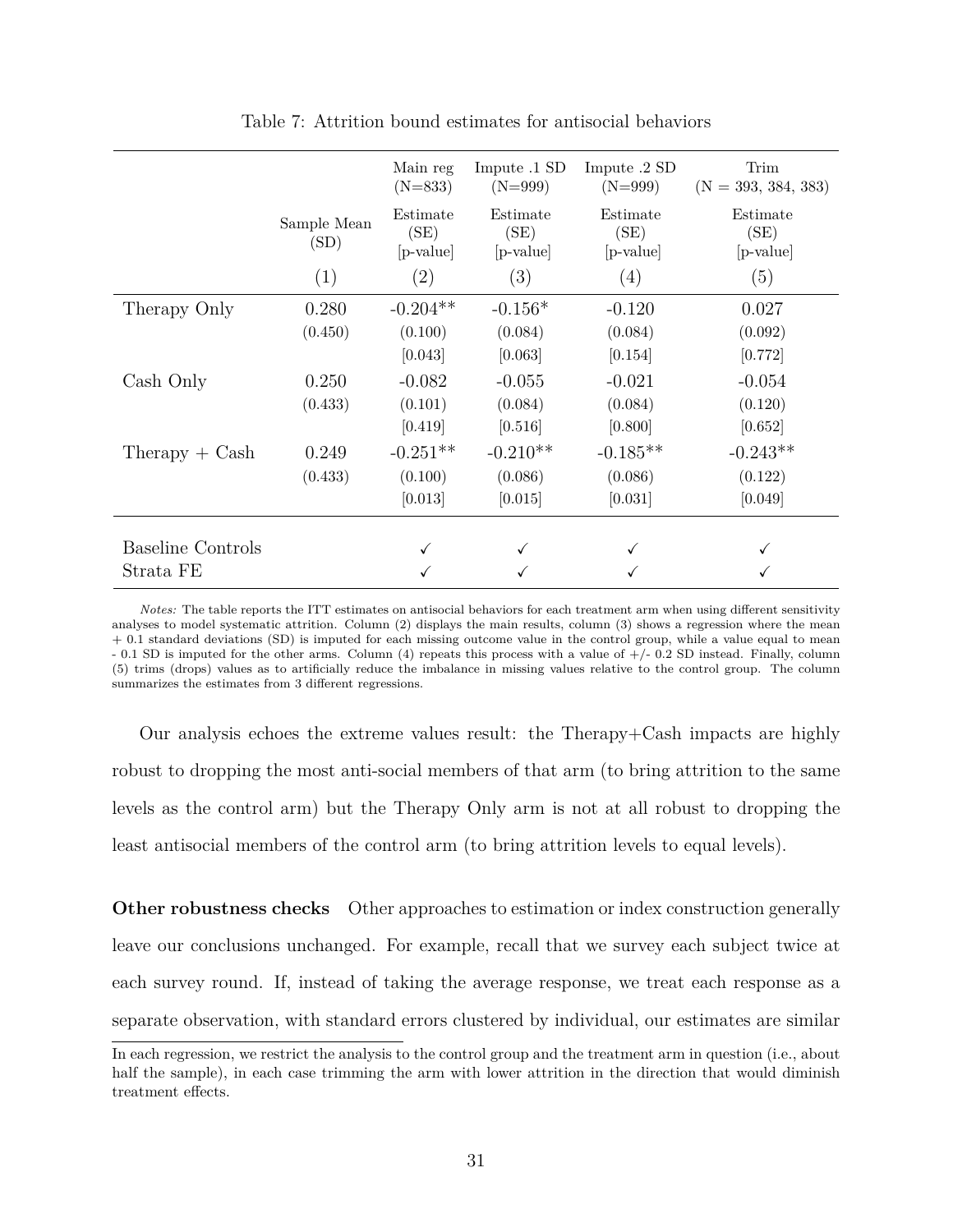Table 7: Attrition bound estimates for antisocial behaviors

| | | Main reg (N=833) | Impute .1 SD (N=999) | Impute .2 SD (N=999) | Trim (N = 393, 384, 383) |
|---|---|---|---|---|---|
| | Sample Mean (SD) | Estimate (SE) [p-value] | Estimate (SE) [p-value] | Estimate (SE) [p-value] | Estimate (SE) [p-value] |
| | (1) | (2) | (3) | (4) | (5) |
| Therapy Only | 0.280 | -0.204** | -0.156* | -0.120 | 0.027 |
| | (0.450) | (0.100) | (0.084) | (0.084) | (0.092) |
| | | [0.043] | [0.063] | [0.154] | [0.772] |
| Cash Only | 0.250 | -0.082 | -0.055 | -0.021 | -0.054 |
| | (0.433) | (0.101) | (0.084) | (0.084) | (0.120) |
| | | [0.419] | [0.516] | [0.800] | [0.652] |
| Therapy + Cash | 0.249 | -0.251** | -0.210** | -0.185** | -0.243** |
| | (0.433) | (0.100) | (0.086) | (0.086) | (0.122) |
| | | [0.013] | [0.015] | [0.031] | [0.049] |
| Baseline Controls | | ✓ | ✓ | ✓ | ✓ |
| Strata FE | | ✓ | ✓ | ✓ | ✓ |

*Notes:* The table reports the ITT estimates on antisocial behaviors for each treatment arm when using different sensitivity analyses to model systematic attrition. Column (2) displays the main results, column (3) shows a regression where the mean + 0.1 standard deviations (SD) is imputed for each missing outcome value in the control group, while a value equal to mean - 0.1 SD is imputed for the other arms. Column (4) repeats this process with a value of +/- 0.2 SD instead. Finally, column (5) trims (drops) values as to artificially reduce the imbalance in missing values relative to the control group. The column summarizes the estimates from 3 different regressions.

Our analysis echoes the extreme values result: the Therapy+Cash impacts are highly robust to dropping the most anti-social members of that arm (to bring attrition to the same levels as the control arm) but the Therapy Only arm is not at all robust to dropping the least antisocial members of the control arm (to bring attrition levels to equal levels).

**Other robustness checks** Other approaches to estimation or index construction generally leave our conclusions unchanged. For example, recall that we survey each subject twice at each survey round. If, instead of taking the average response, we treat each response as a separate observation, with standard errors clustered by individual, our estimates are similar

In each regression, we restrict the analysis to the control group and the treatment arm in question (i.e., about half the sample), in each case trimming the arm with lower attrition in the direction that would diminish treatment effects.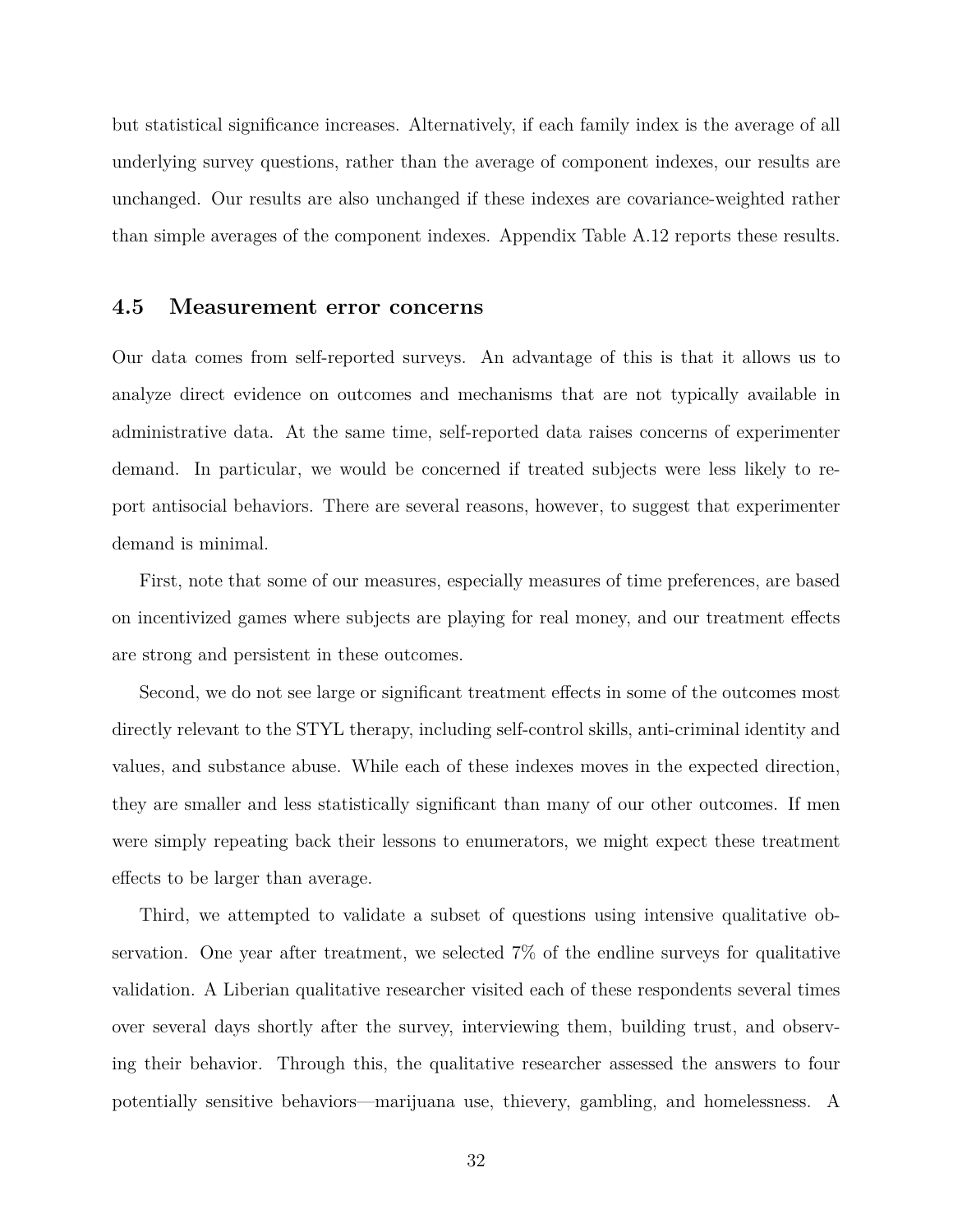but statistical significance increases. Alternatively, if each family index is the average of all underlying survey questions, rather than the average of component indexes, our results are unchanged. Our results are also unchanged if these indexes are covariance-weighted rather than simple averages of the component indexes. Appendix Table A.12 reports these results.

### 4.5 Measurement error concerns

Our data comes from self-reported surveys. An advantage of this is that it allows us to analyze direct evidence on outcomes and mechanisms that are not typically available in administrative data. At the same time, self-reported data raises concerns of experimenter demand. In particular, we would be concerned if treated subjects were less likely to report antisocial behaviors. There are several reasons, however, to suggest that experimenter demand is minimal.

First, note that some of our measures, especially measures of time preferences, are based on incentivized games where subjects are playing for real money, and our treatment effects are strong and persistent in these outcomes.

Second, we do not see large or significant treatment effects in some of the outcomes most directly relevant to the STYL therapy, including self-control skills, anti-criminal identity and values, and substance abuse. While each of these indexes moves in the expected direction, they are smaller and less statistically significant than many of our other outcomes. If men were simply repeating back their lessons to enumerators, we might expect these treatment effects to be larger than average.

Third, we attempted to validate a subset of questions using intensive qualitative observation. One year after treatment, we selected 7% of the endline surveys for qualitative validation. A Liberian qualitative researcher visited each of these respondents several times over several days shortly after the survey, interviewing them, building trust, and observing their behavior. Through this, the qualitative researcher assessed the answers to four potentially sensitive behaviors—marijuana use, thievery, gambling, and homelessness. A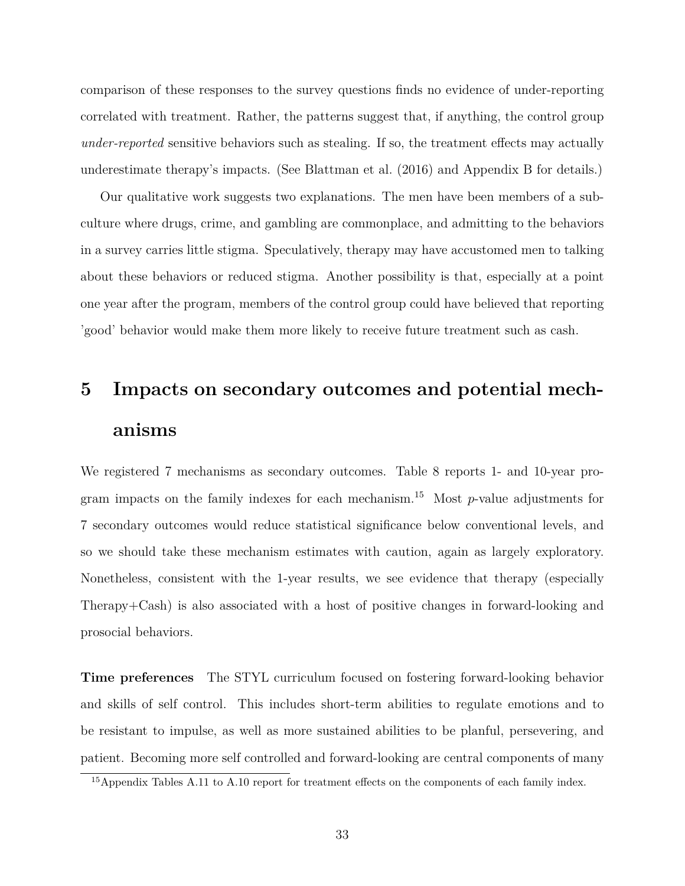comparison of these responses to the survey questions finds no evidence of under-reporting correlated with treatment. Rather, the patterns suggest that, if anything, the control group *under-reported* sensitive behaviors such as stealing. If so, the treatment effects may actually underestimate therapy's impacts. (See Blattman et al. (2016) and Appendix B for details.)

Our qualitative work suggests two explanations. The men have been members of a subculture where drugs, crime, and gambling are commonplace, and admitting to the behaviors in a survey carries little stigma. Speculatively, therapy may have accustomed men to talking about these behaviors or reduced stigma. Another possibility is that, especially at a point one year after the program, members of the control group could have believed that reporting 'good' behavior would make them more likely to receive future treatment such as cash.

# 5 Impacts on secondary outcomes and potential mechanisms

We registered 7 mechanisms as secondary outcomes. Table 8 reports 1- and 10-year program impacts on the family indexes for each mechanism.[15] Most $p$-value adjustments for 7 secondary outcomes would reduce statistical significance below conventional levels, and so we should take these mechanism estimates with caution, again as largely exploratory. Nonetheless, consistent with the 1-year results, we see evidence that therapy (especially Therapy+Cash) is also associated with a host of positive changes in forward-looking and prosocial behaviors.

**Time preferences** The STYL curriculum focused on fostering forward-looking behavior and skills of self control. This includes short-term abilities to regulate emotions and to be resistant to impulse, as well as more sustained abilities to be planful, persevering, and patient. Becoming more self controlled and forward-looking are central components of many

[15] Appendix Tables A.11 to A.10 report for treatment effects on the components of each family index.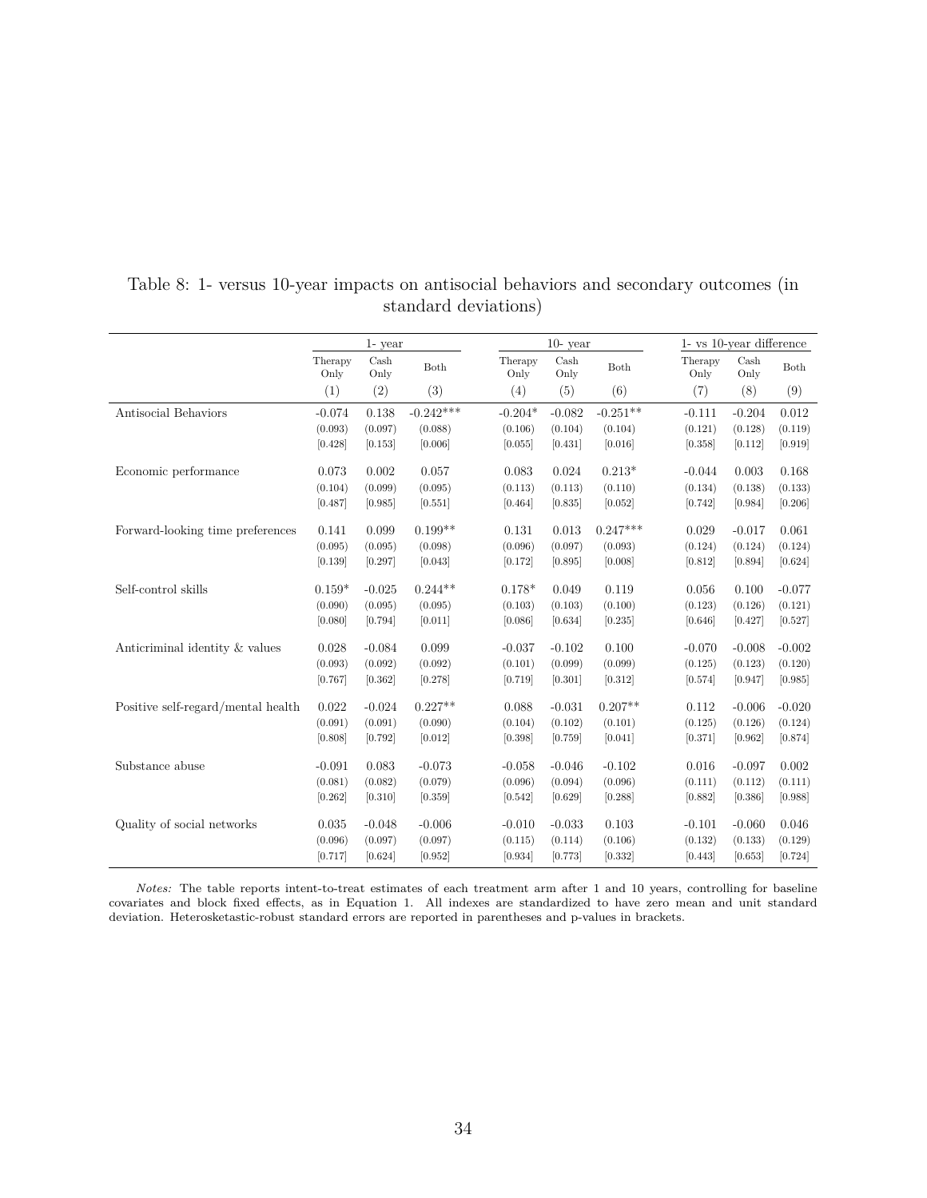Table 8: 1- versus 10-year impacts on antisocial behaviors and secondary outcomes (in standard deviations)

| | 1- year | | | 10- year | | | 1- vs 10-year difference | | |
|---|---|---|---|---|---|---|---|---|---|
| | Therapy Only | Cash Only | Both | Therapy Only | Cash Only | Both | Therapy Only | Cash Only | Both |
| | (1) | (2) | (3) | (4) | (5) | (6) | (7) | (8) | (9) |
| Antisocial Behaviors | -0.074 | 0.138 | -0.242*** | -0.204* | -0.082 | -0.251** | -0.111 | -0.204 | 0.012 |
| | (0.093) | (0.097) | (0.088) | (0.106) | (0.104) | (0.104) | (0.121) | (0.128) | (0.119) |
| | [0.428] | [0.153] | [0.006] | [0.055] | [0.431] | [0.016] | [0.358] | [0.112] | [0.919] |
| Economic performance | 0.073 | 0.002 | 0.057 | 0.083 | 0.024 | 0.213* | -0.044 | 0.003 | 0.168 |
| | (0.104) | (0.099) | (0.095) | (0.113) | (0.113) | (0.110) | (0.134) | (0.138) | (0.133) |
| | [0.487] | [0.985] | [0.551] | [0.464] | [0.835] | [0.052] | [0.742] | [0.984] | [0.206] |
| Forward-looking time preferences | 0.141 | 0.099 | 0.199** | 0.131 | 0.013 | 0.247*** | 0.029 | -0.017 | 0.061 |
| | (0.095) | (0.095) | (0.098) | (0.096) | (0.097) | (0.093) | (0.124) | (0.124) | (0.124) |
| | [0.139] | [0.297] | [0.043] | [0.172] | [0.895] | [0.008] | [0.812] | [0.894] | [0.624] |
| Self-control skills | 0.159* | -0.025 | 0.244** | 0.178* | 0.049 | 0.119 | 0.056 | 0.100 | -0.077 |
| | (0.090) | (0.095) | (0.095) | (0.103) | (0.103) | (0.100) | (0.123) | (0.126) | (0.121) |
| | [0.080] | [0.794] | [0.011] | [0.086] | [0.634] | [0.235] | [0.646] | [0.427] | [0.527] |
| Anticriminal identity & values | 0.028 | -0.084 | 0.099 | -0.037 | -0.102 | 0.100 | -0.070 | -0.008 | -0.002 |
| | (0.093) | (0.092) | (0.092) | (0.101) | (0.099) | (0.099) | (0.125) | (0.123) | (0.120) |
| | [0.767] | [0.362] | [0.278] | [0.719] | [0.301] | [0.312] | [0.574] | [0.947] | [0.985] |
| Positive self-regard/mental health | 0.022 | -0.024 | 0.227** | 0.088 | -0.031 | 0.207** | 0.112 | -0.006 | -0.020 |
| | (0.091) | (0.091) | (0.090) | (0.104) | (0.102) | (0.101) | (0.125) | (0.126) | (0.124) |
| | [0.808] | [0.792] | [0.012] | [0.398] | [0.759] | [0.041] | [0.371] | [0.962] | [0.874] |
| Substance abuse | -0.091 | 0.083 | -0.073 | -0.058 | -0.046 | -0.102 | 0.016 | -0.097 | 0.002 |
| | (0.081) | (0.082) | (0.079) | (0.096) | (0.094) | (0.096) | (0.111) | (0.112) | (0.111) |
| | [0.262] | [0.310] | [0.359] | [0.542] | [0.629] | [0.288] | [0.882] | [0.386] | [0.988] |
| Quality of social networks | 0.035 | -0.048 | -0.006 | -0.010 | -0.033 | 0.103 | -0.101 | -0.060 | 0.046 |
| | (0.096) | (0.097) | (0.097) | (0.115) | (0.114) | (0.106) | (0.132) | (0.133) | (0.129) |
| | [0.717] | [0.624] | [0.952] | [0.934] | [0.773] | [0.332] | [0.443] | [0.653] | [0.724] |

*Notes:* The table reports intent-to-treat estimates of each treatment arm after 1 and 10 years, controlling for baseline covariates and block fixed effects, as in Equation 1. All indexes are standardized to have zero mean and unit standard deviation. Heterosketastic-robust standard errors are reported in parentheses and p-values in brackets.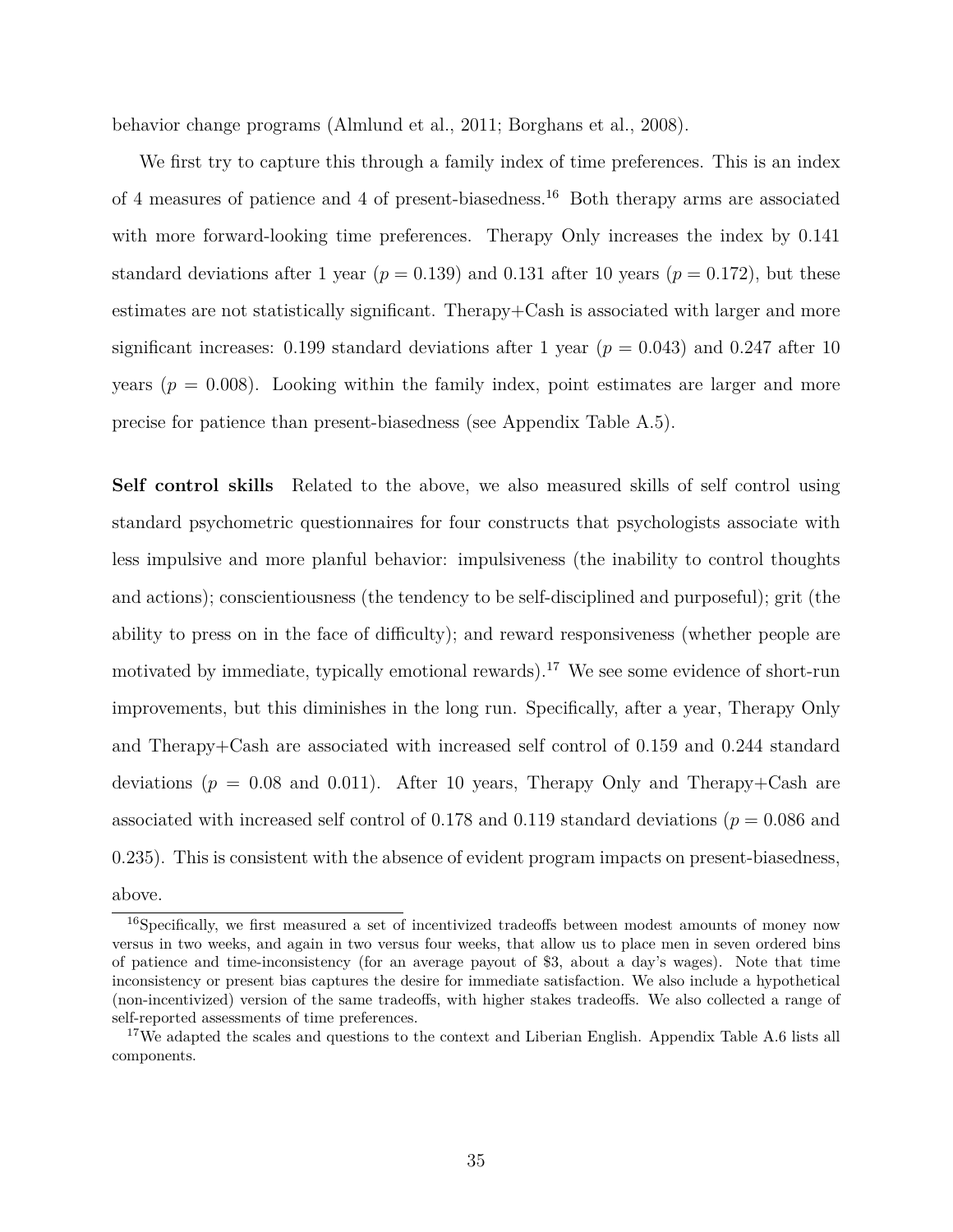behavior change programs (Almlund et al., 2011; Borghans et al., 2008).

We first try to capture this through a family index of time preferences. This is an index of 4 measures of patience and 4 of present-biasedness.[16] Both therapy arms are associated with more forward-looking time preferences. Therapy Only increases the index by 0.141 standard deviations after 1 year ($p = 0.139$) and 0.131 after 10 years ($p = 0.172$), but these estimates are not statistically significant. Therapy+Cash is associated with larger and more significant increases: 0.199 standard deviations after 1 year ($p = 0.043$) and 0.247 after 10 years ($p = 0.008$). Looking within the family index, point estimates are larger and more precise for patience than present-biasedness (see Appendix Table A.5).

**Self control skills** Related to the above, we also measured skills of self control using standard psychometric questionnaires for four constructs that psychologists associate with less impulsive and more planful behavior: impulsiveness (the inability to control thoughts and actions); conscientiousness (the tendency to be self-disciplined and purposeful); grit (the ability to press on in the face of difficulty); and reward responsiveness (whether people are motivated by immediate, typically emotional rewards).[17] We see some evidence of short-run improvements, but this diminishes in the long run. Specifically, after a year, Therapy Only and Therapy+Cash are associated with increased self control of 0.159 and 0.244 standard deviations ($p = 0.08$ and 0.011). After 10 years, Therapy Only and Therapy+Cash are associated with increased self control of 0.178 and 0.119 standard deviations ($p = 0.086$ and 0.235). This is consistent with the absence of evident program impacts on present-biasedness, above.

[16] Specifically, we first measured a set of incentivized tradeoffs between modest amounts of money now versus in two weeks, and again in two versus four weeks, that allow us to place men in seven ordered bins of patience and time-inconsistency (for an average payout of $3, about a day's wages). Note that time inconsistency or present bias captures the desire for immediate satisfaction. We also include a hypothetical (non-incentivized) version of the same tradeoffs, with higher stakes tradeoffs. We also collected a range of self-reported assessments of time preferences.

[17] We adapted the scales and questions to the context and Liberian English. Appendix Table A.6 lists all components.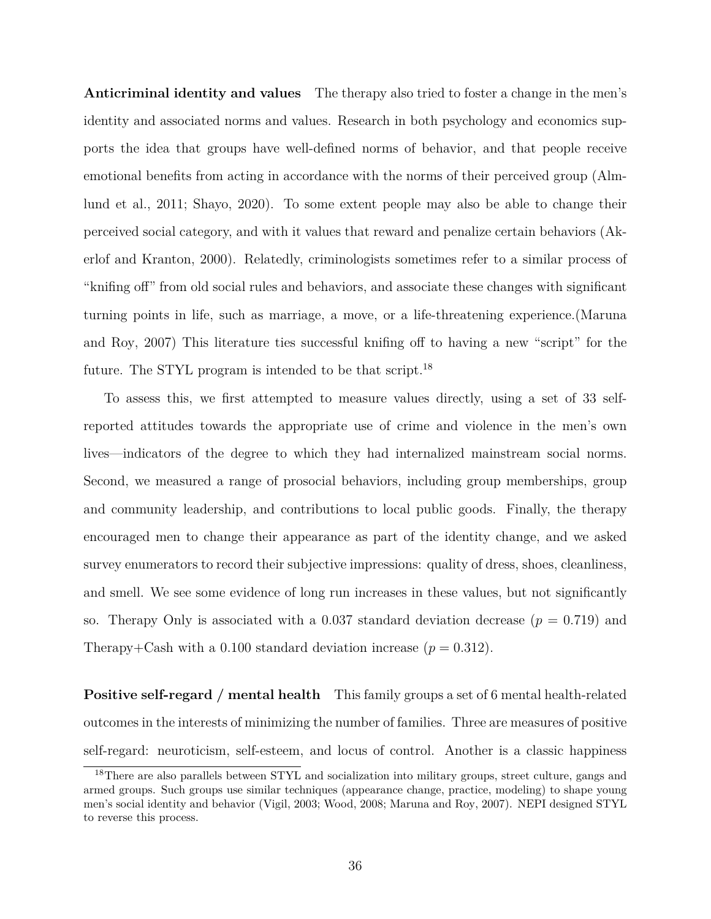**Anticriminal identity and values** The therapy also tried to foster a change in the men's identity and associated norms and values. Research in both psychology and economics supports the idea that groups have well-defined norms of behavior, and that people receive emotional benefits from acting in accordance with the norms of their perceived group (Almlund et al., 2011; Shayo, 2020). To some extent people may also be able to change their perceived social category, and with it values that reward and penalize certain behaviors (Akerlof and Kranton, 2000). Relatedly, criminologists sometimes refer to a similar process of "knifing off" from old social rules and behaviors, and associate these changes with significant turning points in life, such as marriage, a move, or a life-threatening experience.(Maruna and Roy, 2007) This literature ties successful knifing off to having a new "script" for the future. The STYL program is intended to be that script.[18]

To assess this, we first attempted to measure values directly, using a set of 33 self-reported attitudes towards the appropriate use of crime and violence in the men's own lives—indicators of the degree to which they had internalized mainstream social norms. Second, we measured a range of prosocial behaviors, including group memberships, group and community leadership, and contributions to local public goods. Finally, the therapy encouraged men to change their appearance as part of the identity change, and we asked survey enumerators to record their subjective impressions: quality of dress, shoes, cleanliness, and smell. We see some evidence of long run increases in these values, but not significantly so. Therapy Only is associated with a 0.037 standard deviation decrease ($p = 0.719$) and Therapy+Cash with a 0.100 standard deviation increase ($p = 0.312$).

**Positive self-regard / mental health** This family groups a set of 6 mental health-related outcomes in the interests of minimizing the number of families. Three are measures of positive self-regard: neuroticism, self-esteem, and locus of control. Another is a classic happiness

[18]There are also parallels between STYL and socialization into military groups, street culture, gangs and armed groups. Such groups use similar techniques (appearance change, practice, modeling) to shape young men's social identity and behavior (Vigil, 2003; Wood, 2008; Maruna and Roy, 2007). NEPI designed STYL to reverse this process.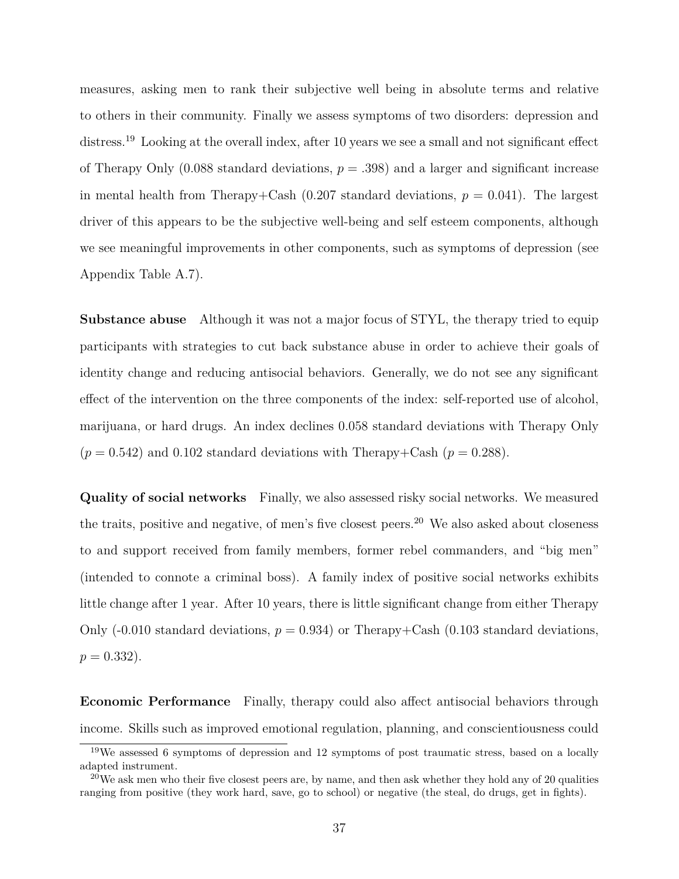measures, asking men to rank their subjective well being in absolute terms and relative to others in their community. Finally we assess symptoms of two disorders: depression and distress.[19] Looking at the overall index, after 10 years we see a small and not significant effect of Therapy Only (0.088 standard deviations, $p = .398$) and a larger and significant increase in mental health from Therapy+Cash (0.207 standard deviations, $p = 0.041$). The largest driver of this appears to be the subjective well-being and self esteem components, although we see meaningful improvements in other components, such as symptoms of depression (see Appendix Table A.7).

**Substance abuse** Although it was not a major focus of STYL, the therapy tried to equip participants with strategies to cut back substance abuse in order to achieve their goals of identity change and reducing antisocial behaviors. Generally, we do not see any significant effect of the intervention on the three components of the index: self-reported use of alcohol, marijuana, or hard drugs. An index declines 0.058 standard deviations with Therapy Only ($p = 0.542$) and 0.102 standard deviations with Therapy+Cash ($p = 0.288$).

**Quality of social networks** Finally, we also assessed risky social networks. We measured the traits, positive and negative, of men's five closest peers.[20] We also asked about closeness to and support received from family members, former rebel commanders, and "big men" (intended to connote a criminal boss). A family index of positive social networks exhibits little change after 1 year. After 10 years, there is little significant change from either Therapy Only (-0.010 standard deviations, $p = 0.934$) or Therapy+Cash (0.103 standard deviations, $p = 0.332$).

**Economic Performance** Finally, therapy could also affect antisocial behaviors through income. Skills such as improved emotional regulation, planning, and conscientiousness could

[19] We assessed 6 symptoms of depression and 12 symptoms of post traumatic stress, based on a locally adapted instrument.

[20] We ask men who their five closest peers are, by name, and then ask whether they hold any of 20 qualities ranging from positive (they work hard, save, go to school) or negative (the steal, do drugs, get in fights).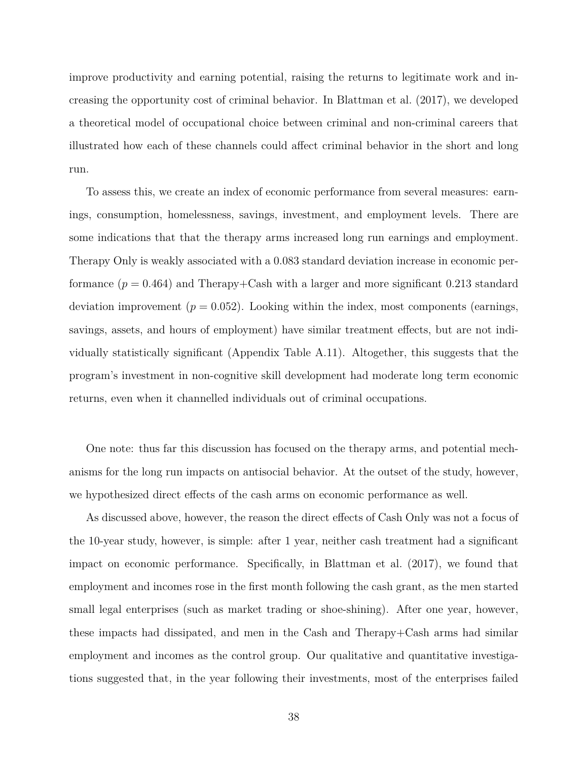improve productivity and earning potential, raising the returns to legitimate work and increasing the opportunity cost of criminal behavior. In Blattman et al. (2017), we developed a theoretical model of occupational choice between criminal and non-criminal careers that illustrated how each of these channels could affect criminal behavior in the short and long run.

To assess this, we create an index of economic performance from several measures: earnings, consumption, homelessness, savings, investment, and employment levels. There are some indications that that the therapy arms increased long run earnings and employment. Therapy Only is weakly associated with a 0.083 standard deviation increase in economic performance ($p = 0.464$) and Therapy+Cash with a larger and more significant 0.213 standard deviation improvement ($p = 0.052$). Looking within the index, most components (earnings, savings, assets, and hours of employment) have similar treatment effects, but are not individually statistically significant (Appendix Table A.11). Altogether, this suggests that the program's investment in non-cognitive skill development had moderate long term economic returns, even when it channelled individuals out of criminal occupations.

One note: thus far this discussion has focused on the therapy arms, and potential mechanisms for the long run impacts on antisocial behavior. At the outset of the study, however, we hypothesized direct effects of the cash arms on economic performance as well.

As discussed above, however, the reason the direct effects of Cash Only was not a focus of the 10-year study, however, is simple: after 1 year, neither cash treatment had a significant impact on economic performance. Specifically, in Blattman et al. (2017), we found that employment and incomes rose in the first month following the cash grant, as the men started small legal enterprises (such as market trading or shoe-shining). After one year, however, these impacts had dissipated, and men in the Cash and Therapy+Cash arms had similar employment and incomes as the control group. Our qualitative and quantitative investigations suggested that, in the year following their investments, most of the enterprises failed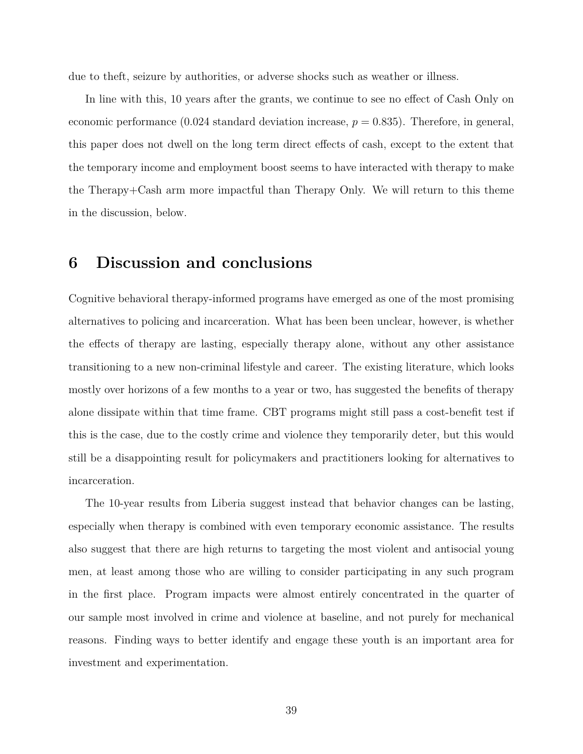due to theft, seizure by authorities, or adverse shocks such as weather or illness.

In line with this, 10 years after the grants, we continue to see no effect of Cash Only on economic performance (0.024 standard deviation increase, $p = 0.835$). Therefore, in general, this paper does not dwell on the long term direct effects of cash, except to the extent that the temporary income and employment boost seems to have interacted with therapy to make the Therapy+Cash arm more impactful than Therapy Only. We will return to this theme in the discussion, below.

## 6 Discussion and conclusions

Cognitive behavioral therapy-informed programs have emerged as one of the most promising alternatives to policing and incarceration. What has been been unclear, however, is whether the effects of therapy are lasting, especially therapy alone, without any other assistance transitioning to a new non-criminal lifestyle and career. The existing literature, which looks mostly over horizons of a few months to a year or two, has suggested the benefits of therapy alone dissipate within that time frame. CBT programs might still pass a cost-benefit test if this is the case, due to the costly crime and violence they temporarily deter, but this would still be a disappointing result for policymakers and practitioners looking for alternatives to incarceration.

The 10-year results from Liberia suggest instead that behavior changes can be lasting, especially when therapy is combined with even temporary economic assistance. The results also suggest that there are high returns to targeting the most violent and antisocial young men, at least among those who are willing to consider participating in any such program in the first place. Program impacts were almost entirely concentrated in the quarter of our sample most involved in crime and violence at baseline, and not purely for mechanical reasons. Finding ways to better identify and engage these youth is an important area for investment and experimentation.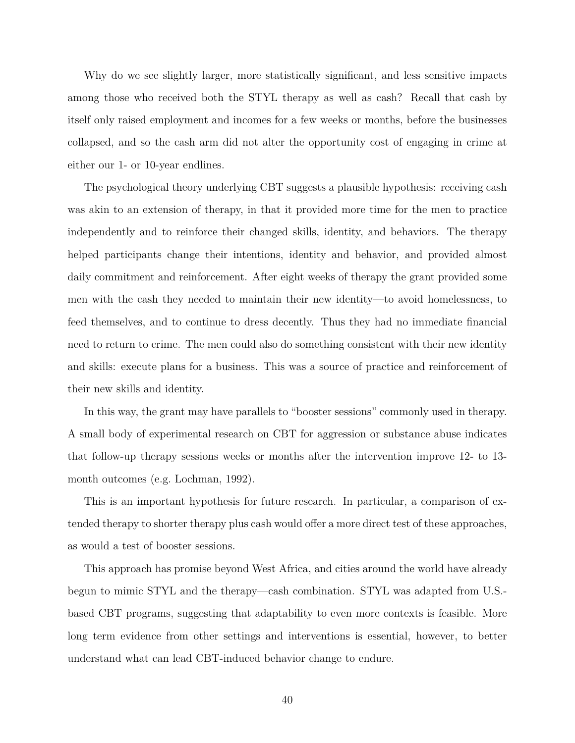Why do we see slightly larger, more statistically significant, and less sensitive impacts among those who received both the STYL therapy as well as cash? Recall that cash by itself only raised employment and incomes for a few weeks or months, before the businesses collapsed, and so the cash arm did not alter the opportunity cost of engaging in crime at either our 1- or 10-year endlines.

The psychological theory underlying CBT suggests a plausible hypothesis: receiving cash was akin to an extension of therapy, in that it provided more time for the men to practice independently and to reinforce their changed skills, identity, and behaviors. The therapy helped participants change their intentions, identity and behavior, and provided almost daily commitment and reinforcement. After eight weeks of therapy the grant provided some men with the cash they needed to maintain their new identity—to avoid homelessness, to feed themselves, and to continue to dress decently. Thus they had no immediate financial need to return to crime. The men could also do something consistent with their new identity and skills: execute plans for a business. This was a source of practice and reinforcement of their new skills and identity.

In this way, the grant may have parallels to "booster sessions" commonly used in therapy. A small body of experimental research on CBT for aggression or substance abuse indicates that follow-up therapy sessions weeks or months after the intervention improve 12- to 13-month outcomes (e.g. Lochman, 1992).

This is an important hypothesis for future research. In particular, a comparison of extended therapy to shorter therapy plus cash would offer a more direct test of these approaches, as would a test of booster sessions.

This approach has promise beyond West Africa, and cities around the world have already begun to mimic STYL and the therapy—cash combination. STYL was adapted from U.S.-based CBT programs, suggesting that adaptability to even more contexts is feasible. More long term evidence from other settings and interventions is essential, however, to better understand what can lead CBT-induced behavior change to endure.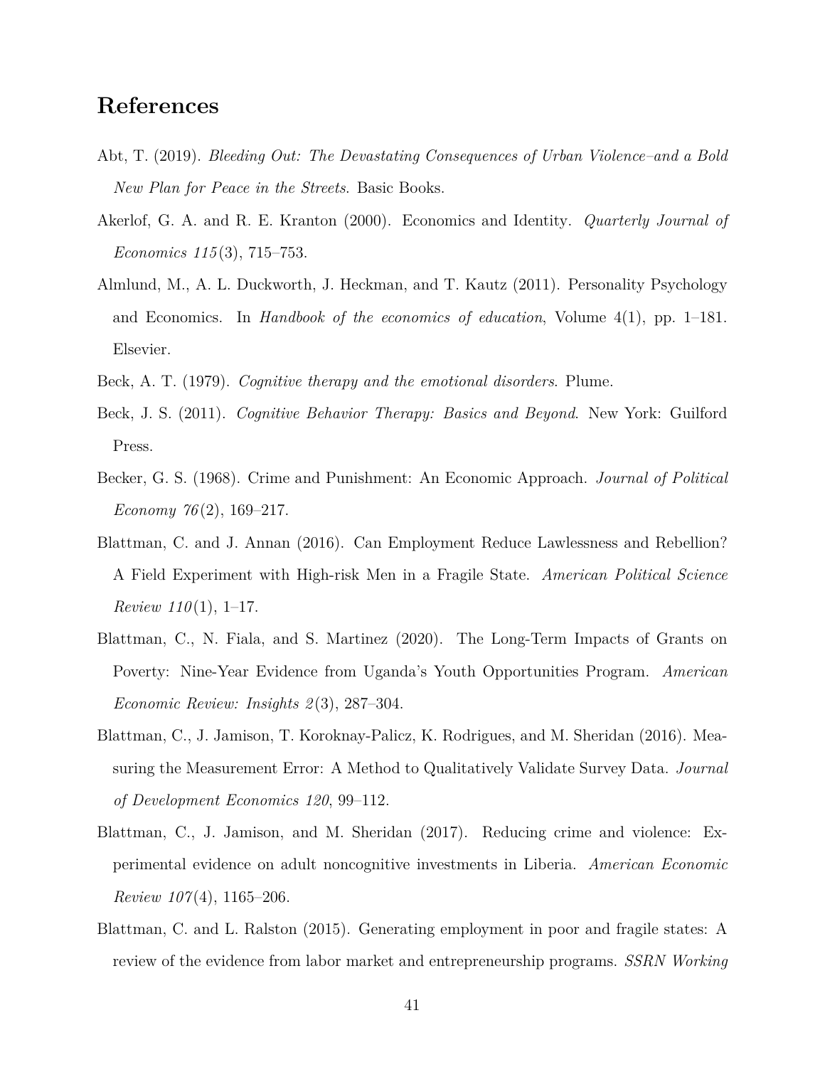# References

Abt, T. (2019). *Bleeding Out: The Devastating Consequences of Urban Violence–and a Bold New Plan for Peace in the Streets*. Basic Books.

Akerlof, G. A. and R. E. Kranton (2000). Economics and Identity. *Quarterly Journal of Economics 115*(3), 715–753.

Almlund, M., A. L. Duckworth, J. Heckman, and T. Kautz (2011). Personality Psychology and Economics. In *Handbook of the economics of education*, Volume 4(1), pp. 1–181. Elsevier.

Beck, A. T. (1979). *Cognitive therapy and the emotional disorders*. Plume.

Beck, J. S. (2011). *Cognitive Behavior Therapy: Basics and Beyond*. New York: Guilford Press.

Becker, G. S. (1968). Crime and Punishment: An Economic Approach. *Journal of Political Economy 76*(2), 169–217.

Blattman, C. and J. Annan (2016). Can Employment Reduce Lawlessness and Rebellion? A Field Experiment with High-risk Men in a Fragile State. *American Political Science Review 110*(1), 1–17.

Blattman, C., N. Fiala, and S. Martinez (2020). The Long-Term Impacts of Grants on Poverty: Nine-Year Evidence from Uganda's Youth Opportunities Program. *American Economic Review: Insights 2*(3), 287–304.

Blattman, C., J. Jamison, T. Koroknay-Palicz, K. Rodrigues, and M. Sheridan (2016). Measuring the Measurement Error: A Method to Qualitatively Validate Survey Data. *Journal of Development Economics 120*, 99–112.

Blattman, C., J. Jamison, and M. Sheridan (2017). Reducing crime and violence: Experimental evidence on adult noncognitive investments in Liberia. *American Economic Review 107*(4), 1165–206.

Blattman, C. and L. Ralston (2015). Generating employment in poor and fragile states: A review of the evidence from labor market and entrepreneurship programs. *SSRN Working*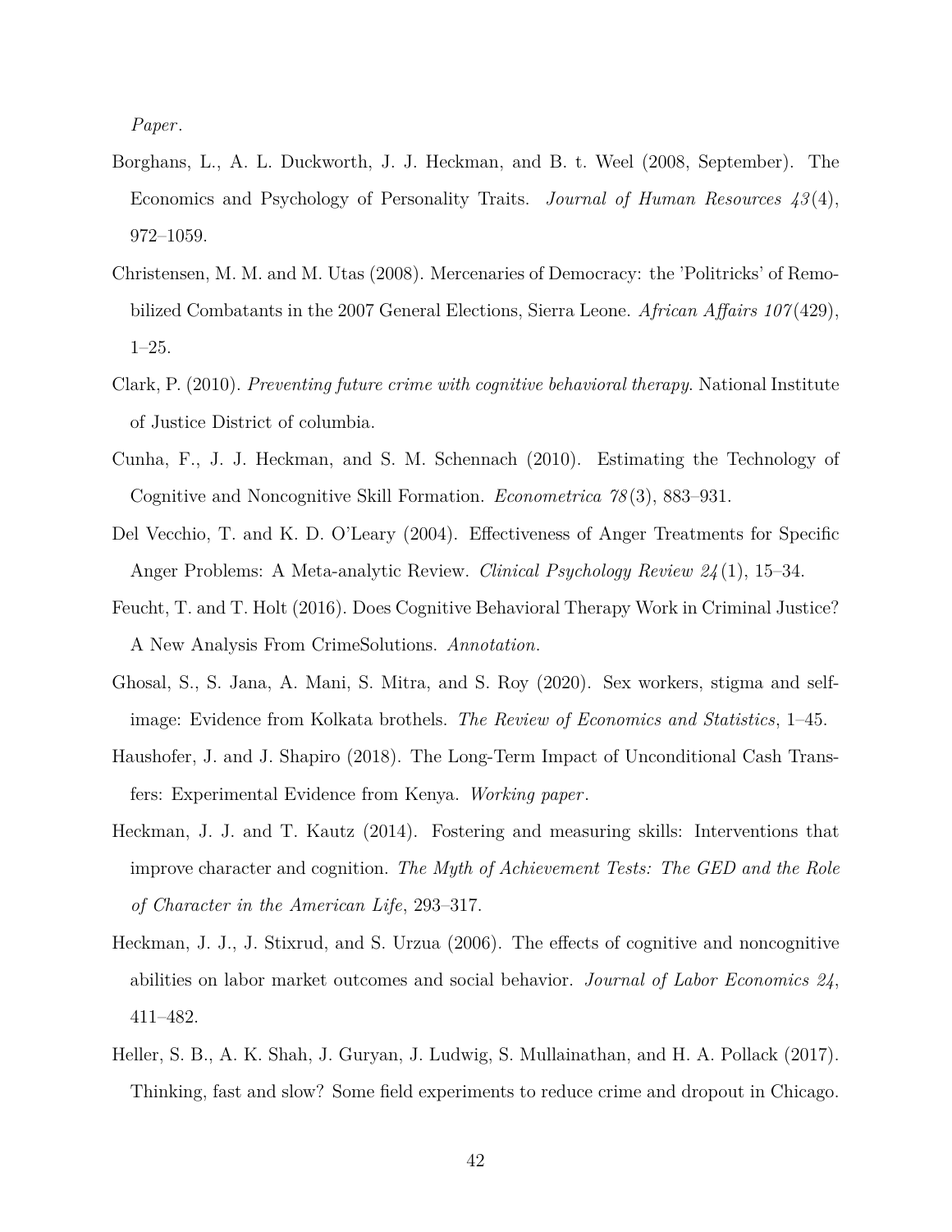*Paper*.

Borghans, L., A. L. Duckworth, J. J. Heckman, and B. t. Weel (2008, September). The Economics and Psychology of Personality Traits. *Journal of Human Resources 43*(4), 972–1059.

Christensen, M. M. and M. Utas (2008). Mercenaries of Democracy: the 'Politricks' of Remobilized Combatants in the 2007 General Elections, Sierra Leone. *African Affairs 107*(429), 1–25.

Clark, P. (2010). *Preventing future crime with cognitive behavioral therapy*. National Institute of Justice District of columbia.

Cunha, F., J. J. Heckman, and S. M. Schennach (2010). Estimating the Technology of Cognitive and Noncognitive Skill Formation. *Econometrica 78*(3), 883–931.

Del Vecchio, T. and K. D. O'Leary (2004). Effectiveness of Anger Treatments for Specific Anger Problems: A Meta-analytic Review. *Clinical Psychology Review 24*(1), 15–34.

Feucht, T. and T. Holt (2016). Does Cognitive Behavioral Therapy Work in Criminal Justice? A New Analysis From CrimeSolutions. *Annotation*.

Ghosal, S., S. Jana, A. Mani, S. Mitra, and S. Roy (2020). Sex workers, stigma and self-image: Evidence from Kolkata brothels. *The Review of Economics and Statistics*, 1–45.

Haushofer, J. and J. Shapiro (2018). The Long-Term Impact of Unconditional Cash Transfers: Experimental Evidence from Kenya. *Working paper*.

Heckman, J. J. and T. Kautz (2014). Fostering and measuring skills: Interventions that improve character and cognition. *The Myth of Achievement Tests: The GED and the Role of Character in the American Life*, 293–317.

Heckman, J. J., J. Stixrud, and S. Urzua (2006). The effects of cognitive and noncognitive abilities on labor market outcomes and social behavior. *Journal of Labor Economics 24*, 411–482.

Heller, S. B., A. K. Shah, J. Guryan, J. Ludwig, S. Mullainathan, and H. A. Pollack (2017). Thinking, fast and slow? Some field experiments to reduce crime and dropout in Chicago.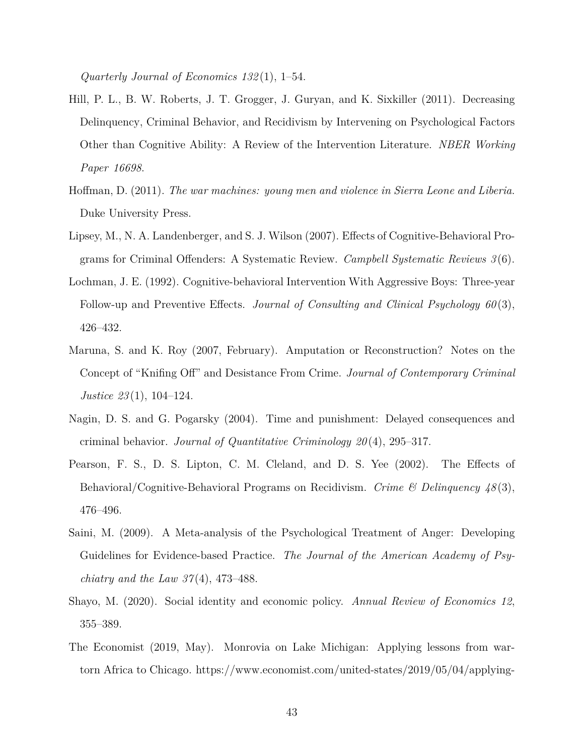*Quarterly Journal of Economics 132*(1), 1–54.

Hill, P. L., B. W. Roberts, J. T. Grogger, J. Guryan, and K. Sixkiller (2011). Decreasing Delinquency, Criminal Behavior, and Recidivism by Intervening on Psychological Factors Other than Cognitive Ability: A Review of the Intervention Literature. *NBER Working Paper 16698*.

Hoffman, D. (2011). *The war machines: young men and violence in Sierra Leone and Liberia*. Duke University Press.

Lipsey, M., N. A. Landenberger, and S. J. Wilson (2007). Effects of Cognitive-Behavioral Programs for Criminal Offenders: A Systematic Review. *Campbell Systematic Reviews 3*(6).

Lochman, J. E. (1992). Cognitive-behavioral Intervention With Aggressive Boys: Three-year Follow-up and Preventive Effects. *Journal of Consulting and Clinical Psychology 60*(3), 426–432.

Maruna, S. and K. Roy (2007, February). Amputation or Reconstruction? Notes on the Concept of "Knifing Off" and Desistance From Crime. *Journal of Contemporary Criminal Justice 23*(1), 104–124.

Nagin, D. S. and G. Pogarsky (2004). Time and punishment: Delayed consequences and criminal behavior. *Journal of Quantitative Criminology 20*(4), 295–317.

Pearson, F. S., D. S. Lipton, C. M. Cleland, and D. S. Yee (2002). The Effects of Behavioral/Cognitive-Behavioral Programs on Recidivism. *Crime & Delinquency 48*(3), 476–496.

Saini, M. (2009). A Meta-analysis of the Psychological Treatment of Anger: Developing Guidelines for Evidence-based Practice. *The Journal of the American Academy of Psychiatry and the Law 37*(4), 473–488.

Shayo, M. (2020). Social identity and economic policy. *Annual Review of Economics 12*, 355–389.

The Economist (2019, May). Monrovia on Lake Michigan: Applying lessons from war-torn Africa to Chicago. https://www.economist.com/united-states/2019/05/04/applying-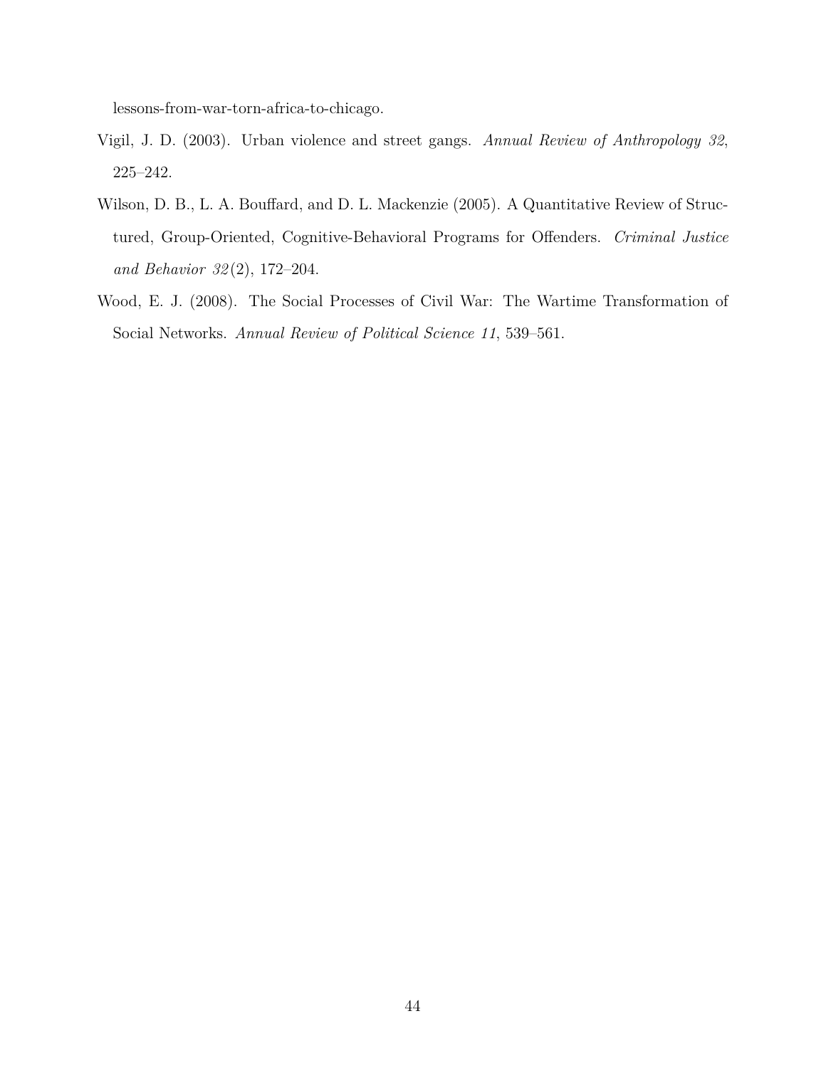lessons-from-war-torn-africa-to-chicago.

Vigil, J. D. (2003). Urban violence and street gangs. *Annual Review of Anthropology 32*, 225–242.

Wilson, D. B., L. A. Bouffard, and D. L. Mackenzie (2005). A Quantitative Review of Structured, Group-Oriented, Cognitive-Behavioral Programs for Offenders. *Criminal Justice and Behavior 32*(2), 172–204.

Wood, E. J. (2008). The Social Processes of Civil War: The Wartime Transformation of Social Networks. *Annual Review of Political Science 11*, 539–561.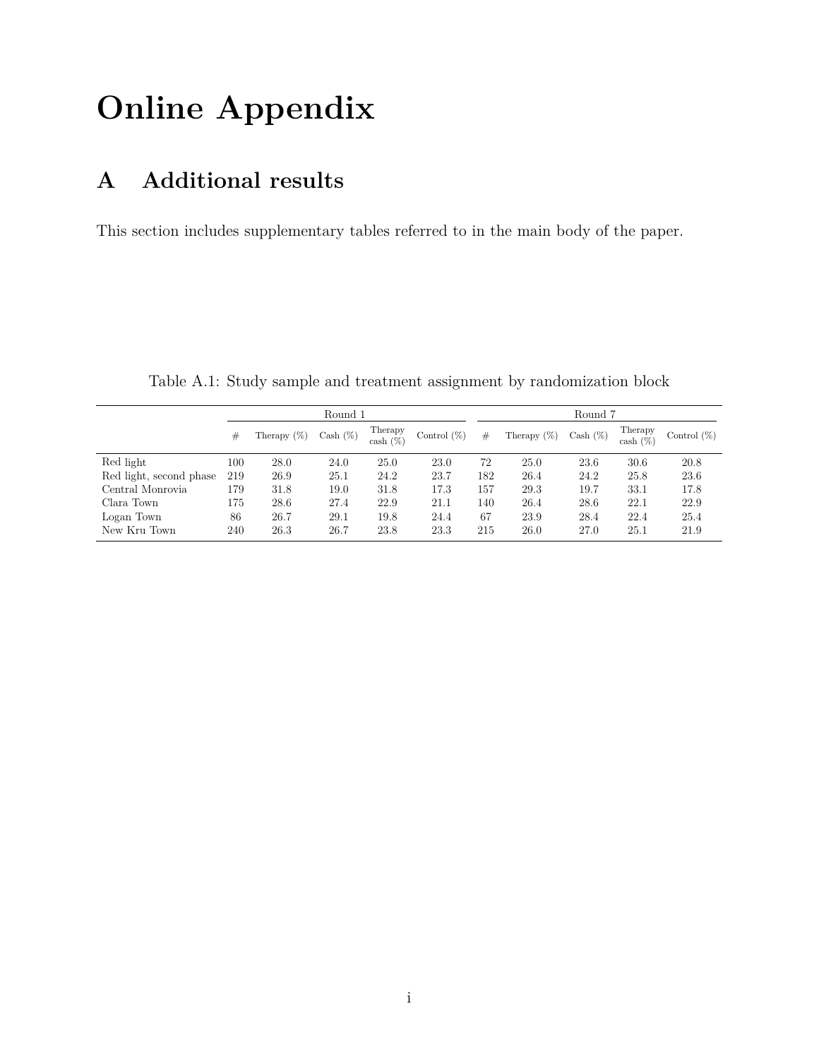# Online Appendix

## A Additional results

This section includes supplementary tables referred to in the main body of the paper.

Table A.1: Study sample and treatment assignment by randomization block

| | Round 1 | | | | | Round 7 | | | | |
|---|---|---|---|---|---|---|---|---|---|---|
| | # | Therapy (%) | Cash (%) | Therapy cash (%) | Control (%) | # | Therapy (%) | Cash (%) | Therapy cash (%) | Control (%) |
| Red light | 100 | 28.0 | 24.0 | 25.0 | 23.0 | 72 | 25.0 | 23.6 | 30.6 | 20.8 |
| Red light, second phase | 219 | 26.9 | 25.1 | 24.2 | 23.7 | 182 | 26.4 | 24.2 | 25.8 | 23.6 |
| Central Monrovia | 179 | 31.8 | 19.0 | 31.8 | 17.3 | 157 | 29.3 | 19.7 | 33.1 | 17.8 |
| Clara Town | 175 | 28.6 | 27.4 | 22.9 | 21.1 | 140 | 26.4 | 28.6 | 22.1 | 22.9 |
| Logan Town | 86 | 26.7 | 29.1 | 19.8 | 24.4 | 67 | 23.9 | 28.4 | 22.4 | 25.4 |
| New Kru Town | 240 | 26.3 | 26.7 | 23.8 | 23.3 | 215 | 26.0 | 27.0 | 25.1 | 21.9 |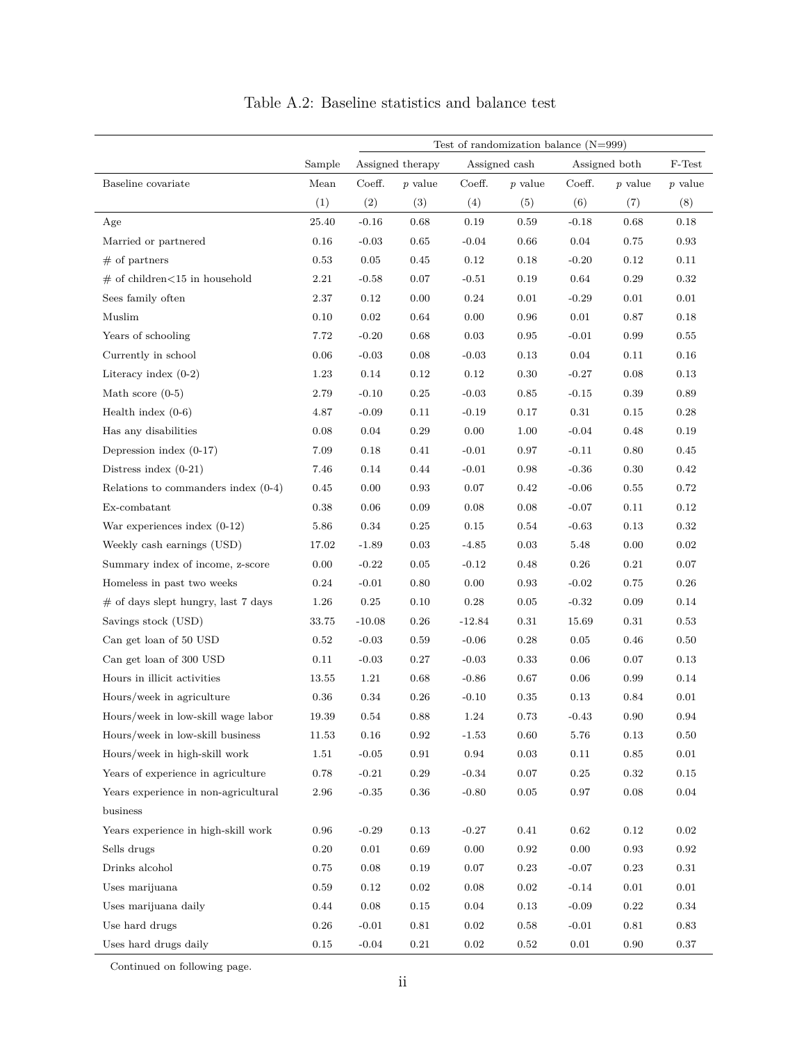Table A.2: Baseline statistics and balance test

| | Sample | Test of randomization balance (N=999) | | | | | | |
|---|---|---|---|---|---|---|---|---|
| | Sample | Assigned therapy | | Assigned cash | | Assigned both | | F-Test |
| Baseline covariate | Mean | Coeff. | *p* value | Coeff. | *p* value | Coeff. | *p* value | *p* value |
| | (1) | (2) | (3) | (4) | (5) | (6) | (7) | (8) |
| Age | 25.40 | -0.16 | 0.68 | 0.19 | 0.59 | -0.18 | 0.68 | 0.18 |
| Married or partnered | 0.16 | -0.03 | 0.65 | -0.04 | 0.66 | 0.04 | 0.75 | 0.93 |
| # of partners | 0.53 | 0.05 | 0.45 | 0.12 | 0.18 | -0.20 | 0.12 | 0.11 |
| # of children<15 in household | 2.21 | -0.58 | 0.07 | -0.51 | 0.19 | 0.64 | 0.29 | 0.32 |
| Sees family often | 2.37 | 0.12 | 0.00 | 0.24 | 0.01 | -0.29 | 0.01 | 0.01 |
| Muslim | 0.10 | 0.02 | 0.64 | 0.00 | 0.96 | 0.01 | 0.87 | 0.18 |
| Years of schooling | 7.72 | -0.20 | 0.68 | 0.03 | 0.95 | -0.01 | 0.99 | 0.55 |
| Currently in school | 0.06 | -0.03 | 0.08 | -0.03 | 0.13 | 0.04 | 0.11 | 0.16 |
| Literacy index (0-2) | 1.23 | 0.14 | 0.12 | 0.12 | 0.30 | -0.27 | 0.08 | 0.13 |
| Math score (0-5) | 2.79 | -0.10 | 0.25 | -0.03 | 0.85 | -0.15 | 0.39 | 0.89 |
| Health index (0-6) | 4.87 | -0.09 | 0.11 | -0.19 | 0.17 | 0.31 | 0.15 | 0.28 |
| Has any disabilities | 0.08 | 0.04 | 0.29 | 0.00 | 1.00 | -0.04 | 0.48 | 0.19 |
| Depression index (0-17) | 7.09 | 0.18 | 0.41 | -0.01 | 0.97 | -0.11 | 0.80 | 0.45 |
| Distress index (0-21) | 7.46 | 0.14 | 0.44 | -0.01 | 0.98 | -0.36 | 0.30 | 0.42 |
| Relations to commanders index (0-4) | 0.45 | 0.00 | 0.93 | 0.07 | 0.42 | -0.06 | 0.55 | 0.72 |
| Ex-combatant | 0.38 | 0.06 | 0.09 | 0.08 | 0.08 | -0.07 | 0.11 | 0.12 |
| War experiences index (0-12) | 5.86 | 0.34 | 0.25 | 0.15 | 0.54 | -0.63 | 0.13 | 0.32 |
| Weekly cash earnings (USD) | 17.02 | -1.89 | 0.03 | -4.85 | 0.03 | 5.48 | 0.00 | 0.02 |
| Summary index of income, z-score | 0.00 | -0.22 | 0.05 | -0.12 | 0.48 | 0.26 | 0.21 | 0.07 |
| Homeless in past two weeks | 0.24 | -0.01 | 0.80 | 0.00 | 0.93 | -0.02 | 0.75 | 0.26 |
| # of days slept hungry, last 7 days | 1.26 | 0.25 | 0.10 | 0.28 | 0.05 | -0.32 | 0.09 | 0.14 |
| Savings stock (USD) | 33.75 | -10.08 | 0.26 | -12.84 | 0.31 | 15.69 | 0.31 | 0.53 |
| Can get loan of 50 USD | 0.52 | -0.03 | 0.59 | -0.06 | 0.28 | 0.05 | 0.46 | 0.50 |
| Can get loan of 300 USD | 0.11 | -0.03 | 0.27 | -0.03 | 0.33 | 0.06 | 0.07 | 0.13 |
| Hours in illicit activities | 13.55 | 1.21 | 0.68 | -0.86 | 0.67 | 0.06 | 0.99 | 0.14 |
| Hours/week in agriculture | 0.36 | 0.34 | 0.26 | -0.10 | 0.35 | 0.13 | 0.84 | 0.01 |
| Hours/week in low-skill wage labor | 19.39 | 0.54 | 0.88 | 1.24 | 0.73 | -0.43 | 0.90 | 0.94 |
| Hours/week in low-skill business | 11.53 | 0.16 | 0.92 | -1.53 | 0.60 | 5.76 | 0.13 | 0.50 |
| Hours/week in high-skill work | 1.51 | -0.05 | 0.91 | 0.94 | 0.03 | 0.11 | 0.85 | 0.01 |
| Years of experience in agriculture | 0.78 | -0.21 | 0.29 | -0.34 | 0.07 | 0.25 | 0.32 | 0.15 |
| Years experience in non-agricultural business | 2.96 | -0.35 | 0.36 | -0.80 | 0.05 | 0.97 | 0.08 | 0.04 |
| Years experience in high-skill work | 0.96 | -0.29 | 0.13 | -0.27 | 0.41 | 0.62 | 0.12 | 0.02 |
| Sells drugs | 0.20 | 0.01 | 0.69 | 0.00 | 0.92 | 0.00 | 0.93 | 0.92 |
| Drinks alcohol | 0.75 | 0.08 | 0.19 | 0.07 | 0.23 | -0.07 | 0.23 | 0.31 |
| Uses marijuana | 0.59 | 0.12 | 0.02 | 0.08 | 0.02 | -0.14 | 0.01 | 0.01 |
| Uses marijuana daily | 0.44 | 0.08 | 0.15 | 0.04 | 0.13 | -0.09 | 0.22 | 0.34 |
| Use hard drugs | 0.26 | -0.01 | 0.81 | 0.02 | 0.58 | -0.01 | 0.81 | 0.83 |
| Uses hard drugs daily | 0.15 | -0.04 | 0.21 | 0.02 | 0.52 | 0.01 | 0.90 | 0.37 |

Continued on following page.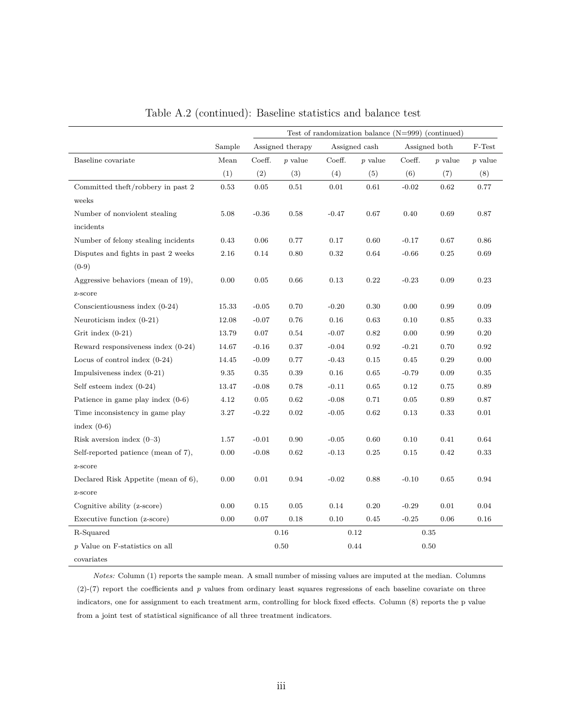Table A.2 (continued): Baseline statistics and balance test

| | | Test of randomization balance (N=999) (continued) | | | | | | |
|---|---|---|---|---|---|---|---|---|
| | Sample | Assigned therapy | | Assigned cash | | Assigned both | | F-Test |
| Baseline covariate | Mean | Coeff. | $p$ value | Coeff. | $p$ value | Coeff. | $p$ value | $p$ value |
| | (1) | (2) | (3) | (4) | (5) | (6) | (7) | (8) |
| Committed theft/robbery in past 2 weeks | 0.53 | 0.05 | 0.51 | 0.01 | 0.61 | -0.02 | 0.62 | 0.77 |
| Number of nonviolent stealing incidents | 5.08 | -0.36 | 0.58 | -0.47 | 0.67 | 0.40 | 0.69 | 0.87 |
| Number of felony stealing incidents | 0.43 | 0.06 | 0.77 | 0.17 | 0.60 | -0.17 | 0.67 | 0.86 |
| Disputes and fights in past 2 weeks (0-9) | 2.16 | 0.14 | 0.80 | 0.32 | 0.64 | -0.66 | 0.25 | 0.69 |
| Aggressive behaviors (mean of 19), z-score | 0.00 | 0.05 | 0.66 | 0.13 | 0.22 | -0.23 | 0.09 | 0.23 |
| Conscientiousness index (0-24) | 15.33 | -0.05 | 0.70 | -0.20 | 0.30 | 0.00 | 0.99 | 0.09 |
| Neuroticism index (0-21) | 12.08 | -0.07 | 0.76 | 0.16 | 0.63 | 0.10 | 0.85 | 0.33 |
| Grit index (0-21) | 13.79 | 0.07 | 0.54 | -0.07 | 0.82 | 0.00 | 0.99 | 0.20 |
| Reward responsiveness index (0-24) | 14.67 | -0.16 | 0.37 | -0.04 | 0.92 | -0.21 | 0.70 | 0.92 |
| Locus of control index (0-24) | 14.45 | -0.09 | 0.77 | -0.43 | 0.15 | 0.45 | 0.29 | 0.00 |
| Impulsiveness index (0-21) | 9.35 | 0.35 | 0.39 | 0.16 | 0.65 | -0.79 | 0.09 | 0.35 |
| Self esteem index (0-24) | 13.47 | -0.08 | 0.78 | -0.11 | 0.65 | 0.12 | 0.75 | 0.89 |
| Patience in game play index (0-6) | 4.12 | 0.05 | 0.62 | -0.08 | 0.71 | 0.05 | 0.89 | 0.87 |
| Time inconsistency in game play index (0-6) | 3.27 | -0.22 | 0.02 | -0.05 | 0.62 | 0.13 | 0.33 | 0.01 |
| Risk aversion index (0–3) | 1.57 | -0.01 | 0.90 | -0.05 | 0.60 | 0.10 | 0.41 | 0.64 |
| Self-reported patience (mean of 7), z-score | 0.00 | -0.08 | 0.62 | -0.13 | 0.25 | 0.15 | 0.42 | 0.33 |
| Declared Risk Appetite (mean of 6), z-score | 0.00 | 0.01 | 0.94 | -0.02 | 0.88 | -0.10 | 0.65 | 0.94 |
| Cognitive ability (z-score) | 0.00 | 0.15 | 0.05 | 0.14 | 0.20 | -0.29 | 0.01 | 0.04 |
| Executive function (z-score) | 0.00 | 0.07 | 0.18 | 0.10 | 0.45 | -0.25 | 0.06 | 0.16 |
| R-Squared | | 0.16 | | 0.12 | | 0.35 | | |
| $p$ Value on F-statistics on all covariates | | 0.50 | | 0.44 | | 0.50 | | |

*Notes:* Column (1) reports the sample mean. A small number of missing values are imputed at the median. Columns (2)-(7) report the coefficients and $p$ values from ordinary least squares regressions of each baseline covariate on three indicators, one for assignment to each treatment arm, controlling for block fixed effects. Column (8) reports the p value from a joint test of statistical significance of all three treatment indicators.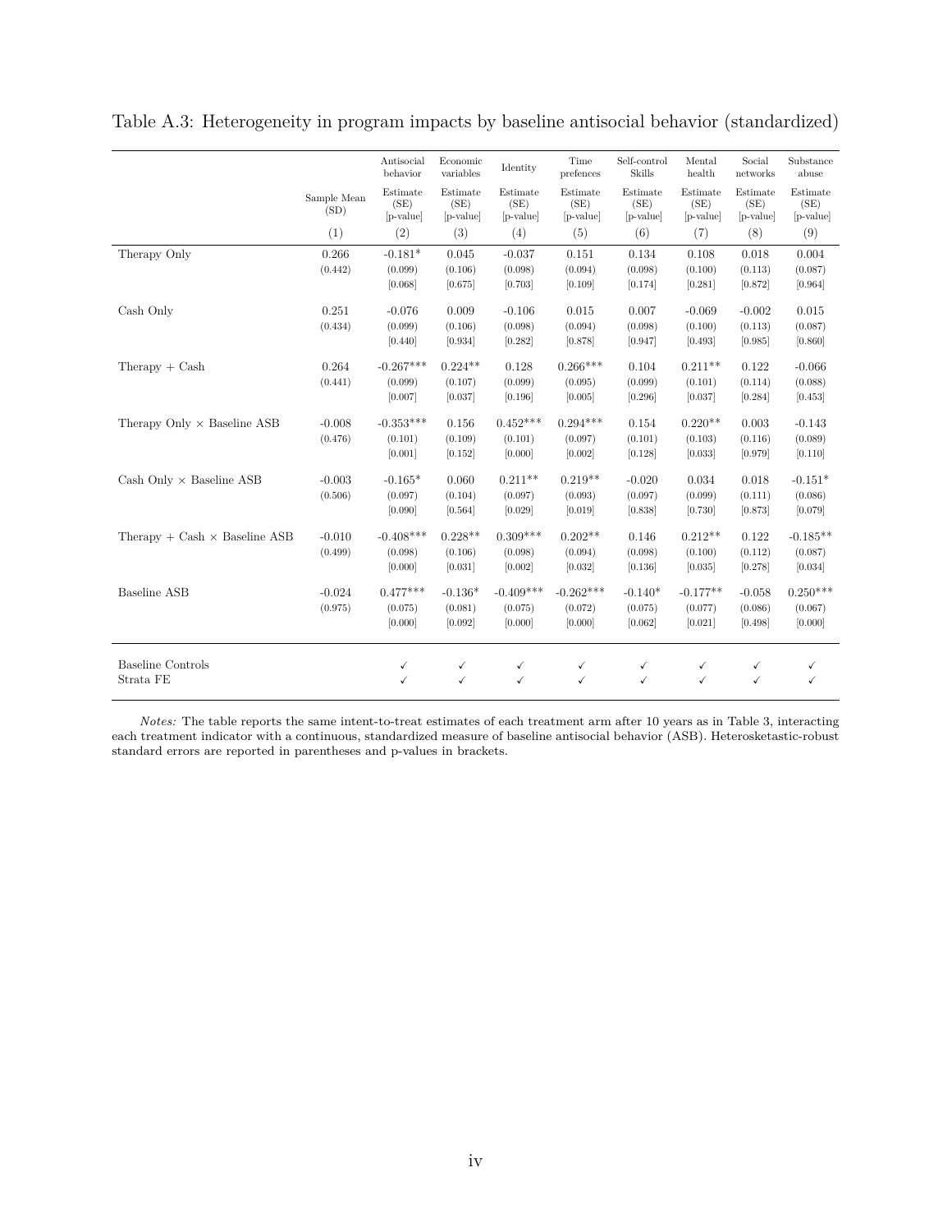Table A.3: Heterogeneity in program impacts by baseline antisocial behavior (standardized)

| | Sample Mean (SD) | Antisocial behavior<br>Estimate (SE) [p-value] | Economic variables<br>Estimate (SE) [p-value] | Identity<br>Estimate (SE) [p-value] | Time prefences<br>Estimate (SE) [p-value] | Self-control Skills<br>Estimate (SE) [p-value] | Mental health<br>Estimate (SE) [p-value] | Social networks<br>Estimate (SE) [p-value] | Substance abuse<br>Estimate (SE) [p-value] |
|---|---|---|---|---|---|---|---|---|---|
| | (1) | (2) | (3) | (4) | (5) | (6) | (7) | (8) | (9) |
| Therapy Only | 0.266 | -0.181* | 0.045 | -0.037 | 0.151 | 0.134 | 0.108 | 0.018 | 0.004 |
| | (0.442) | (0.099) | (0.106) | (0.098) | (0.094) | (0.098) | (0.100) | (0.113) | (0.087) |
| | | [0.068] | [0.675] | [0.703] | [0.109] | [0.174] | [0.281] | [0.872] | [0.964] |
| Cash Only | 0.251 | -0.076 | 0.009 | -0.106 | 0.015 | 0.007 | -0.069 | -0.002 | 0.015 |
| | (0.434) | (0.099) | (0.106) | (0.098) | (0.094) | (0.098) | (0.100) | (0.113) | (0.087) |
| | | [0.440] | [0.934] | [0.282] | [0.878] | [0.947] | [0.493] | [0.985] | [0.860] |
| Therapy + Cash | 0.264 | -0.267*** | 0.224** | 0.128 | 0.266*** | 0.104 | 0.211** | 0.122 | -0.066 |
| | (0.441) | (0.099) | (0.107) | (0.099) | (0.095) | (0.099) | (0.101) | (0.114) | (0.088) |
| | | [0.007] | [0.037] | [0.196] | [0.005] | [0.296] | [0.037] | [0.284] | [0.453] |
| Therapy Only × Baseline ASB | -0.008 | -0.353*** | 0.156 | 0.452*** | 0.294*** | 0.154 | 0.220** | 0.003 | -0.143 |
| | (0.476) | (0.101) | (0.109) | (0.101) | (0.097) | (0.101) | (0.103) | (0.116) | (0.089) |
| | | [0.001] | [0.152] | [0.000] | [0.002] | [0.128] | [0.033] | [0.979] | [0.110] |
| Cash Only × Baseline ASB | -0.003 | -0.165* | 0.060 | 0.211** | 0.219** | -0.020 | 0.034 | 0.018 | -0.151* |
| | (0.506) | (0.097) | (0.104) | (0.097) | (0.093) | (0.097) | (0.099) | (0.111) | (0.086) |
| | | [0.090] | [0.564] | [0.029] | [0.019] | [0.838] | [0.730] | [0.873] | [0.079] |
| Therapy + Cash × Baseline ASB | -0.010 | -0.408*** | 0.228** | 0.309*** | 0.202** | 0.146 | 0.212** | 0.122 | -0.185** |
| | (0.499) | (0.098) | (0.106) | (0.098) | (0.094) | (0.098) | (0.100) | (0.112) | (0.087) |
| | | [0.000] | [0.031] | [0.002] | [0.032] | [0.136] | [0.035] | [0.278] | [0.034] |
| Baseline ASB | -0.024 | 0.477*** | -0.136* | -0.409*** | -0.262*** | -0.140* | -0.177** | -0.058 | 0.250*** |
| | (0.975) | (0.075) | (0.081) | (0.075) | (0.072) | (0.075) | (0.077) | (0.086) | (0.067) |
| | | [0.000] | [0.092] | [0.000] | [0.000] | [0.062] | [0.021] | [0.498] | [0.000] |
| Baseline Controls | | ✓ | ✓ | ✓ | ✓ | ✓ | ✓ | ✓ | ✓ |
| Strata FE | | ✓ | ✓ | ✓ | ✓ | ✓ | ✓ | ✓ | ✓ |

*Notes:* The table reports the same intent-to-treat estimates of each treatment arm after 10 years as in Table 3, interacting each treatment indicator with a continuous, standardized measure of baseline antisocial behavior (ASB). Heterosketastic-robust standard errors are reported in parentheses and p-values in brackets.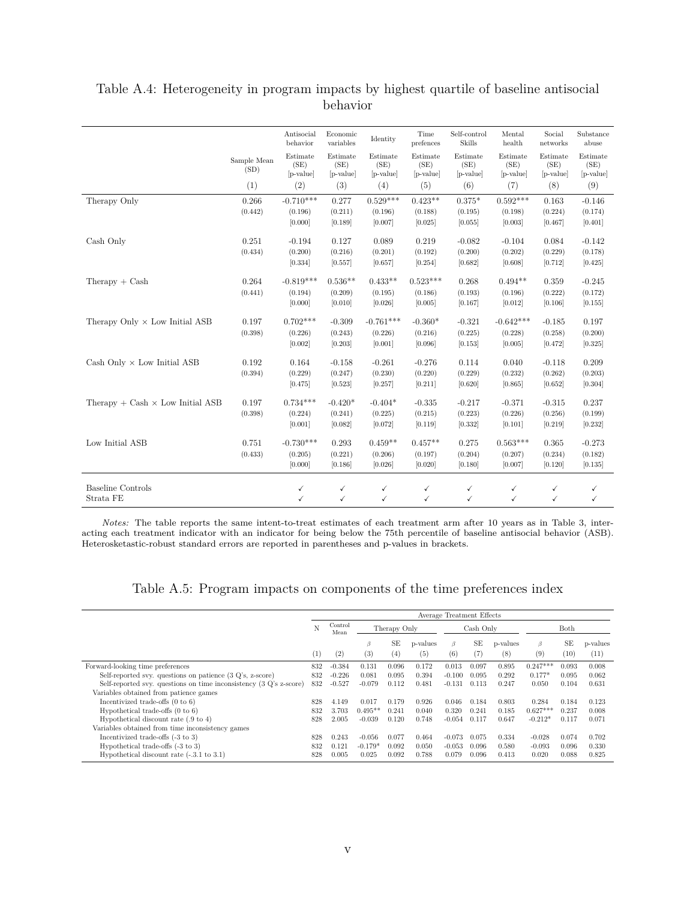Table A.4: Heterogeneity in program impacts by highest quartile of baseline antisocial behavior

| | Sample Mean (SD) | Antisocial behavior Estimate (SE) [p-value] | Economic variables Estimate (SE) [p-value] | Identity Estimate (SE) [p-value] | Time prefences Estimate (SE) [p-value] | Self-control Skills Estimate (SE) [p-value] | Mental health Estimate (SE) [p-value] | Social networks Estimate (SE) [p-value] | Substance abuse Estimate (SE) [p-value] |
|---|---|---|---|---|---|---|---|---|---|
| | (1) | (2) | (3) | (4) | (5) | (6) | (7) | (8) | (9) |
| Therapy Only | 0.266 | -0.710*** | 0.277 | 0.529*** | 0.423** | 0.375* | 0.592*** | 0.163 | -0.146 |
| | (0.442) | (0.196) | (0.211) | (0.196) | (0.188) | (0.195) | (0.198) | (0.224) | (0.174) |
| | | [0.000] | [0.189] | [0.007] | [0.025] | [0.055] | [0.003] | [0.467] | [0.401] |
| Cash Only | 0.251 | -0.194 | 0.127 | 0.089 | 0.219 | -0.082 | -0.104 | 0.084 | -0.142 |
| | (0.434) | (0.200) | (0.216) | (0.201) | (0.192) | (0.200) | (0.202) | (0.229) | (0.178) |
| | | [0.334] | [0.557] | [0.657] | [0.254] | [0.682] | [0.608] | [0.712] | [0.425] |
| Therapy + Cash | 0.264 | -0.819*** | 0.536** | 0.433** | 0.523*** | 0.268 | 0.494** | 0.359 | -0.245 |
| | (0.441) | (0.194) | (0.209) | (0.195) | (0.186) | (0.193) | (0.196) | (0.222) | (0.172) |
| | | [0.000] | [0.010] | [0.026] | [0.005] | [0.167] | [0.012] | [0.106] | [0.155] |
| Therapy Only × Low Initial ASB | 0.197 | 0.702*** | -0.309 | -0.761*** | -0.360* | -0.321 | -0.642*** | -0.185 | 0.197 |
| | (0.398) | (0.226) | (0.243) | (0.226) | (0.216) | (0.225) | (0.228) | (0.258) | (0.200) |
| | | [0.002] | [0.203] | [0.001] | [0.096] | [0.153] | [0.005] | [0.472] | [0.325] |
| Cash Only × Low Initial ASB | 0.192 | 0.164 | -0.158 | -0.261 | -0.276 | 0.114 | 0.040 | -0.118 | 0.209 |
| | (0.394) | (0.229) | (0.247) | (0.230) | (0.220) | (0.229) | (0.232) | (0.262) | (0.203) |
| | | [0.475] | [0.523] | [0.257] | [0.211] | [0.620] | [0.865] | [0.652] | [0.304] |
| Therapy + Cash × Low Initial ASB | 0.197 | 0.734*** | -0.420* | -0.404* | -0.335 | -0.217 | -0.371 | -0.315 | 0.237 |
| | (0.398) | (0.224) | (0.241) | (0.225) | (0.215) | (0.223) | (0.226) | (0.256) | (0.199) |
| | | [0.001] | [0.082] | [0.072] | [0.119] | [0.332] | [0.101] | [0.219] | [0.232] |
| Low Initial ASB | 0.751 | -0.730*** | 0.293 | 0.459** | 0.457** | 0.275 | 0.563*** | 0.365 | -0.273 |
| | (0.433) | (0.205) | (0.221) | (0.206) | (0.197) | (0.204) | (0.207) | (0.234) | (0.182) |
| | | [0.000] | [0.186] | [0.026] | [0.020] | [0.180] | [0.007] | [0.120] | [0.135] |
| Baseline Controls | | ✓ | ✓ | ✓ | ✓ | ✓ | ✓ | ✓ | ✓ |
| Strata FE | | ✓ | ✓ | ✓ | ✓ | ✓ | ✓ | ✓ | ✓ |

*Notes:* The table reports the same intent-to-treat estimates of each treatment arm after 10 years as in Table 3, interacting each treatment indicator with an indicator for being below the 75th percentile of baseline antisocial behavior (ASB). Heterosketastic-robust standard errors are reported in parentheses and p-values in brackets.

Table A.5: Program impacts on components of the time preferences index

| | N | Control Mean | Therapy Only | | | Cash Only | | | Both | | |
|---|---|---|---|---|---|---|---|---|---|---|---|
| | | | $\beta$ | SE | p-values | $\beta$ | SE | p-values | $\beta$ | SE | p-values |
| | (1) | (2) | (3) | (4) | (5) | (6) | (7) | (8) | (9) | (10) | (11) |
| Forward-looking time preferences | 832 | -0.384 | 0.131 | 0.096 | 0.172 | 0.013 | 0.097 | 0.895 | 0.247*** | 0.093 | 0.008 |
| Self-reported svy. questions on patience (3 Q's, z-score) | 832 | -0.226 | 0.081 | 0.095 | 0.394 | -0.100 | 0.095 | 0.292 | 0.177* | 0.095 | 0.062 |
| Self-reported svy. questions on time inconsistency (3 Q's z-score) | 832 | -0.527 | -0.079 | 0.112 | 0.481 | -0.131 | 0.113 | 0.247 | 0.050 | 0.104 | 0.631 |
| Variables obtained from patience games | | | | | | | | | | | |
| Incentivized trade-offs (0 to 6) | 828 | 4.149 | 0.017 | 0.179 | 0.926 | 0.046 | 0.184 | 0.803 | 0.284 | 0.184 | 0.123 |
| Hypothetical trade-offs (0 to 6) | 832 | 3.703 | 0.495** | 0.241 | 0.040 | 0.320 | 0.241 | 0.185 | 0.627*** | 0.237 | 0.008 |
| Hypothetical discount rate (.9 to 4) | 828 | 2.005 | -0.039 | 0.120 | 0.748 | -0.054 | 0.117 | 0.647 | -0.212* | 0.117 | 0.071 |
| Variables obtained from time inconsistency games | | | | | | | | | | | |
| Incentivized trade-offs (-3 to 3) | 828 | 0.243 | -0.056 | 0.077 | 0.464 | -0.073 | 0.075 | 0.334 | -0.028 | 0.074 | 0.702 |
| Hypothetical trade-offs (-3 to 3) | 832 | 0.121 | -0.179* | 0.092 | 0.050 | -0.053 | 0.096 | 0.580 | -0.093 | 0.096 | 0.330 |
| Hypothetical discount rate (-.3.1 to 3.1) | 828 | 0.005 | 0.025 | 0.092 | 0.788 | 0.079 | 0.096 | 0.413 | 0.020 | 0.088 | 0.825 |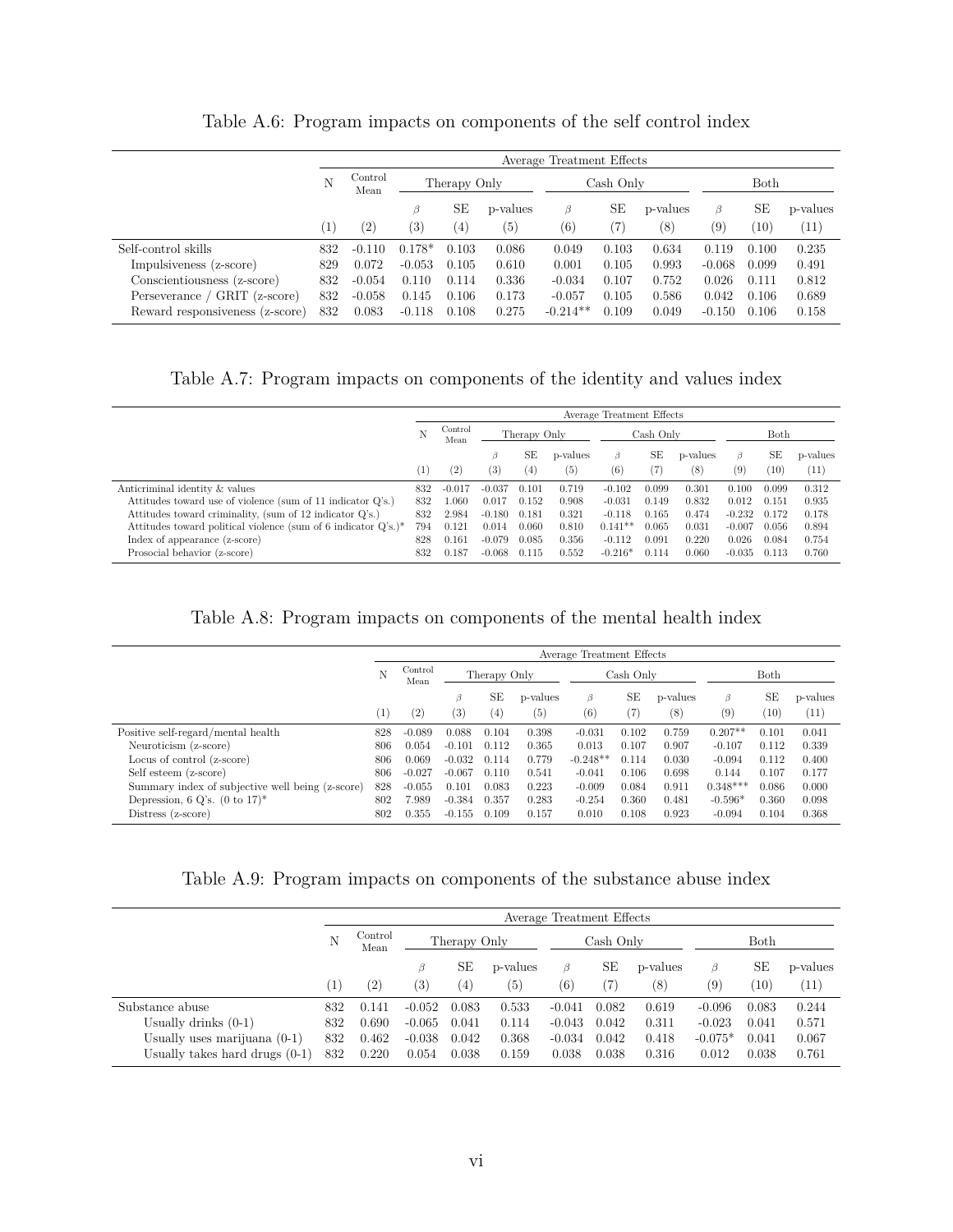Table A.6: Program impacts on components of the self control index

| | N | Control Mean | Average Treatment Effects | | | | | | | | |
|---|---|---|---|---|---|---|---|---|---|---|---|
| | | | Therapy Only | | | Cash Only | | | Both | | |
| | | | β | SE | p-values | β | SE | p-values | β | SE | p-values |
| | (1) | (2) | (3) | (4) | (5) | (6) | (7) | (8) | (9) | (10) | (11) |
| Self-control skills | 832 | -0.110 | 0.178* | 0.103 | 0.086 | 0.049 | 0.103 | 0.634 | 0.119 | 0.100 | 0.235 |
| Impulsiveness (z-score) | 829 | 0.072 | -0.053 | 0.105 | 0.610 | 0.001 | 0.105 | 0.993 | -0.068 | 0.099 | 0.491 |
| Conscientiousness (z-score) | 832 | -0.054 | 0.110 | 0.114 | 0.336 | -0.034 | 0.107 | 0.752 | 0.026 | 0.111 | 0.812 |
| Perseverance / GRIT (z-score) | 832 | -0.058 | 0.145 | 0.106 | 0.173 | -0.057 | 0.105 | 0.586 | 0.042 | 0.106 | 0.689 |
| Reward responsiveness (z-score) | 832 | 0.083 | -0.118 | 0.108 | 0.275 | -0.214** | 0.109 | 0.049 | -0.150 | 0.106 | 0.158 |

Table A.7: Program impacts on components of the identity and values index

| | N | Control Mean | Average Treatment Effects | | | | | | | | |
|---|---|---|---|---|---|---|---|---|---|---|---|
| | | | Therapy Only | | | Cash Only | | | Both | | |
| | | | β | SE | p-values | β | SE | p-values | β | SE | p-values |
| | (1) | (2) | (3) | (4) | (5) | (6) | (7) | (8) | (9) | (10) | (11) |
| Anticriminal identity & values | 832 | -0.017 | -0.037 | 0.101 | 0.719 | -0.102 | 0.099 | 0.301 | 0.100 | 0.099 | 0.312 |
| Attitudes toward use of violence (sum of 11 indicator Q's.) | 832 | 1.060 | 0.017 | 0.152 | 0.908 | -0.031 | 0.149 | 0.832 | 0.012 | 0.151 | 0.935 |
| Attitudes toward criminality, (sum of 12 indicator Q's.) | 832 | 2.984 | -0.180 | 0.181 | 0.321 | -0.118 | 0.165 | 0.474 | -0.232 | 0.172 | 0.178 |
| Attitudes toward political violence (sum of 6 indicator Q's.)* | 794 | 0.121 | 0.014 | 0.060 | 0.810 | 0.141** | 0.065 | 0.031 | -0.007 | 0.056 | 0.894 |
| Index of appearance (z-score) | 828 | 0.161 | -0.079 | 0.085 | 0.356 | -0.112 | 0.091 | 0.220 | 0.026 | 0.084 | 0.754 |
| Prosocial behavior (z-score) | 832 | 0.187 | -0.068 | 0.115 | 0.552 | -0.216* | 0.114 | 0.060 | -0.035 | 0.113 | 0.760 |

Table A.8: Program impacts on components of the mental health index

| | N | Control Mean | Average Treatment Effects | | | | | | | | |
|---|---|---|---|---|---|---|---|---|---|---|---|
| | | | Therapy Only | | | Cash Only | | | Both | | |
| | | | β | SE | p-values | β | SE | p-values | β | SE | p-values |
| | (1) | (2) | (3) | (4) | (5) | (6) | (7) | (8) | (9) | (10) | (11) |
| Positive self-regard/mental health | 828 | -0.089 | 0.088 | 0.104 | 0.398 | -0.031 | 0.102 | 0.759 | 0.207** | 0.101 | 0.041 |
| Neuroticism (z-score) | 806 | 0.054 | -0.101 | 0.112 | 0.365 | 0.013 | 0.107 | 0.907 | -0.107 | 0.112 | 0.339 |
| Locus of control (z-score) | 806 | 0.069 | -0.032 | 0.114 | 0.779 | -0.248** | 0.114 | 0.030 | -0.094 | 0.112 | 0.400 |
| Self esteem (z-score) | 806 | -0.027 | -0.067 | 0.110 | 0.541 | -0.041 | 0.106 | 0.698 | 0.144 | 0.107 | 0.177 |
| Summary index of subjective well being (z-score) | 828 | -0.055 | 0.101 | 0.083 | 0.223 | -0.009 | 0.084 | 0.911 | 0.348*** | 0.086 | 0.000 |
| Depression, 6 Q's. (0 to 17)* | 802 | 7.989 | -0.384 | 0.357 | 0.283 | -0.254 | 0.360 | 0.481 | -0.596* | 0.360 | 0.098 |
| Distress (z-score) | 802 | 0.355 | -0.155 | 0.109 | 0.157 | 0.010 | 0.108 | 0.923 | -0.094 | 0.104 | 0.368 |

Table A.9: Program impacts on components of the substance abuse index

| | N | Control Mean | Average Treatment Effects | | | | | | | | |
|---|---|---|---|---|---|---|---|---|---|---|---|
| | | | Therapy Only | | | Cash Only | | | Both | | |
| | | | β | SE | p-values | β | SE | p-values | β | SE | p-values |
| | (1) | (2) | (3) | (4) | (5) | (6) | (7) | (8) | (9) | (10) | (11) |
| Substance abuse | 832 | 0.141 | -0.052 | 0.083 | 0.533 | -0.041 | 0.082 | 0.619 | -0.096 | 0.083 | 0.244 |
| Usually drinks (0-1) | 832 | 0.690 | -0.065 | 0.041 | 0.114 | -0.043 | 0.042 | 0.311 | -0.023 | 0.041 | 0.571 |
| Usually uses marijuana (0-1) | 832 | 0.462 | -0.038 | 0.042 | 0.368 | -0.034 | 0.042 | 0.418 | -0.075* | 0.041 | 0.067 |
| Usually takes hard drugs (0-1) | 832 | 0.220 | 0.054 | 0.038 | 0.159 | 0.038 | 0.038 | 0.316 | 0.012 | 0.038 | 0.761 |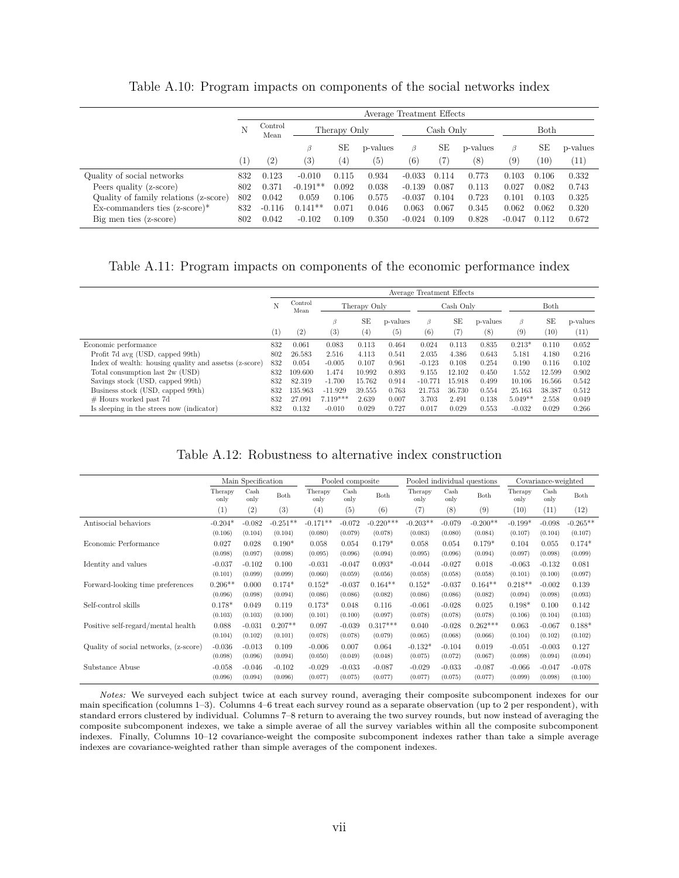Table A.10: Program impacts on components of the social networks index

| | N | Control Mean | Average Treatment Effects | | | | | | | | |
|---|---|---|---|---|---|---|---|---|---|---|---|
| | | | Therapy Only | | | Cash Only | | | Both | | |
| | | | $\beta$ | SE | p-values | $\beta$ | SE | p-values | $\beta$ | SE | p-values |
| | (1) | (2) | (3) | (4) | (5) | (6) | (7) | (8) | (9) | (10) | (11) |
| Quality of social networks | 832 | 0.123 | -0.010 | 0.115 | 0.934 | -0.033 | 0.114 | 0.773 | 0.103 | 0.106 | 0.332 |
| Peers quality (z-score) | 802 | 0.371 | -0.191** | 0.092 | 0.038 | -0.139 | 0.087 | 0.113 | 0.027 | 0.082 | 0.743 |
| Quality of family relations (z-score) | 802 | 0.042 | 0.059 | 0.106 | 0.575 | -0.037 | 0.104 | 0.723 | 0.101 | 0.103 | 0.325 |
| Ex-commanders ties (z-score)* | 832 | -0.116 | 0.141** | 0.071 | 0.046 | 0.063 | 0.067 | 0.345 | 0.062 | 0.062 | 0.320 |
| Big men ties (z-score) | 802 | 0.042 | -0.102 | 0.109 | 0.350 | -0.024 | 0.109 | 0.828 | -0.047 | 0.112 | 0.672 |

Table A.11: Program impacts on components of the economic performance index

| | N | Control Mean | Average Treatment Effects | | | | | | | | |
|---|---|---|---|---|---|---|---|---|---|---|---|
| | | | Therapy Only | | | Cash Only | | | Both | | |
| | | | $\beta$ | SE | p-values | $\beta$ | SE | p-values | $\beta$ | SE | p-values |
| | (1) | (2) | (3) | (4) | (5) | (6) | (7) | (8) | (9) | (10) | (11) |
| Economic performance | 832 | 0.061 | 0.083 | 0.113 | 0.464 | 0.024 | 0.113 | 0.835 | 0.213* | 0.110 | 0.052 |
| Profit 7d avg (USD, capped 99th) | 802 | 26.583 | 2.516 | 4.113 | 0.541 | 2.035 | 4.386 | 0.643 | 5.181 | 4.180 | 0.216 |
| Index of wealth: housing quality and assetss (z-score) | 832 | 0.054 | -0.005 | 0.107 | 0.961 | -0.123 | 0.108 | 0.254 | 0.190 | 0.116 | 0.102 |
| Total consumption last 2w (USD) | 832 | 109.600 | 1.474 | 10.992 | 0.893 | 9.155 | 12.102 | 0.450 | 1.552 | 12.599 | 0.902 |
| Savings stock (USD, capped 99th) | 832 | 82.319 | -1.700 | 15.762 | 0.914 | -10.771 | 15.918 | 0.499 | 10.106 | 16.566 | 0.542 |
| Business stock (USD, capped 99th) | 832 | 135.963 | -11.929 | 39.555 | 0.763 | 21.753 | 36.730 | 0.554 | 25.163 | 38.387 | 0.512 |
| # Hours worked past 7d | 832 | 27.091 | 7.119*** | 2.639 | 0.007 | 3.703 | 2.491 | 0.138 | 5.049** | 2.558 | 0.049 |
| Is sleeping in the strees now (indicator) | 832 | 0.132 | -0.010 | 0.029 | 0.727 | 0.017 | 0.029 | 0.553 | -0.032 | 0.029 | 0.266 |

Table A.12: Robustness to alternative index construction

| | Main Specification | | | Pooled composite | | | Pooled individual questions | | | Covariance-weighted | | |
|---|---|---|---|---|---|---|---|---|---|---|---|---|
| | Therapy only | Cash only | Both | Therapy only | Cash only | Both | Therapy only | Cash only | Both | Therapy only | Cash only | Both |
| | (1) | (2) | (3) | (4) | (5) | (6) | (7) | (8) | (9) | (10) | (11) | (12) |
| Antisocial behaviors | -0.204* | -0.082 | -0.251** | -0.171** | -0.072 | -0.220*** | -0.203** | -0.079 | -0.200** | -0.199* | -0.098 | -0.265** |
| | (0.106) | (0.104) | (0.104) | (0.080) | (0.079) | (0.078) | (0.083) | (0.080) | (0.084) | (0.107) | (0.104) | (0.107) |
| Economic Performance | 0.027 | 0.028 | 0.190* | 0.058 | 0.054 | 0.179* | 0.058 | 0.054 | 0.179* | 0.104 | 0.055 | 0.174* |
| | (0.098) | (0.097) | (0.098) | (0.095) | (0.096) | (0.094) | (0.095) | (0.096) | (0.094) | (0.097) | (0.098) | (0.099) |
| Identity and values | -0.037 | -0.102 | 0.100 | -0.031 | -0.047 | 0.093* | -0.044 | -0.027 | 0.018 | -0.063 | -0.132 | 0.081 |
| | (0.101) | (0.099) | (0.099) | (0.060) | (0.059) | (0.056) | (0.058) | (0.058) | (0.058) | (0.101) | (0.100) | (0.097) |
| Forward-looking time preferences | 0.206** | 0.000 | 0.174* | 0.152* | -0.037 | 0.164** | 0.152* | -0.037 | 0.164** | 0.218** | -0.002 | 0.139 |
| | (0.096) | (0.098) | (0.094) | (0.086) | (0.086) | (0.082) | (0.086) | (0.086) | (0.082) | (0.094) | (0.098) | (0.093) |
| Self-control skills | 0.178* | 0.049 | 0.119 | 0.173* | 0.048 | 0.116 | -0.061 | -0.028 | 0.025 | 0.198* | 0.100 | 0.142 |
| | (0.103) | (0.103) | (0.100) | (0.101) | (0.100) | (0.097) | (0.078) | (0.078) | (0.078) | (0.106) | (0.104) | (0.103) |
| Positive self-regard/mental health | 0.088 | -0.031 | 0.207** | 0.097 | -0.039 | 0.317*** | 0.040 | -0.028 | 0.262*** | 0.063 | -0.067 | 0.188* |
| | (0.104) | (0.102) | (0.101) | (0.078) | (0.078) | (0.079) | (0.065) | (0.068) | (0.066) | (0.104) | (0.102) | (0.102) |
| Quality of social networks, (z-score) | -0.036 | -0.013 | 0.109 | -0.006 | 0.007 | 0.064 | -0.132* | -0.104 | 0.019 | -0.051 | -0.003 | 0.127 |
| | (0.098) | (0.096) | (0.094) | (0.050) | (0.049) | (0.048) | (0.075) | (0.072) | (0.067) | (0.098) | (0.094) | (0.094) |
| Substance Abuse | -0.058 | -0.046 | -0.102 | -0.029 | -0.033 | -0.087 | -0.029 | -0.033 | -0.087 | -0.066 | -0.047 | -0.078 |
| | (0.096) | (0.094) | (0.096) | (0.077) | (0.075) | (0.077) | (0.077) | (0.075) | (0.077) | (0.099) | (0.098) | (0.100) |

*Notes:* We surveyed each subject twice at each survey round, averaging their composite subcomponent indexes for our main specification (columns 1–3). Columns 4–6 treat each survey round as a separate observation (up to 2 per respondent), with standard errors clustered by individual. Columns 7–8 return to averaing the two survey rounds, but now instead of averaging the composite subcomponent indexes, we take a simple averae of all the survey variables within all the composite subcomponent indexes. Finally, Columns 10–12 covariance-weight the composite subcomponent indexes rather than take a simple average indexes are covariance-weighted rather than simple averages of the component indexes.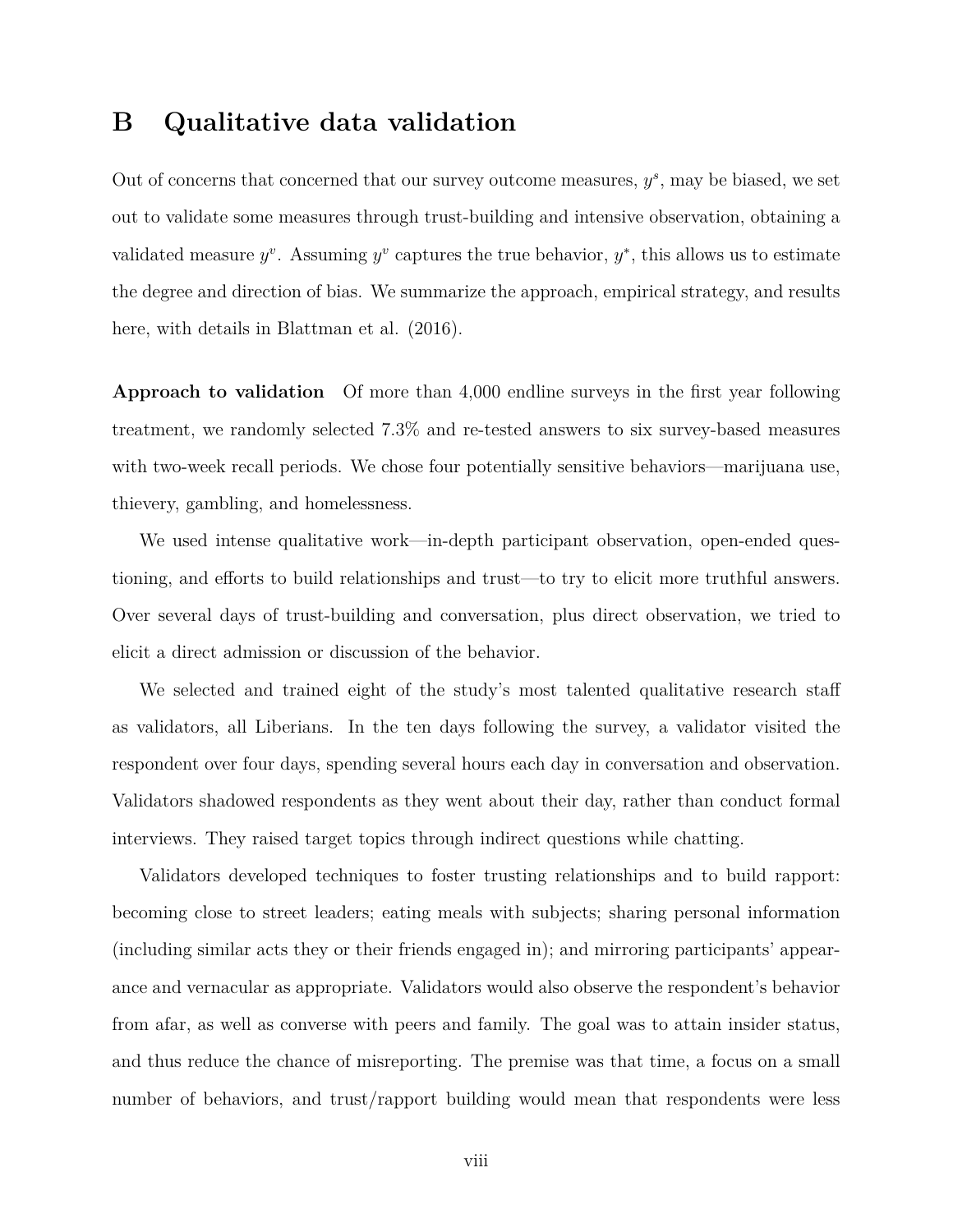# B Qualitative data validation

Out of concerns that concerned that our survey outcome measures, $y^s$, may be biased, we set out to validate some measures through trust-building and intensive observation, obtaining a validated measure $y^v$. Assuming $y^v$ captures the true behavior, $y^*$, this allows us to estimate the degree and direction of bias. We summarize the approach, empirical strategy, and results here, with details in Blattman et al. (2016).

**Approach to validation** Of more than 4,000 endline surveys in the first year following treatment, we randomly selected 7.3% and re-tested answers to six survey-based measures with two-week recall periods. We chose four potentially sensitive behaviors—marijuana use, thievery, gambling, and homelessness.

We used intense qualitative work—in-depth participant observation, open-ended questioning, and efforts to build relationships and trust—to try to elicit more truthful answers. Over several days of trust-building and conversation, plus direct observation, we tried to elicit a direct admission or discussion of the behavior.

We selected and trained eight of the study's most talented qualitative research staff as validators, all Liberians. In the ten days following the survey, a validator visited the respondent over four days, spending several hours each day in conversation and observation. Validators shadowed respondents as they went about their day, rather than conduct formal interviews. They raised target topics through indirect questions while chatting.

Validators developed techniques to foster trusting relationships and to build rapport: becoming close to street leaders; eating meals with subjects; sharing personal information (including similar acts they or their friends engaged in); and mirroring participants' appearance and vernacular as appropriate. Validators would also observe the respondent's behavior from afar, as well as converse with peers and family. The goal was to attain insider status, and thus reduce the chance of misreporting. The premise was that time, a focus on a small number of behaviors, and trust/rapport building would mean that respondents were less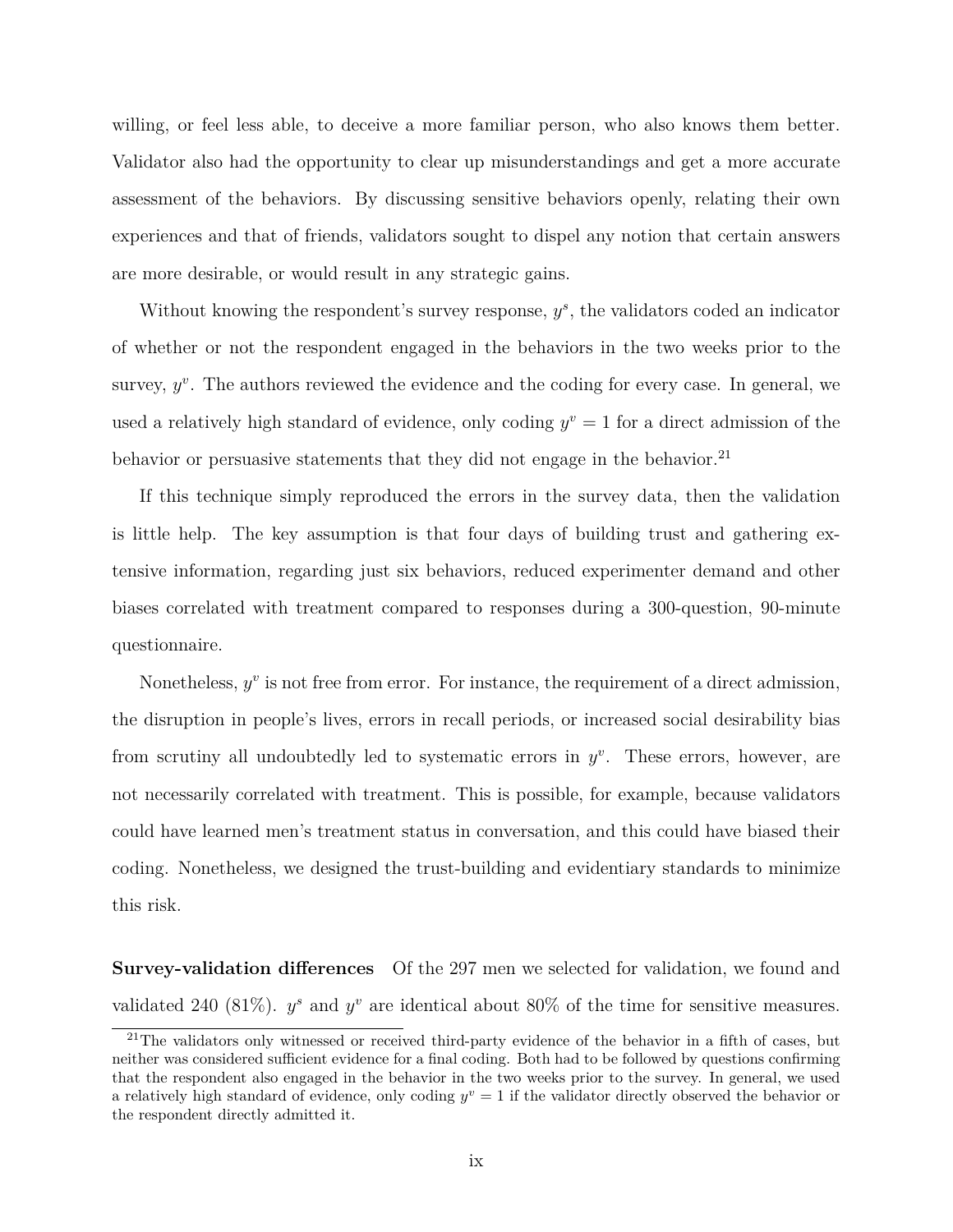willing, or feel less able, to deceive a more familiar person, who also knows them better. Validator also had the opportunity to clear up misunderstandings and get a more accurate assessment of the behaviors. By discussing sensitive behaviors openly, relating their own experiences and that of friends, validators sought to dispel any notion that certain answers are more desirable, or would result in any strategic gains.

Without knowing the respondent's survey response, $y^s$, the validators coded an indicator of whether or not the respondent engaged in the behaviors in the two weeks prior to the survey, $y^v$. The authors reviewed the evidence and the coding for every case. In general, we used a relatively high standard of evidence, only coding $y^v = 1$ for a direct admission of the behavior or persuasive statements that they did not engage in the behavior.[21]

If this technique simply reproduced the errors in the survey data, then the validation is little help. The key assumption is that four days of building trust and gathering extensive information, regarding just six behaviors, reduced experimenter demand and other biases correlated with treatment compared to responses during a 300-question, 90-minute questionnaire.

Nonetheless, $y^v$ is not free from error. For instance, the requirement of a direct admission, the disruption in people's lives, errors in recall periods, or increased social desirability bias from scrutiny all undoubtedly led to systematic errors in $y^v$. These errors, however, are not necessarily correlated with treatment. This is possible, for example, because validators could have learned men's treatment status in conversation, and this could have biased their coding. Nonetheless, we designed the trust-building and evidentiary standards to minimize this risk.

**Survey-validation differences** Of the 297 men we selected for validation, we found and validated 240 (81%). $y^s$ and $y^v$ are identical about 80% of the time for sensitive measures.

[21] The validators only witnessed or received third-party evidence of the behavior in a fifth of cases, but neither was considered sufficient evidence for a final coding. Both had to be followed by questions confirming that the respondent also engaged in the behavior in the two weeks prior to the survey. In general, we used a relatively high standard of evidence, only coding $y^v = 1$ if the validator directly observed the behavior or the respondent directly admitted it.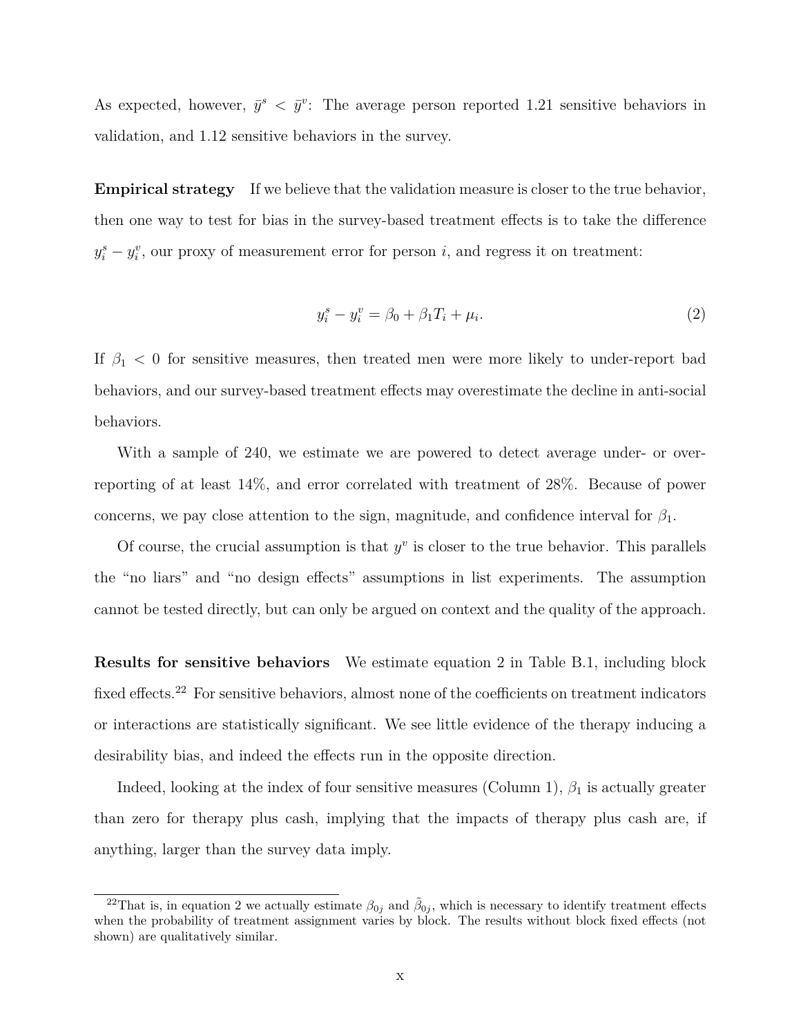As expected, however, $\bar{y}^s < \bar{y}^v$: The average person reported 1.21 sensitive behaviors in validation, and 1.12 sensitive behaviors in the survey.

**Empirical strategy** If we believe that the validation measure is closer to the true behavior, then one way to test for bias in the survey-based treatment effects is to take the difference $y_i^s - y_i^v$, our proxy of measurement error for person $i$, and regress it on treatment:

$$y_i^s - y_i^v = \beta_0 + \beta_1 T_i + \mu_i. \tag{2}$$

If $\beta_1 < 0$ for sensitive measures, then treated men were more likely to under-report bad behaviors, and our survey-based treatment effects may overestimate the decline in anti-social behaviors.

With a sample of 240, we estimate we are powered to detect average under- or over-reporting of at least 14%, and error correlated with treatment of 28%. Because of power concerns, we pay close attention to the sign, magnitude, and confidence interval for $\beta_1$.

Of course, the crucial assumption is that $y^v$ is closer to the true behavior. This parallels the "no liars" and "no design effects" assumptions in list experiments. The assumption cannot be tested directly, but can only be argued on context and the quality of the approach.

**Results for sensitive behaviors** We estimate equation 2 in Table B.1, including block fixed effects.[22] For sensitive behaviors, almost none of the coefficients on treatment indicators or interactions are statistically significant. We see little evidence of the therapy inducing a desirability bias, and indeed the effects run in the opposite direction.

Indeed, looking at the index of four sensitive measures (Column 1), $\beta_1$ is actually greater than zero for therapy plus cash, implying that the impacts of therapy plus cash are, if anything, larger than the survey data imply.

[22] That is, in equation 2 we actually estimate $\beta_{0j}$ and $\tilde{\beta}_{0j}$, which is necessary to identify treatment effects when the probability of treatment assignment varies by block. The results without block fixed effects (not shown) are qualitatively similar.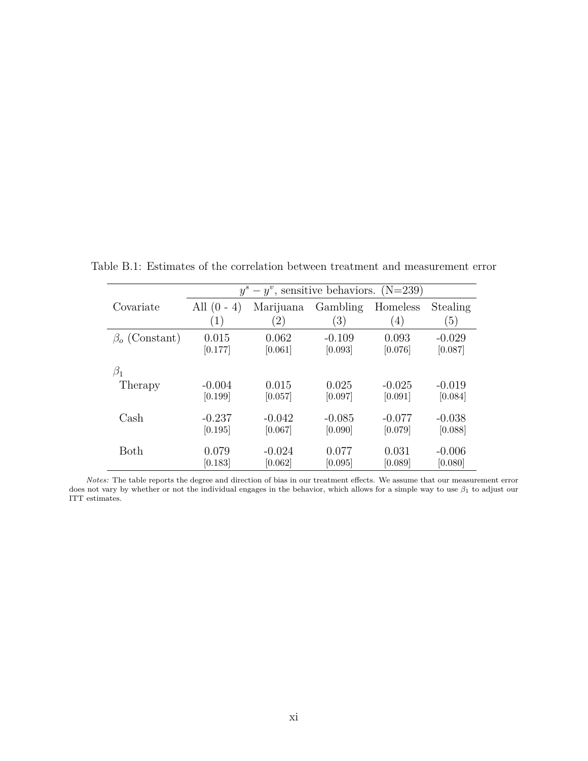Table B.1: Estimates of the correlation between treatment and measurement error

| | $y^s - y^v$, sensitive behaviors. (N=239) | | | | |
|---|---|---|---|---|---|
| Covariate | All (0 - 4)<br>(1) | Marijuana<br>(2) | Gambling<br>(3) | Homeless<br>(4) | Stealing<br>(5) |
| $\beta_o$ (Constant) | 0.015<br>[0.177] | 0.062<br>[0.061] | -0.109<br>[0.093] | 0.093<br>[0.076] | -0.029<br>[0.087] |
| $\beta_1$ | | | | | |
| Therapy | -0.004<br>[0.199] | 0.015<br>[0.057] | 0.025<br>[0.097] | -0.025<br>[0.091] | -0.019<br>[0.084] |
| Cash | -0.237<br>[0.195] | -0.042<br>[0.067] | -0.085<br>[0.090] | -0.077<br>[0.079] | -0.038<br>[0.088] |
| Both | 0.079<br>[0.183] | -0.024<br>[0.062] | 0.077<br>[0.095] | 0.031<br>[0.089] | -0.006<br>[0.080] |

*Notes:* The table reports the degree and direction of bias in our treatment effects. We assume that our measurement error does not vary by whether or not the individual engages in the behavior, which allows for a simple way to use $\beta_1$ to adjust our ITT estimates.